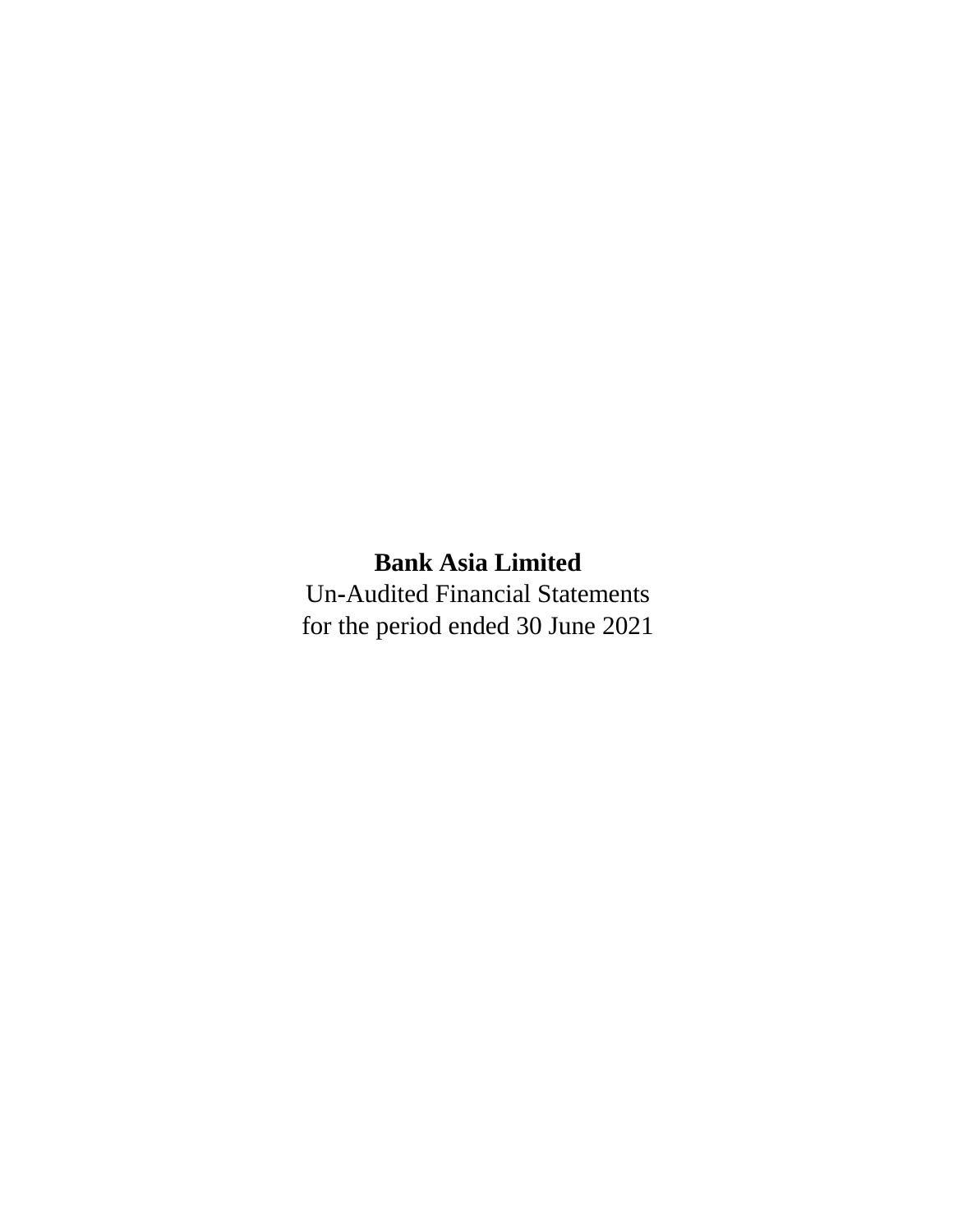**Bank Asia Limited**

Un-Audited Financial Statements

for the period ended 30 June 2021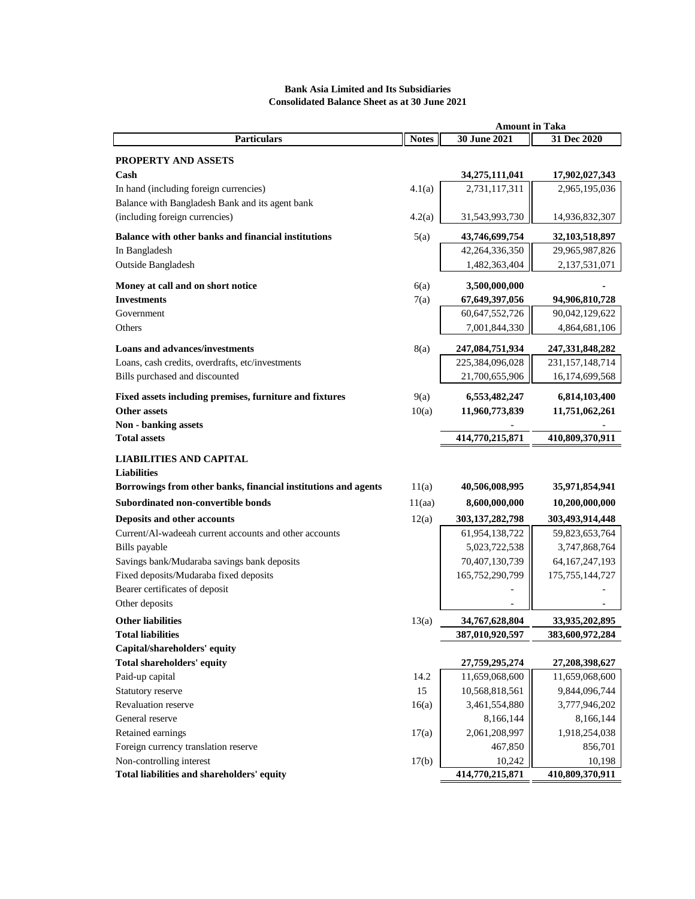**Bank Asia Limited and Its Subsidiaries**
**Consolidated Balance Sheet as at 30 June 2021**

| Particulars | Notes | Amount in Taka | |
|---|---|---|---|
| | | **30 June 2021** | **31 Dec 2020** |
| **PROPERTY AND ASSETS** | | | |
| **Cash** | | **34,275,111,041** | **17,902,027,343** |
| In hand (including foreign currencies) | 4.1(a) | 2,731,117,311 | 2,965,195,036 |
| Balance with Bangladesh Bank and its agent bank (including foreign currencies) | 4.2(a) | 31,543,993,730 | 14,936,832,307 |
| **Balance with other banks and financial institutions** | 5(a) | **43,746,699,754** | **32,103,518,897** |
| In Bangladesh | | 42,264,336,350 | 29,965,987,826 |
| Outside Bangladesh | | 1,482,363,404 | 2,137,531,071 |
| **Money at call and on short notice** | 6(a) | **3,500,000,000** | **-** |
| **Investments** | 7(a) | **67,649,397,056** | **94,906,810,728** |
| Government | | 60,647,552,726 | 90,042,129,622 |
| Others | | 7,001,844,330 | 4,864,681,106 |
| **Loans and advances/investments** | 8(a) | **247,084,751,934** | **247,331,848,282** |
| Loans, cash credits, overdrafts, etc/investments | | 225,384,096,028 | 231,157,148,714 |
| Bills purchased and discounted | | 21,700,655,906 | 16,174,699,568 |
| **Fixed assets including premises, furniture and fixtures** | 9(a) | **6,553,482,247** | **6,814,103,400** |
| **Other assets** | 10(a) | **11,960,773,839** | **11,751,062,261** |
| **Non - banking assets** | | - | - |
| **Total assets** | | **414,770,215,871** | **410,809,370,911** |
| **LIABILITIES AND CAPITAL** | | | |
| **Liabilities** | | | |
| **Borrowings from other banks, financial institutions and agents** | 11(a) | **40,506,008,995** | **35,971,854,941** |
| **Subordinated non-convertible bonds** | 11(aa) | **8,600,000,000** | **10,200,000,000** |
| **Deposits and other accounts** | 12(a) | **303,137,282,798** | **303,493,914,448** |
| Current/Al-wadeeah current accounts and other accounts | | 61,954,138,722 | 59,823,653,764 |
| Bills payable | | 5,023,722,538 | 3,747,868,764 |
| Savings bank/Mudaraba savings bank deposits | | 70,407,130,739 | 64,167,247,193 |
| Fixed deposits/Mudaraba fixed deposits | | 165,752,290,799 | 175,755,144,727 |
| Bearer certificates of deposit | | - | - |
| Other deposits | | - | - |
| **Other liabilities** | 13(a) | **34,767,628,804** | **33,935,202,895** |
| **Total liabilities** | | **387,010,920,597** | **383,600,972,284** |
| **Capital/shareholders' equity** | | | |
| **Total shareholders' equity** | | **27,759,295,274** | **27,208,398,627** |
| Paid-up capital | 14.2 | 11,659,068,600 | 11,659,068,600 |
| Statutory reserve | 15 | 10,568,818,561 | 9,844,096,744 |
| Revaluation reserve | 16(a) | 3,461,554,880 | 3,777,946,202 |
| General reserve | | 8,166,144 | 8,166,144 |
| Retained earnings | 17(a) | 2,061,208,997 | 1,918,254,038 |
| Foreign currency translation reserve | | 467,850 | 856,701 |
| Non-controlling interest | 17(b) | 10,242 | 10,198 |
| **Total liabilities and shareholders' equity** | | **414,770,215,871** | **410,809,370,911** |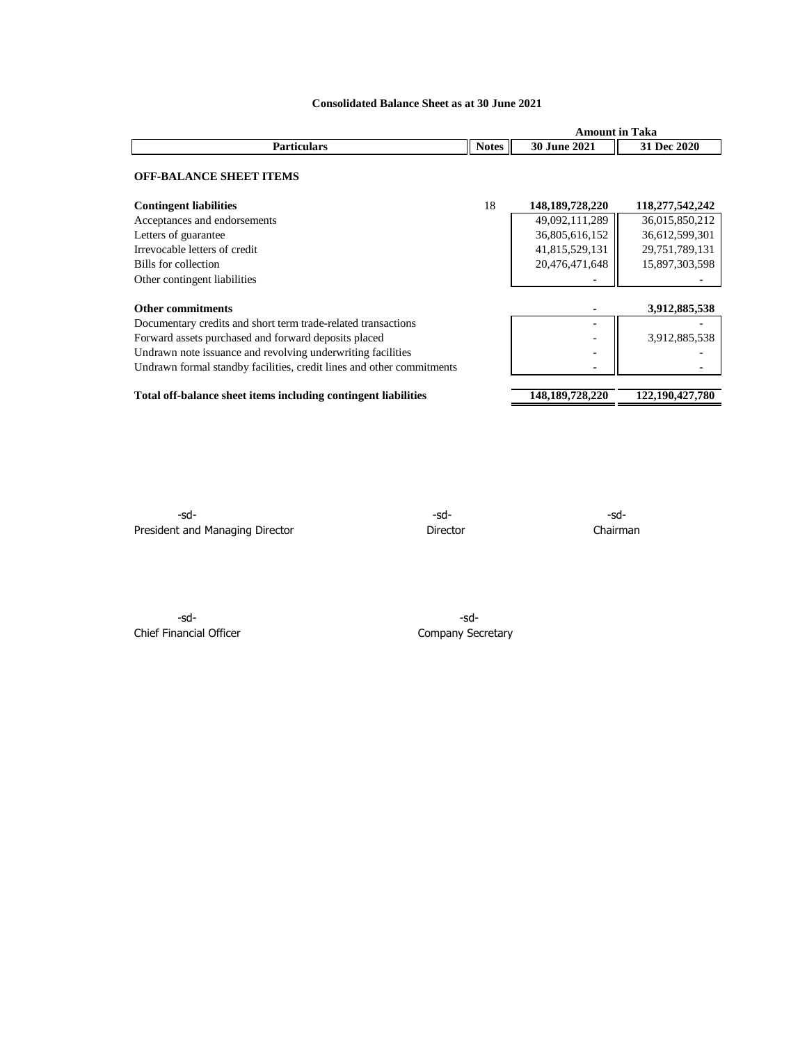**Consolidated Balance Sheet as at 30 June 2021**

| Particulars | Notes | Amount in Taka 30 June 2021 | 31 Dec 2020 |
|---|---|---|---|
| **OFF-BALANCE SHEET ITEMS** | | | |
| **Contingent liabilities** | 18 | **148,189,728,220** | **118,277,542,242** |
| Acceptances and endorsements | | 49,092,111,289 | 36,015,850,212 |
| Letters of guarantee | | 36,805,616,152 | 36,612,599,301 |
| Irrevocable letters of credit | | 41,815,529,131 | 29,751,789,131 |
| Bills for collection | | 20,476,471,648 | 15,897,303,598 |
| Other contingent liabilities | | - | - |
| **Other commitments** | | **-** | **3,912,885,538** |
| Documentary credits and short term trade-related transactions | | - | - |
| Forward assets purchased and forward deposits placed | | - | 3,912,885,538 |
| Undrawn note issuance and revolving underwriting facilities | | - | - |
| Undrawn formal standby facilities, credit lines and other commitments | | - | - |
| **Total off-balance sheet items including contingent liabilities** | | **148,189,728,220** | **122,190,427,780** |

-sd-
President and Managing Director

-sd-
Director

-sd-
Chairman

-sd-
Chief Financial Officer

-sd-
Company Secretary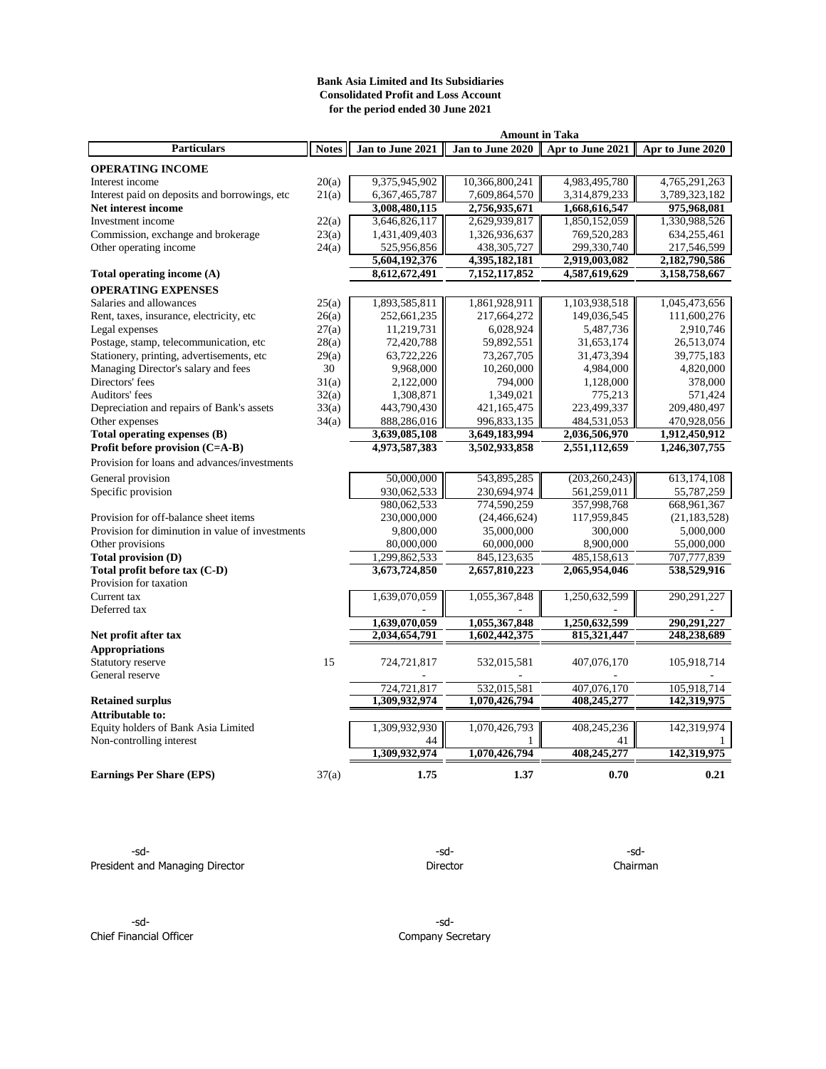**Bank Asia Limited and Its Subsidiaries**
**Consolidated Profit and Loss Account**
**for the period ended 30 June 2021**

| Particulars | Notes | Jan to June 2021 | Jan to June 2020 | Apr to June 2021 | Apr to June 2020 |
|---|---|---|---|---|---|
| | | **Amount in Taka** | | | |
| **OPERATING INCOME** | | | | | |
| Interest income | 20(a) | 9,375,945,902 | 10,366,800,241 | 4,983,495,780 | 4,765,291,263 |
| Interest paid on deposits and borrowings, etc | 21(a) | 6,367,465,787 | 7,609,864,570 | 3,314,879,233 | 3,789,323,182 |
| **Net interest income** | | **3,008,480,115** | **2,756,935,671** | **1,668,616,547** | **975,968,081** |
| Investment income | 22(a) | 3,646,826,117 | 2,629,939,817 | 1,850,152,059 | 1,330,988,526 |
| Commission, exchange and brokerage | 23(a) | 1,431,409,403 | 1,326,936,637 | 769,520,283 | 634,255,461 |
| Other operating income | 24(a) | 525,956,856 | 438,305,727 | 299,330,740 | 217,546,599 |
| | | **5,604,192,376** | **4,395,182,181** | **2,919,003,082** | **2,182,790,586** |
| **Total operating income (A)** | | **8,612,672,491** | **7,152,117,852** | **4,587,619,629** | **3,158,758,667** |
| **OPERATING EXPENSES** | | | | | |
| Salaries and allowances | 25(a) | 1,893,585,811 | 1,861,928,911 | 1,103,938,518 | 1,045,473,656 |
| Rent, taxes, insurance, electricity, etc | 26(a) | 252,661,235 | 217,664,272 | 149,036,545 | 111,600,276 |
| Legal expenses | 27(a) | 11,219,731 | 6,028,924 | 5,487,736 | 2,910,746 |
| Postage, stamp, telecommunication, etc | 28(a) | 72,420,788 | 59,892,551 | 31,653,174 | 26,513,074 |
| Stationery, printing, advertisements, etc | 29(a) | 63,722,226 | 73,267,705 | 31,473,394 | 39,775,183 |
| Managing Director's salary and fees | 30 | 9,968,000 | 10,260,000 | 4,984,000 | 4,820,000 |
| Directors' fees | 31(a) | 2,122,000 | 794,000 | 1,128,000 | 378,000 |
| Auditors' fees | 32(a) | 1,308,871 | 1,349,021 | 775,213 | 571,424 |
| Depreciation and repairs of Bank's assets | 33(a) | 443,790,430 | 421,165,475 | 223,499,337 | 209,480,497 |
| Other expenses | 34(a) | 888,286,016 | 996,833,135 | 484,531,053 | 470,928,056 |
| **Total operating expenses (B)** | | **3,639,085,108** | **3,649,183,994** | **2,036,506,970** | **1,912,450,912** |
| **Profit before provision (C=A-B)** | | **4,973,587,383** | **3,502,933,858** | **2,551,112,659** | **1,246,307,755** |
| Provision for loans and advances/investments | | | | | |
| General provision | | 50,000,000 | 543,895,285 | (203,260,243) | 613,174,108 |
| Specific provision | | 930,062,533 | 230,694,974 | 561,259,011 | 55,787,259 |
| | | 980,062,533 | 774,590,259 | 357,998,768 | 668,961,367 |
| Provision for off-balance sheet items | | 230,000,000 | (24,466,624) | 117,959,845 | (21,183,528) |
| Provision for diminution in value of investments | | 9,800,000 | 35,000,000 | 300,000 | 5,000,000 |
| Other provisions | | 80,000,000 | 60,000,000 | 8,900,000 | 55,000,000 |
| **Total provision (D)** | | 1,299,862,533 | 845,123,635 | 485,158,613 | 707,777,839 |
| **Total profit before tax (C-D)** | | **3,673,724,850** | **2,657,810,223** | **2,065,954,046** | **538,529,916** |
| Provision for taxation | | | | | |
| Current tax | | 1,639,070,059 | 1,055,367,848 | 1,250,632,599 | 290,291,227 |
| Deferred tax | | - | - | - | - |
| | | **1,639,070,059** | **1,055,367,848** | **1,250,632,599** | **290,291,227** |
| **Net profit after tax** | | **2,034,654,791** | **1,602,442,375** | **815,321,447** | **248,238,689** |
| **Appropriations** | | | | | |
| Statutory reserve | 15 | 724,721,817 | 532,015,581 | 407,076,170 | 105,918,714 |
| General reserve | | - | - | - | - |
| | | 724,721,817 | 532,015,581 | 407,076,170 | 105,918,714 |
| **Retained surplus** | | **1,309,932,974** | **1,070,426,794** | **408,245,277** | **142,319,975** |
| **Attributable to:** | | | | | |
| Equity holders of Bank Asia Limited | | 1,309,932,930 | 1,070,426,793 | 408,245,236 | 142,319,974 |
| Non-controlling interest | | 44 | 1 | 41 | 1 |
| | | **1,309,932,974** | **1,070,426,794** | **408,245,277** | **142,319,975** |
| **Earnings Per Share (EPS)** | 37(a) | **1.75** | **1.37** | **0.70** | **0.21** |

-sd-
President and Managing Director

-sd-
Director

-sd-
Chairman

-sd-
Chief Financial Officer

-sd-
Company Secretary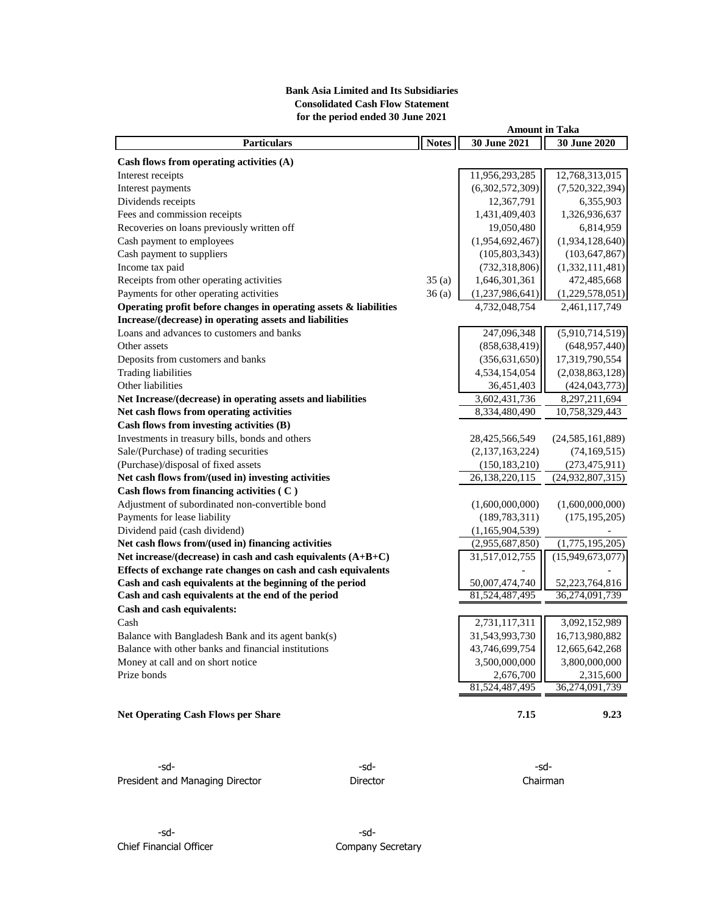**Bank Asia Limited and Its Subsidiaries**
**Consolidated Cash Flow Statement**
**for the period ended 30 June 2021**

| Particulars | Notes | 30 June 2021 | 30 June 2020 |
|---|---|---|---|
| | | **Amount in Taka** | |
| **Cash flows from operating activities (A)** | | | |
| Interest receipts | | 11,956,293,285 | 12,768,313,015 |
| Interest payments | | (6,302,572,309) | (7,520,322,394) |
| Dividends receipts | | 12,367,791 | 6,355,903 |
| Fees and commission receipts | | 1,431,409,403 | 1,326,936,637 |
| Recoveries on loans previously written off | | 19,050,480 | 6,814,959 |
| Cash payment to employees | | (1,954,692,467) | (1,934,128,640) |
| Cash payment to suppliers | | (105,803,343) | (103,647,867) |
| Income tax paid | | (732,318,806) | (1,332,111,481) |
| Receipts from other operating activities | 35 (a) | 1,646,301,361 | 472,485,668 |
| Payments for other operating activities | 36 (a) | (1,237,986,641) | (1,229,578,051) |
| **Operating profit before changes in operating assets & liabilities** | | 4,732,048,754 | 2,461,117,749 |
| **Increase/(decrease) in operating assets and liabilities** | | | |
| Loans and advances to customers and banks | | 247,096,348 | (5,910,714,519) |
| Other assets | | (858,638,419) | (648,957,440) |
| Deposits from customers and banks | | (356,631,650) | 17,319,790,554 |
| Trading liabilities | | 4,534,154,054 | (2,038,863,128) |
| Other liabilities | | 36,451,403 | (424,043,773) |
| **Net Increase/(decrease) in operating assets and liabilities** | | 3,602,431,736 | 8,297,211,694 |
| **Net cash flows from operating activities** | | 8,334,480,490 | 10,758,329,443 |
| **Cash flows from investing activities (B)** | | | |
| Investments in treasury bills, bonds and others | | 28,425,566,549 | (24,585,161,889) |
| Sale/(Purchase) of trading securities | | (2,137,163,224) | (74,169,515) |
| (Purchase)/disposal of fixed assets | | (150,183,210) | (273,475,911) |
| **Net cash flows from/(used in) investing activities** | | 26,138,220,115 | (24,932,807,315) |
| **Cash flows from financing activities ( C )** | | | |
| Adjustment of subordinated non-convertible bond | | (1,600,000,000) | (1,600,000,000) |
| Payments for lease liability | | (189,783,311) | (175,195,205) |
| Dividend paid (cash dividend) | | (1,165,904,539) | - |
| **Net cash flows from/(used in) financing activities** | | (2,955,687,850) | (1,775,195,205) |
| **Net increase/(decrease) in cash and cash equivalents (A+B+C)** | | 31,517,012,755 | (15,949,673,077) |
| **Effects of exchange rate changes on cash and cash equivalents** | | - | - |
| **Cash and cash equivalents at the beginning of the period** | | 50,007,474,740 | 52,223,764,816 |
| **Cash and cash equivalents at the end of the period** | | 81,524,487,495 | 36,274,091,739 |
| **Cash and cash equivalents:** | | | |
| Cash | | 2,731,117,311 | 3,092,152,989 |
| Balance with Bangladesh Bank and its agent bank(s) | | 31,543,993,730 | 16,713,980,882 |
| Balance with other banks and financial institutions | | 43,746,699,754 | 12,665,642,268 |
| Money at call and on short notice | | 3,500,000,000 | 3,800,000,000 |
| Prize bonds | | 2,676,700 | 2,315,600 |
| | | 81,524,487,495 | 36,274,091,739 |
| **Net Operating Cash Flows per Share** | | **7.15** | **9.23** |

-sd-
President and Managing Director

-sd-
Director

-sd-
Chairman

-sd-
Chief Financial Officer

-sd-
Company Secretary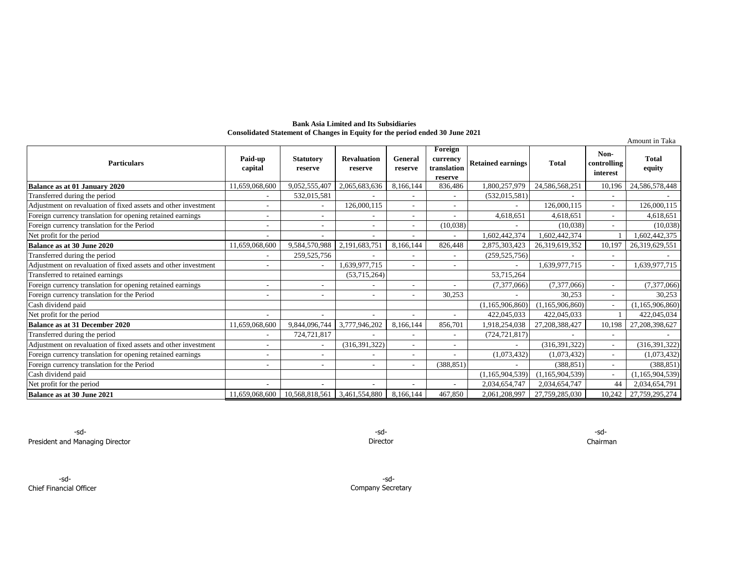**Bank Asia Limited and Its Subsidiaries**
**Consolidated Statement of Changes in Equity for the period ended 30 June 2021**

Amount in Taka

| Particulars | Paid-up capital | Statutory reserve | Revaluation reserve | General reserve | Foreign currency translation reserve | Retained earnings | Total | Non-controlling interest | Total equity |
|---|---|---|---|---|---|---|---|---|---|
| **Balance as at 01 January 2020** | 11,659,068,600 | 9,052,555,407 | 2,065,683,636 | 8,166,144 | 836,486 | 1,800,257,979 | 24,586,568,251 | 10,196 | 24,586,578,448 |
| Transferred during the period | - | 532,015,581 | - | - | - | (532,015,581) | - | - | - |
| Adjustment on revaluation of fixed assets and other investment | - | - | 126,000,115 | - | - | - | 126,000,115 | - | 126,000,115 |
| Foreign currency translation for opening retained earnings | - | - | - | - | - | 4,618,651 | 4,618,651 | - | 4,618,651 |
| Foreign currency translation for the Period | - | - | - | - | (10,038) | - | (10,038) | - | (10,038) |
| Net profit for the period | - | - | - | - | - | 1,602,442,374 | 1,602,442,374 | 1 | 1,602,442,375 |
| **Balance as at 30 June 2020** | 11,659,068,600 | 9,584,570,988 | 2,191,683,751 | 8,166,144 | 826,448 | 2,875,303,423 | 26,319,619,352 | 10,197 | 26,319,629,551 |
| Transferred during the period | - | 259,525,756 | - | - | - | (259,525,756) | - | - | - |
| Adjustment on revaluation of fixed assets and other investment | - | - | 1,639,977,715 | - | - | - | 1,639,977,715 | - | 1,639,977,715 |
| Transferred to retained earnings | | | (53,715,264) | | | 53,715,264 | | | |
| Foreign currency translation for opening retained earnings | - | - | - | - | - | (7,377,066) | (7,377,066) | - | (7,377,066) |
| Foreign currency translation for the Period | - | - | - | - | 30,253 | - | 30,253 | - | 30,253 |
| Cash dividend paid | | | | | | (1,165,906,860) | (1,165,906,860) | - | (1,165,906,860) |
| Net profit for the period | - | - | - | - | - | 422,045,033 | 422,045,033 | 1 | 422,045,034 |
| **Balance as at 31 December 2020** | 11,659,068,600 | 9,844,096,744 | 3,777,946,202 | 8,166,144 | 856,701 | 1,918,254,038 | 27,208,388,427 | 10,198 | 27,208,398,627 |
| Transferred during the period | - | 724,721,817 | - | - | - | (724,721,817) | - | - | - |
| Adjustment on revaluation of fixed assets and other investment | - | - | (316,391,322) | - | - | - | (316,391,322) | - | (316,391,322) |
| Foreign currency translation for opening retained earnings | - | - | - | - | - | (1,073,432) | (1,073,432) | - | (1,073,432) |
| Foreign currency translation for the Period | - | - | - | - | (388,851) | - | (388,851) | - | (388,851) |
| Cash dividend paid | | | | | | (1,165,904,539) | (1,165,904,539) | - | (1,165,904,539) |
| Net profit for the period | - | - | - | - | - | 2,034,654,747 | 2,034,654,747 | 44 | 2,034,654,791 |
| **Balance as at 30 June 2021** | 11,659,068,600 | 10,568,818,561 | 3,461,554,880 | 8,166,144 | 467,850 | 2,061,208,997 | 27,759,285,030 | 10,242 | 27,759,295,274 |

-sd-
President and Managing Director

-sd-
Director

-sd-
Chairman

-sd-
Chief Financial Officer

-sd-
Company Secretary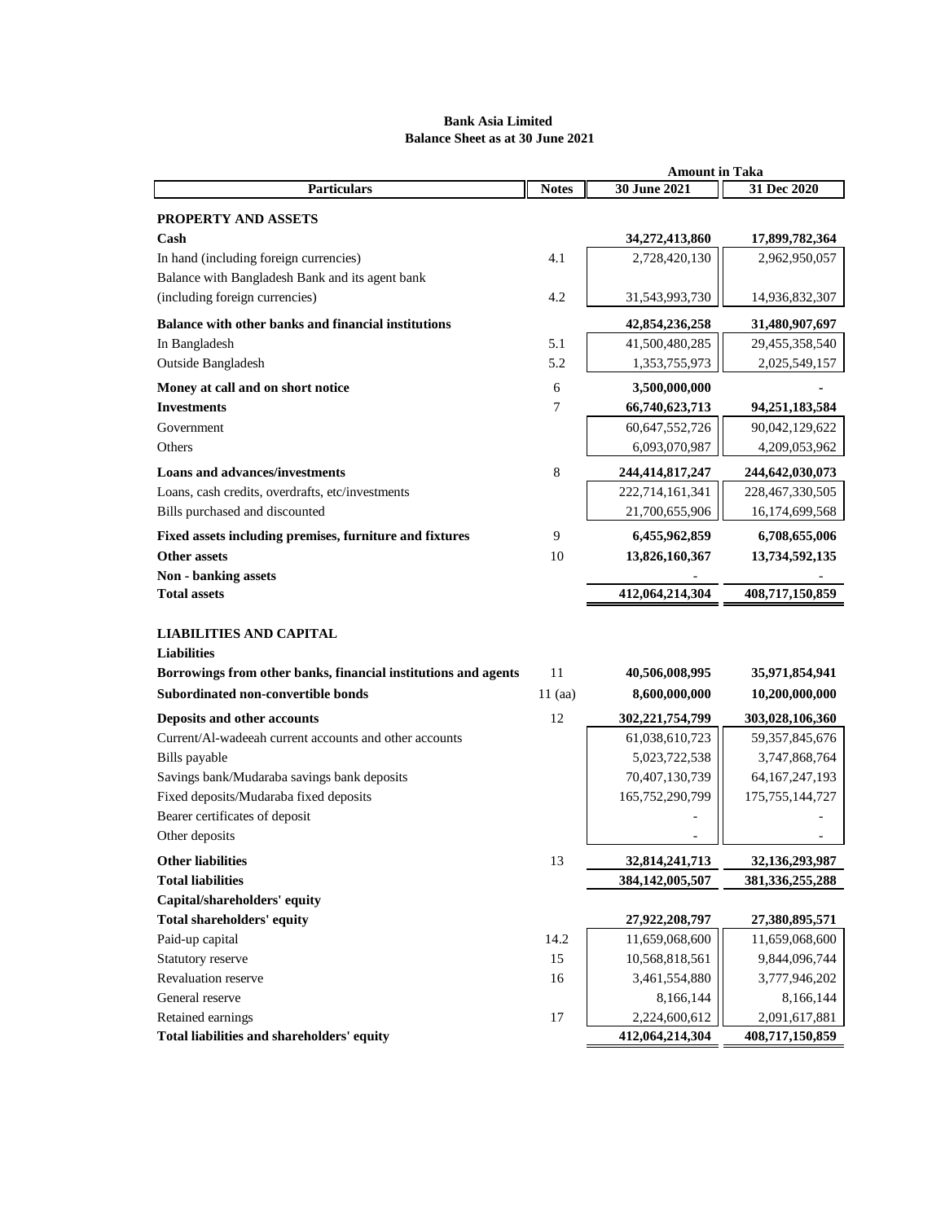# Bank Asia Limited

## Balance Sheet as at 30 June 2021

| Particulars | Notes | Amount in Taka | |
|---|---|---|---|
| | | 30 June 2021 | 31 Dec 2020 |
| **PROPERTY AND ASSETS** | | | |
| **Cash** | | **34,272,413,860** | **17,899,782,364** |
| In hand (including foreign currencies) | 4.1 | 2,728,420,130 | 2,962,950,057 |
| Balance with Bangladesh Bank and its agent bank (including foreign currencies) | 4.2 | 31,543,993,730 | 14,936,832,307 |
| **Balance with other banks and financial institutions** | | **42,854,236,258** | **31,480,907,697** |
| In Bangladesh | 5.1 | 41,500,480,285 | 29,455,358,540 |
| Outside Bangladesh | 5.2 | 1,353,755,973 | 2,025,549,157 |
| **Money at call and on short notice** | 6 | **3,500,000,000** | **-** |
| **Investments** | 7 | **66,740,623,713** | **94,251,183,584** |
| Government | | 60,647,552,726 | 90,042,129,622 |
| Others | | 6,093,070,987 | 4,209,053,962 |
| **Loans and advances/investments** | 8 | **244,414,817,247** | **244,642,030,073** |
| Loans, cash credits, overdrafts, etc/investments | | 222,714,161,341 | 228,467,330,505 |
| Bills purchased and discounted | | 21,700,655,906 | 16,174,699,568 |
| **Fixed assets including premises, furniture and fixtures** | 9 | **6,455,962,859** | **6,708,655,006** |
| **Other assets** | 10 | **13,826,160,367** | **13,734,592,135** |
| **Non - banking assets** | | - | - |
| **Total assets** | | **412,064,214,304** | **408,717,150,859** |
| **LIABILITIES AND CAPITAL** | | | |
| **Liabilities** | | | |
| **Borrowings from other banks, financial institutions and agents** | 11 | **40,506,008,995** | **35,971,854,941** |
| **Subordinated non-convertible bonds** | 11 (aa) | **8,600,000,000** | **10,200,000,000** |
| **Deposits and other accounts** | 12 | **302,221,754,799** | **303,028,106,360** |
| Current/Al-wadeeah current accounts and other accounts | | 61,038,610,723 | 59,357,845,676 |
| Bills payable | | 5,023,722,538 | 3,747,868,764 |
| Savings bank/Mudaraba savings bank deposits | | 70,407,130,739 | 64,167,247,193 |
| Fixed deposits/Mudaraba fixed deposits | | 165,752,290,799 | 175,755,144,727 |
| Bearer certificates of deposit | | - | - |
| Other deposits | | - | - |
| **Other liabilities** | 13 | **32,814,241,713** | **32,136,293,987** |
| **Total liabilities** | | **384,142,005,507** | **381,336,255,288** |
| **Capital/shareholders' equity** | | | |
| **Total shareholders' equity** | | **27,922,208,797** | **27,380,895,571** |
| Paid-up capital | 14.2 | 11,659,068,600 | 11,659,068,600 |
| Statutory reserve | 15 | 10,568,818,561 | 9,844,096,744 |
| Revaluation reserve | 16 | 3,461,554,880 | 3,777,946,202 |
| General reserve | | 8,166,144 | 8,166,144 |
| Retained earnings | 17 | 2,224,600,612 | 2,091,617,881 |
| **Total liabilities and shareholders' equity** | | **412,064,214,304** | **408,717,150,859** |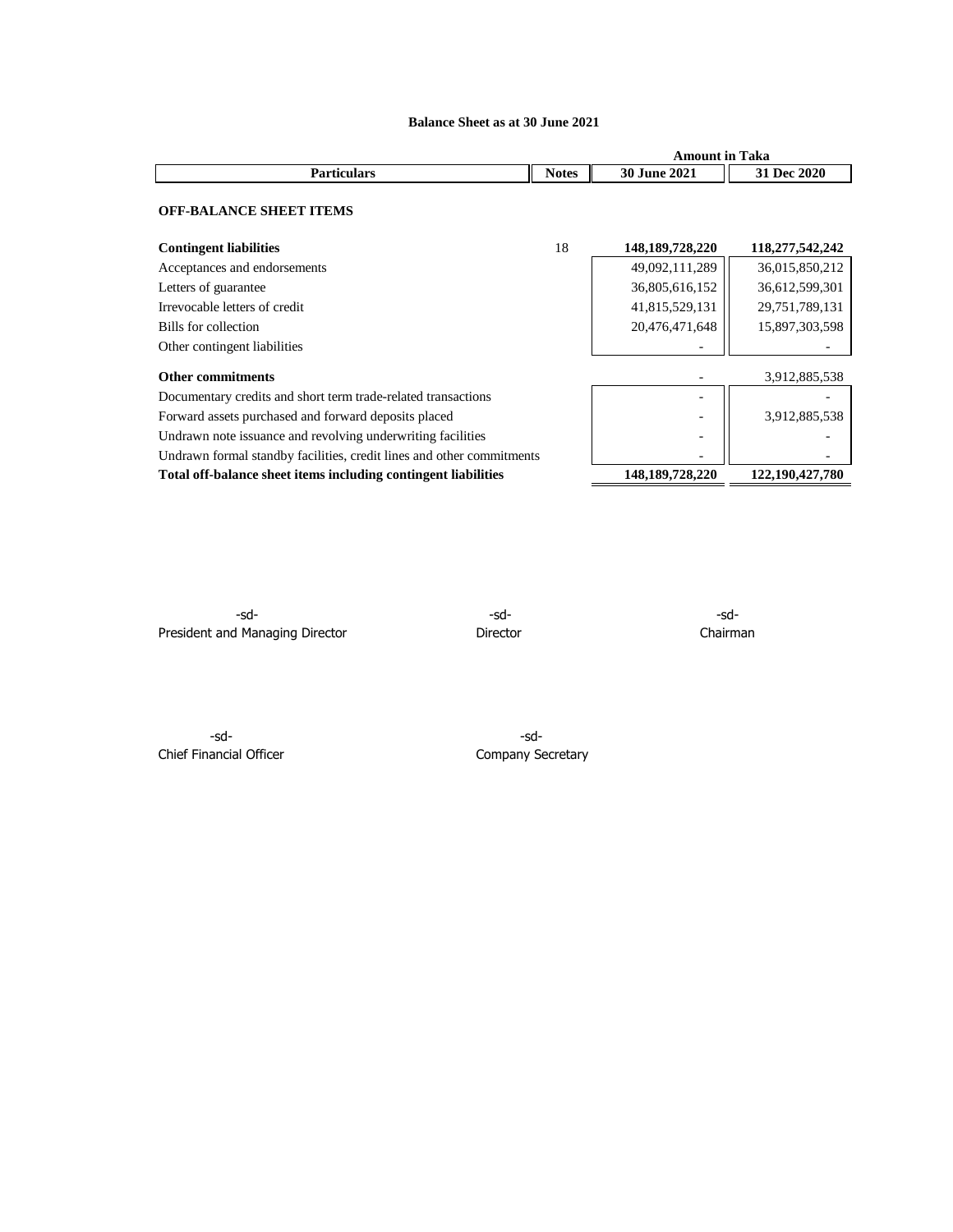## Balance Sheet as at 30 June 2021

| Particulars | Notes | Amount in Taka 30 June 2021 | 31 Dec 2020 |
|---|---|---|---|
| **OFF-BALANCE SHEET ITEMS** | | | |
| **Contingent liabilities** | 18 | **148,189,728,220** | **118,277,542,242** |
| Acceptances and endorsements | | 49,092,111,289 | 36,015,850,212 |
| Letters of guarantee | | 36,805,616,152 | 36,612,599,301 |
| Irrevocable letters of credit | | 41,815,529,131 | 29,751,789,131 |
| Bills for collection | | 20,476,471,648 | 15,897,303,598 |
| Other contingent liabilities | | - | - |
| **Other commitments** | | - | 3,912,885,538 |
| Documentary credits and short term trade-related transactions | | - | - |
| Forward assets purchased and forward deposits placed | | - | 3,912,885,538 |
| Undrawn note issuance and revolving underwriting facilities | | - | - |
| Undrawn formal standby facilities, credit lines and other commitments | | - | - |
| **Total off-balance sheet items including contingent liabilities** | | **148,189,728,220** | **122,190,427,780** |

-sd-
President and Managing Director

-sd-
Director

-sd-
Chairman

-sd-
Chief Financial Officer

-sd-
Company Secretary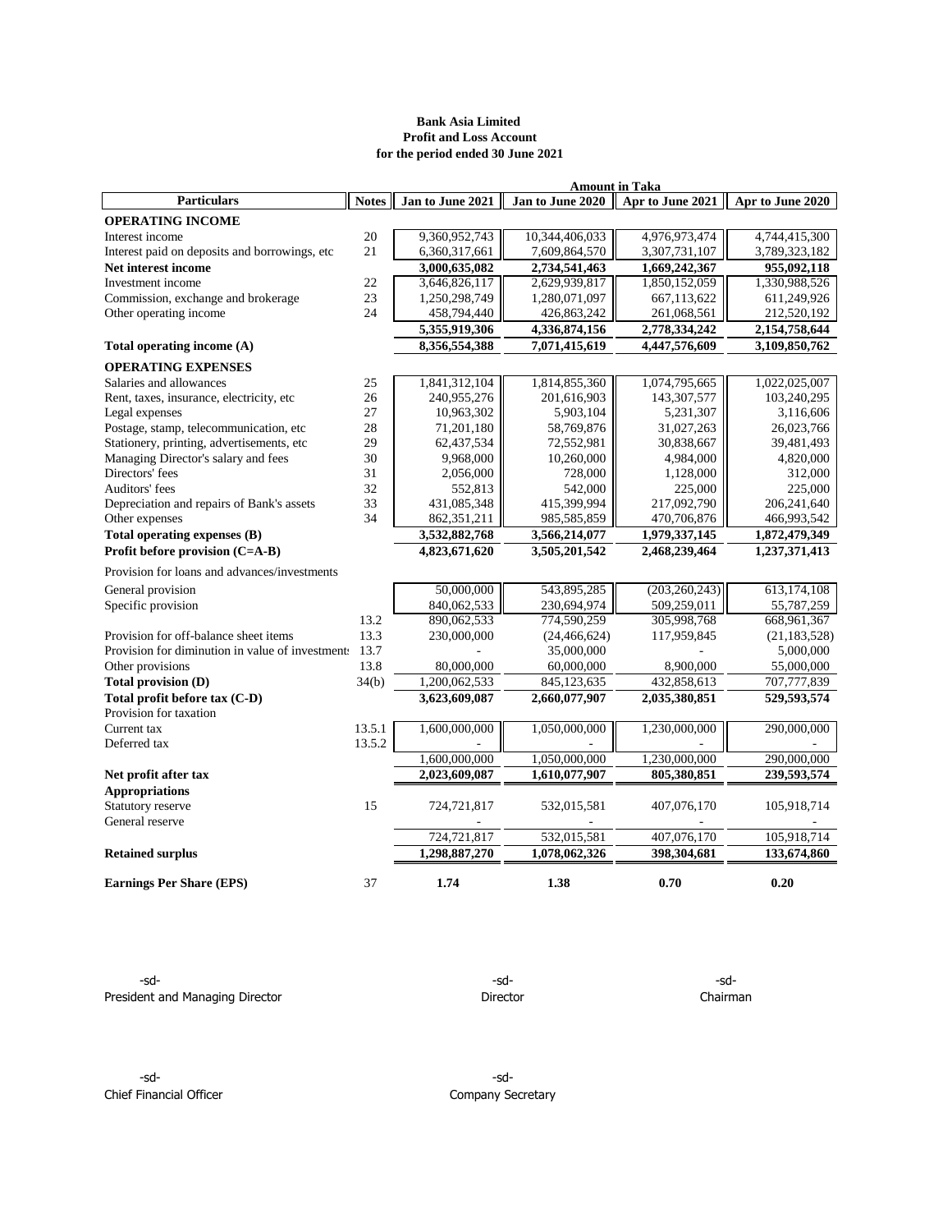**Bank Asia Limited**
**Profit and Loss Account**
**for the period ended 30 June 2021**

| Particulars | Notes | Jan to June 2021 | Jan to June 2020 | Apr to June 2021 | Apr to June 2020 |
|---|---|---|---|---|---|
| | | **Amount in Taka** | | | |
| **OPERATING INCOME** | | | | | |
| Interest income | 20 | 9,360,952,743 | 10,344,406,033 | 4,976,973,474 | 4,744,415,300 |
| Interest paid on deposits and borrowings, etc | 21 | 6,360,317,661 | 7,609,864,570 | 3,307,731,107 | 3,789,323,182 |
| **Net interest income** | | **3,000,635,082** | **2,734,541,463** | **1,669,242,367** | **955,092,118** |
| Investment income | 22 | 3,646,826,117 | 2,629,939,817 | 1,850,152,059 | 1,330,988,526 |
| Commission, exchange and brokerage | 23 | 1,250,298,749 | 1,280,071,097 | 667,113,622 | 611,249,926 |
| Other operating income | 24 | 458,794,440 | 426,863,242 | 261,068,561 | 212,520,192 |
| | | **5,355,919,306** | **4,336,874,156** | **2,778,334,242** | **2,154,758,644** |
| **Total operating income (A)** | | **8,356,554,388** | **7,071,415,619** | **4,447,576,609** | **3,109,850,762** |
| **OPERATING EXPENSES** | | | | | |
| Salaries and allowances | 25 | 1,841,312,104 | 1,814,855,360 | 1,074,795,665 | 1,022,025,007 |
| Rent, taxes, insurance, electricity, etc | 26 | 240,955,276 | 201,616,903 | 143,307,577 | 103,240,295 |
| Legal expenses | 27 | 10,963,302 | 5,903,104 | 5,231,307 | 3,116,606 |
| Postage, stamp, telecommunication, etc | 28 | 71,201,180 | 58,769,876 | 31,027,263 | 26,023,766 |
| Stationery, printing, advertisements, etc | 29 | 62,437,534 | 72,552,981 | 30,838,667 | 39,481,493 |
| Managing Director's salary and fees | 30 | 9,968,000 | 10,260,000 | 4,984,000 | 4,820,000 |
| Directors' fees | 31 | 2,056,000 | 728,000 | 1,128,000 | 312,000 |
| Auditors' fees | 32 | 552,813 | 542,000 | 225,000 | 225,000 |
| Depreciation and repairs of Bank's assets | 33 | 431,085,348 | 415,399,994 | 217,092,790 | 206,241,640 |
| Other expenses | 34 | 862,351,211 | 985,585,859 | 470,706,876 | 466,993,542 |
| **Total operating expenses (B)** | | **3,532,882,768** | **3,566,214,077** | **1,979,337,145** | **1,872,479,349** |
| **Profit before provision (C=A-B)** | | **4,823,671,620** | **3,505,201,542** | **2,468,239,464** | **1,237,371,413** |
| Provision for loans and advances/investments | | | | | |
| General provision | | 50,000,000 | 543,895,285 | (203,260,243) | 613,174,108 |
| Specific provision | | 840,062,533 | 230,694,974 | 509,259,011 | 55,787,259 |
| | 13.2 | 890,062,533 | 774,590,259 | 305,998,768 | 668,961,367 |
| Provision for off-balance sheet items | 13.3 | 230,000,000 | (24,466,624) | 117,959,845 | (21,183,528) |
| Provision for diminution in value of investments | 13.7 | - | 35,000,000 | - | 5,000,000 |
| Other provisions | 13.8 | 80,000,000 | 60,000,000 | 8,900,000 | 55,000,000 |
| **Total provision (D)** | 34(b) | 1,200,062,533 | 845,123,635 | 432,858,613 | 707,777,839 |
| **Total profit before tax (C-D)** | | **3,623,609,087** | **2,660,077,907** | **2,035,380,851** | **529,593,574** |
| Provision for taxation | | | | | |
| Current tax | 13.5.1 | 1,600,000,000 | 1,050,000,000 | 1,230,000,000 | 290,000,000 |
| Deferred tax | 13.5.2 | - | - | - | - |
| | | 1,600,000,000 | 1,050,000,000 | 1,230,000,000 | 290,000,000 |
| **Net profit after tax** | | **2,023,609,087** | **1,610,077,907** | **805,380,851** | **239,593,574** |
| **Appropriations** | | | | | |
| Statutory reserve | 15 | 724,721,817 | 532,015,581 | 407,076,170 | 105,918,714 |
| General reserve | | - | - | - | - |
| | | 724,721,817 | 532,015,581 | 407,076,170 | 105,918,714 |
| **Retained surplus** | | **1,298,887,270** | **1,078,062,326** | **398,304,681** | **133,674,860** |
| **Earnings Per Share (EPS)** | 37 | **1.74** | **1.38** | **0.70** | **0.20** |

-sd-
President and Managing Director

-sd-
Director

-sd-
Chairman

-sd-
Chief Financial Officer

-sd-
Company Secretary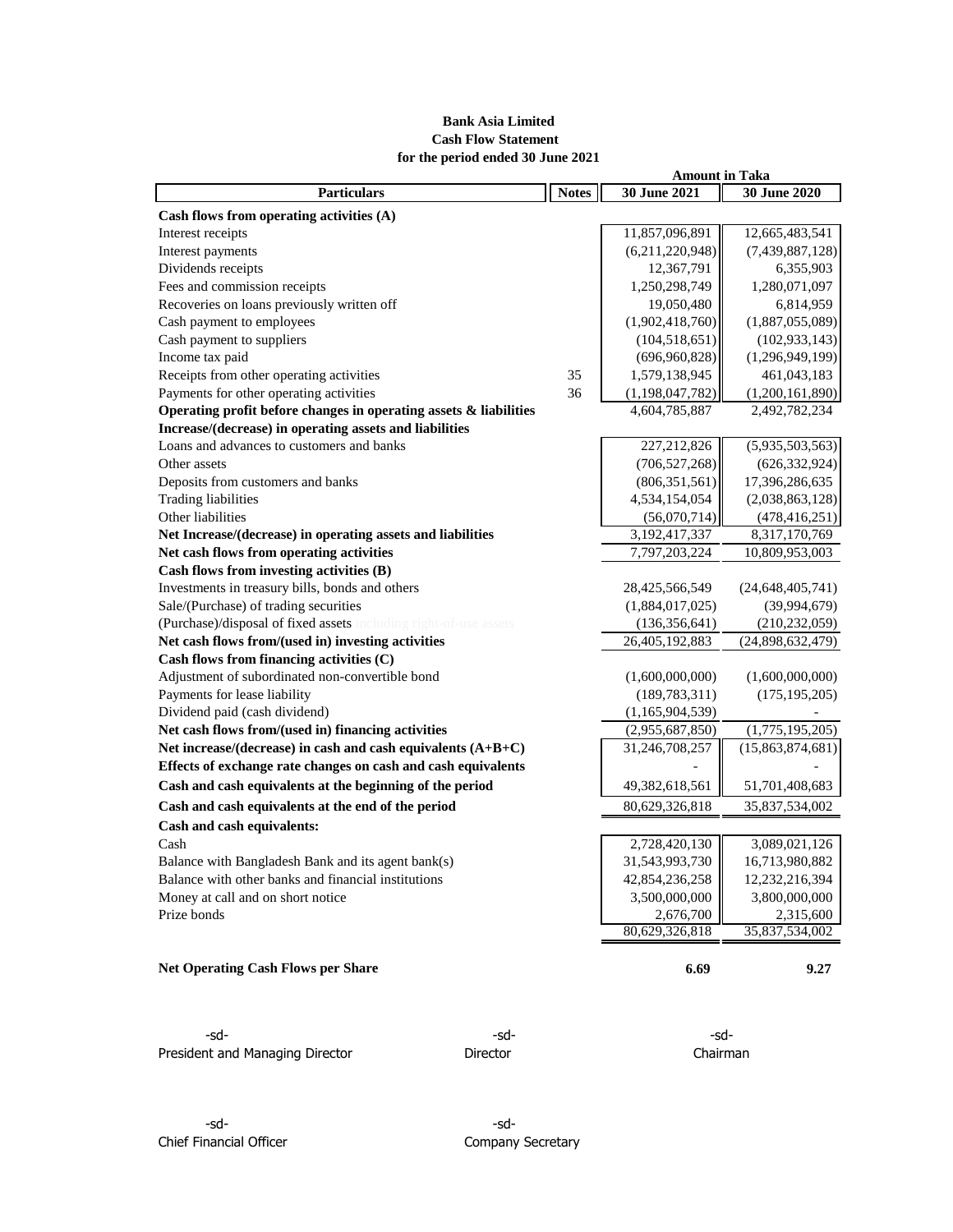**Bank Asia Limited**
**Cash Flow Statement**
**for the period ended 30 June 2021**

| Particulars | Notes | 30 June 2021 | 30 June 2020 |
|---|---|---|---|
| | | **Amount in Taka** | |
| **Cash flows from operating activities (A)** | | | |
| Interest receipts | | 11,857,096,891 | 12,665,483,541 |
| Interest payments | | (6,211,220,948) | (7,439,887,128) |
| Dividends receipts | | 12,367,791 | 6,355,903 |
| Fees and commission receipts | | 1,250,298,749 | 1,280,071,097 |
| Recoveries on loans previously written off | | 19,050,480 | 6,814,959 |
| Cash payment to employees | | (1,902,418,760) | (1,887,055,089) |
| Cash payment to suppliers | | (104,518,651) | (102,933,143) |
| Income tax paid | | (696,960,828) | (1,296,949,199) |
| Receipts from other operating activities | 35 | 1,579,138,945 | 461,043,183 |
| Payments for other operating activities | 36 | (1,198,047,782) | (1,200,161,890) |
| **Operating profit before changes in operating assets & liabilities** | | 4,604,785,887 | 2,492,782,234 |
| **Increase/(decrease) in operating assets and liabilities** | | | |
| Loans and advances to customers and banks | | 227,212,826 | (5,935,503,563) |
| Other assets | | (706,527,268) | (626,332,924) |
| Deposits from customers and banks | | (806,351,561) | 17,396,286,635 |
| Trading liabilities | | 4,534,154,054 | (2,038,863,128) |
| Other liabilities | | (56,070,714) | (478,416,251) |
| **Net Increase/(decrease) in operating assets and liabilities** | | 3,192,417,337 | 8,317,170,769 |
| **Net cash flows from operating activities** | | 7,797,203,224 | 10,809,953,003 |
| **Cash flows from investing activities (B)** | | | |
| Investments in treasury bills, bonds and others | | 28,425,566,549 | (24,648,405,741) |
| Sale/(Purchase) of trading securities | | (1,884,017,025) | (39,994,679) |
| (Purchase)/disposal of fixed assets including right-of-use assets | | (136,356,641) | (210,232,059) |
| **Net cash flows from/(used in) investing activities** | | 26,405,192,883 | (24,898,632,479) |
| **Cash flows from financing activities (C)** | | | |
| Adjustment of subordinated non-convertible bond | | (1,600,000,000) | (1,600,000,000) |
| Payments for lease liability | | (189,783,311) | (175,195,205) |
| Dividend paid (cash dividend) | | (1,165,904,539) | - |
| **Net cash flows from/(used in) financing activities** | | (2,955,687,850) | (1,775,195,205) |
| **Net increase/(decrease) in cash and cash equivalents (A+B+C)** | | 31,246,708,257 | (15,863,874,681) |
| **Effects of exchange rate changes on cash and cash equivalents** | | - | - |
| **Cash and cash equivalents at the beginning of the period** | | 49,382,618,561 | 51,701,408,683 |
| **Cash and cash equivalents at the end of the period** | | 80,629,326,818 | 35,837,534,002 |
| **Cash and cash equivalents:** | | | |
| Cash | | 2,728,420,130 | 3,089,021,126 |
| Balance with Bangladesh Bank and its agent bank(s) | | 31,543,993,730 | 16,713,980,882 |
| Balance with other banks and financial institutions | | 42,854,236,258 | 12,232,216,394 |
| Money at call and on short notice | | 3,500,000,000 | 3,800,000,000 |
| Prize bonds | | 2,676,700 | 2,315,600 |
| | | 80,629,326,818 | 35,837,534,002 |
| **Net Operating Cash Flows per Share** | | **6.69** | **9.27** |

-sd-
President and Managing Director

-sd-
Director

-sd-
Chairman

-sd-
Chief Financial Officer

-sd-
Company Secretary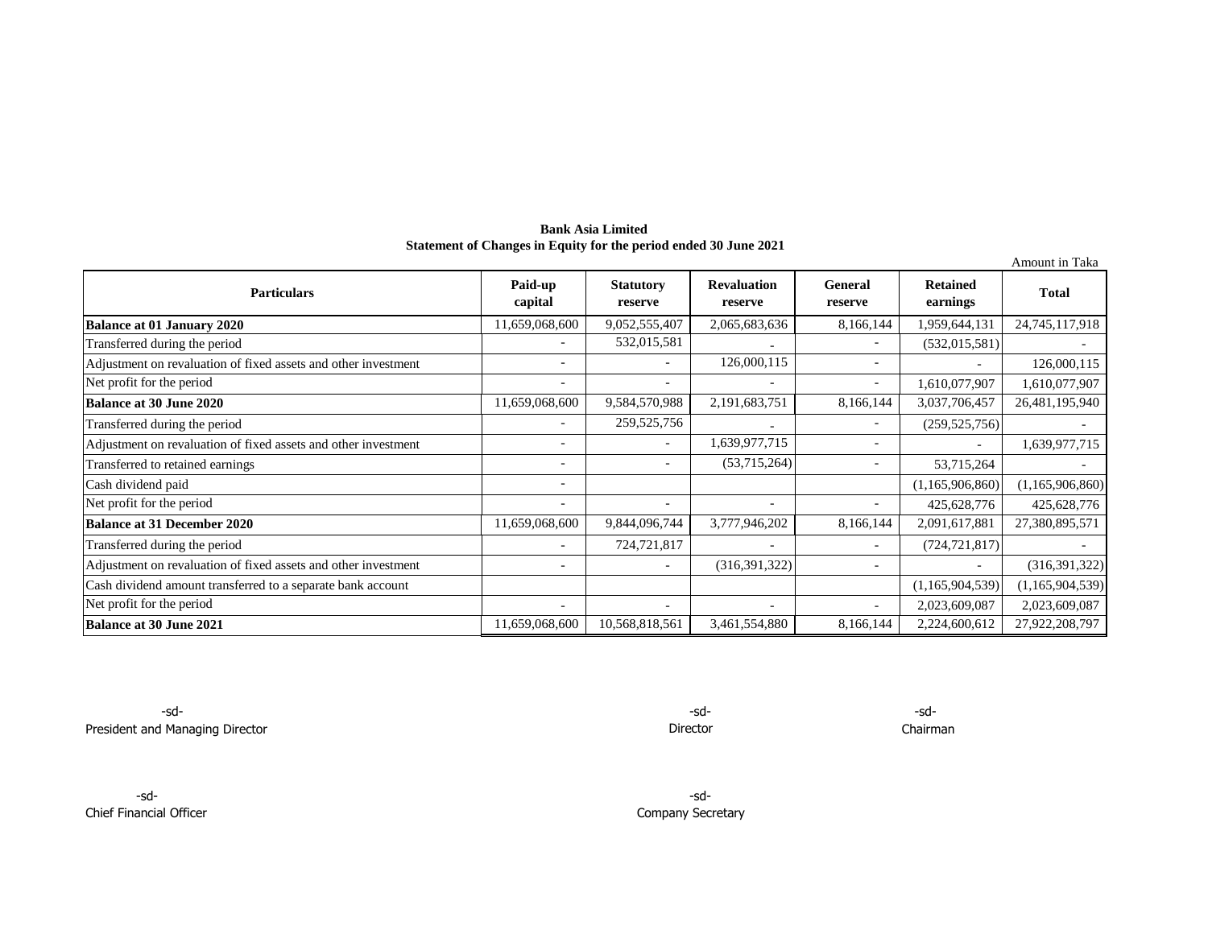**Bank Asia Limited**
**Statement of Changes in Equity for the period ended 30 June 2021**

Amount in Taka

| Particulars | Paid-up capital | Statutory reserve | Revaluation reserve | General reserve | Retained earnings | Total |
|---|---|---|---|---|---|---|
| **Balance at 01 January 2020** | 11,659,068,600 | 9,052,555,407 | 2,065,683,636 | 8,166,144 | 1,959,644,131 | 24,745,117,918 |
| Transferred during the period | - | 532,015,581 | - | - | (532,015,581) | - |
| Adjustment on revaluation of fixed assets and other investment | - | - | 126,000,115 | - | - | 126,000,115 |
| Net profit for the period | - | - | - | - | 1,610,077,907 | 1,610,077,907 |
| **Balance at 30 June 2020** | 11,659,068,600 | 9,584,570,988 | 2,191,683,751 | 8,166,144 | 3,037,706,457 | 26,481,195,940 |
| Transferred during the period | - | 259,525,756 | - | - | (259,525,756) | - |
| Adjustment on revaluation of fixed assets and other investment | - | - | 1,639,977,715 | - | - | 1,639,977,715 |
| Transferred to retained earnings | - | - | (53,715,264) | - | 53,715,264 | - |
| Cash dividend paid | - | | | | (1,165,906,860) | (1,165,906,860) |
| Net profit for the period | - | - | - | - | 425,628,776 | 425,628,776 |
| **Balance at 31 December 2020** | 11,659,068,600 | 9,844,096,744 | 3,777,946,202 | 8,166,144 | 2,091,617,881 | 27,380,895,571 |
| Transferred during the period | - | 724,721,817 | - | - | (724,721,817) | - |
| Adjustment on revaluation of fixed assets and other investment | - | - | (316,391,322) | - | - | (316,391,322) |
| Cash dividend amount transferred to a separate bank account | | | | | (1,165,904,539) | (1,165,904,539) |
| Net profit for the period | - | - | - | - | 2,023,609,087 | 2,023,609,087 |
| **Balance at 30 June 2021** | 11,659,068,600 | 10,568,818,561 | 3,461,554,880 | 8,166,144 | 2,224,600,612 | 27,922,208,797 |

-sd-
President and Managing Director

-sd-
Director

-sd-
Chairman

-sd-
Chief Financial Officer

-sd-
Company Secretary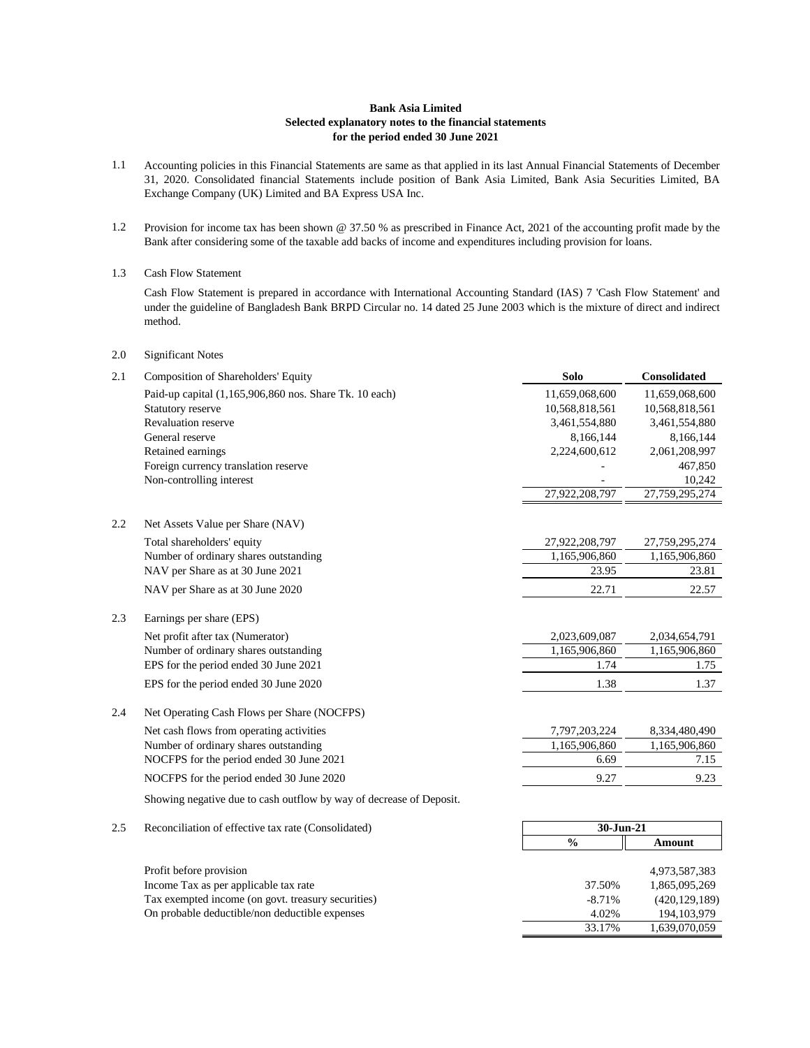**Bank Asia Limited**
**Selected explanatory notes to the financial statements**
**for the period ended 30 June 2021**

1.1 Accounting policies in this Financial Statements are same as that applied in its last Annual Financial Statements of December 31, 2020. Consolidated financial Statements include position of Bank Asia Limited, Bank Asia Securities Limited, BA Exchange Company (UK) Limited and BA Express USA Inc.

1.2 Provision for income tax has been shown @ 37.50 % as prescribed in Finance Act, 2021 of the accounting profit made by the Bank after considering some of the taxable add backs of income and expenditures including provision for loans.

1.3 Cash Flow Statement

Cash Flow Statement is prepared in accordance with International Accounting Standard (IAS) 7 'Cash Flow Statement' and under the guideline of Bangladesh Bank BRPD Circular no. 14 dated 25 June 2003 which is the mixture of direct and indirect method.

2.0 Significant Notes

2.1 Composition of Shareholders' Equity

| | Solo | Consolidated |
|---|---|---|
| Paid-up capital (1,165,906,860 nos. Share Tk. 10 each) | 11,659,068,600 | 11,659,068,600 |
| Statutory reserve | 10,568,818,561 | 10,568,818,561 |
| Revaluation reserve | 3,461,554,880 | 3,461,554,880 |
| General reserve | 8,166,144 | 8,166,144 |
| Retained earnings | 2,224,600,612 | 2,061,208,997 |
| Foreign currency translation reserve | - | 467,850 |
| Non-controlling interest | - | 10,242 |
| | 27,922,208,797 | 27,759,295,274 |

2.2 Net Assets Value per Share (NAV)

| | Solo | Consolidated |
|---|---|---|
| Total shareholders' equity | 27,922,208,797 | 27,759,295,274 |
| Number of ordinary shares outstanding | 1,165,906,860 | 1,165,906,860 |
| NAV per Share as at 30 June 2021 | 23.95 | 23.81 |
| NAV per Share as at 30 June 2020 | 22.71 | 22.57 |

2.3 Earnings per share (EPS)

| | Solo | Consolidated |
|---|---|---|
| Net profit after tax (Numerator) | 2,023,609,087 | 2,034,654,791 |
| Number of ordinary shares outstanding | 1,165,906,860 | 1,165,906,860 |
| EPS for the period ended 30 June 2021 | 1.74 | 1.75 |
| EPS for the period ended 30 June 2020 | 1.38 | 1.37 |

2.4 Net Operating Cash Flows per Share (NOCFPS)

| | Solo | Consolidated |
|---|---|---|
| Net cash flows from operating activities | 7,797,203,224 | 8,334,480,490 |
| Number of ordinary shares outstanding | 1,165,906,860 | 1,165,906,860 |
| NOCFPS for the period ended 30 June 2021 | 6.69 | 7.15 |
| NOCFPS for the period ended 30 June 2020 | 9.27 | 9.23 |

Showing negative due to cash outflow by way of decrease of Deposit.

2.5 Reconciliation of effective tax rate (Consolidated)

| | 30-Jun-21 | |
|---|---|---|
| | % | Amount |
| Profit before provision | | 4,973,587,383 |
| Income Tax as per applicable tax rate | 37.50% | 1,865,095,269 |
| Tax exempted income (on govt. treasury securities) | -8.71% | (420,129,189) |
| On probable deductible/non deductible expenses | 4.02% | 194,103,979 |
| | 33.17% | 1,639,070,059 |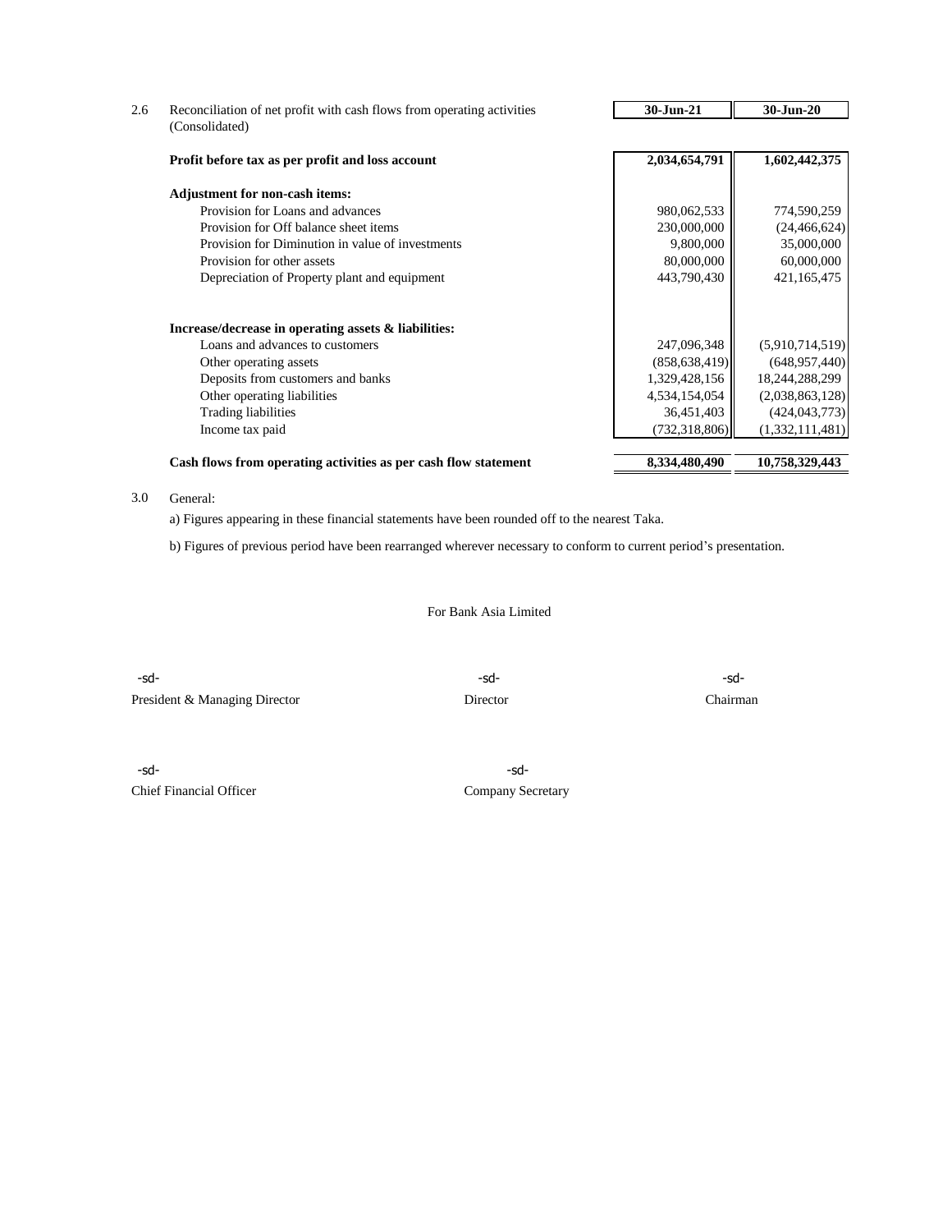### 2.6 Reconciliation of net profit with cash flows from operating activities (Consolidated)

| | 30-Jun-21 | 30-Jun-20 |
|---|---|---|
| **Profit before tax as per profit and loss account** | **2,034,654,791** | **1,602,442,375** |
| **Adjustment for non-cash items:** | | |
| Provision for Loans and advances | 980,062,533 | 774,590,259 |
| Provision for Off balance sheet items | 230,000,000 | (24,466,624) |
| Provision for Diminution in value of investments | 9,800,000 | 35,000,000 |
| Provision for other assets | 80,000,000 | 60,000,000 |
| Depreciation of Property plant and equipment | 443,790,430 | 421,165,475 |
| **Increase/decrease in operating assets & liabilities:** | | |
| Loans and advances to customers | 247,096,348 | (5,910,714,519) |
| Other operating assets | (858,638,419) | (648,957,440) |
| Deposits from customers and banks | 1,329,428,156 | 18,244,288,299 |
| Other operating liabilities | 4,534,154,054 | (2,038,863,128) |
| Trading liabilities | 36,451,403 | (424,043,773) |
| Income tax paid | (732,318,806) | (1,332,111,481) |
| **Cash flows from operating activities as per cash flow statement** | **8,334,480,490** | **10,758,329,443** |

### 3.0 General:

a) Figures appearing in these financial statements have been rounded off to the nearest Taka.

b) Figures of previous period have been rearranged wherever necessary to conform to current period's presentation.

For Bank Asia Limited

| -sd- | -sd- | -sd- |
|---|---|---|
| President & Managing Director | Director | Chairman |

| -sd- | -sd- |
|---|---|
| Chief Financial Officer | Company Secretary |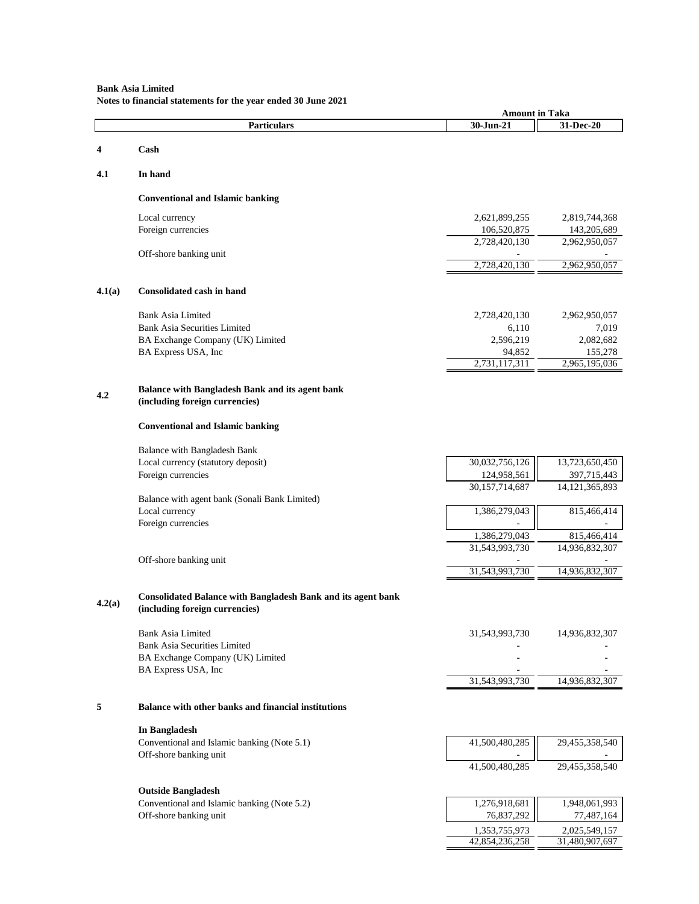**Bank Asia Limited**
**Notes to financial statements for the year ended 30 June 2021**

| | Particulars | 30-Jun-21 | 31-Dec-20 |
|---|---|---|---|
| | | **Amount in Taka** | |
| **4** | **Cash** | | |
| **4.1** | **In hand** | | |
| | **Conventional and Islamic banking** | | |
| | Local currency | 2,621,899,255 | 2,819,744,368 |
| | Foreign currencies | 106,520,875 | 143,205,689 |
| | | 2,728,420,130 | 2,962,950,057 |
| | Off-shore banking unit | - | - |
| | | 2,728,420,130 | 2,962,950,057 |
| **4.1(a)** | **Consolidated cash in hand** | | |
| | Bank Asia Limited | 2,728,420,130 | 2,962,950,057 |
| | Bank Asia Securities Limited | 6,110 | 7,019 |
| | BA Exchange Company (UK) Limited | 2,596,219 | 2,082,682 |
| | BA Express USA, Inc | 94,852 | 155,278 |
| | | 2,731,117,311 | 2,965,195,036 |
| **4.2** | **Balance with Bangladesh Bank and its agent bank (including foreign currencies)** | | |
| | **Conventional and Islamic banking** | | |
| | Balance with Bangladesh Bank | | |
| | Local currency (statutory deposit) | 30,032,756,126 | 13,723,650,450 |
| | Foreign currencies | 124,958,561 | 397,715,443 |
| | | 30,157,714,687 | 14,121,365,893 |
| | Balance with agent bank (Sonali Bank Limited) | | |
| | Local currency | 1,386,279,043 | 815,466,414 |
| | Foreign currencies | - | - |
| | | 1,386,279,043 | 815,466,414 |
| | | 31,543,993,730 | 14,936,832,307 |
| | Off-shore banking unit | - | - |
| | | 31,543,993,730 | 14,936,832,307 |
| **4.2(a)** | **Consolidated Balance with Bangladesh Bank and its agent bank (including foreign currencies)** | | |
| | Bank Asia Limited | 31,543,993,730 | 14,936,832,307 |
| | Bank Asia Securities Limited | - | - |
| | BA Exchange Company (UK) Limited | - | - |
| | BA Express USA, Inc | - | - |
| | | 31,543,993,730 | 14,936,832,307 |
| **5** | **Balance with other banks and financial institutions** | | |
| | **In Bangladesh** | | |
| | Conventional and Islamic banking (Note 5.1) | 41,500,480,285 | 29,455,358,540 |
| | Off-shore banking unit | - | - |
| | | 41,500,480,285 | 29,455,358,540 |
| | **Outside Bangladesh** | | |
| | Conventional and Islamic banking (Note 5.2) | 1,276,918,681 | 1,948,061,993 |
| | Off-shore banking unit | 76,837,292 | 77,487,164 |
| | | 1,353,755,973 | 2,025,549,157 |
| | | 42,854,236,258 | 31,480,907,697 |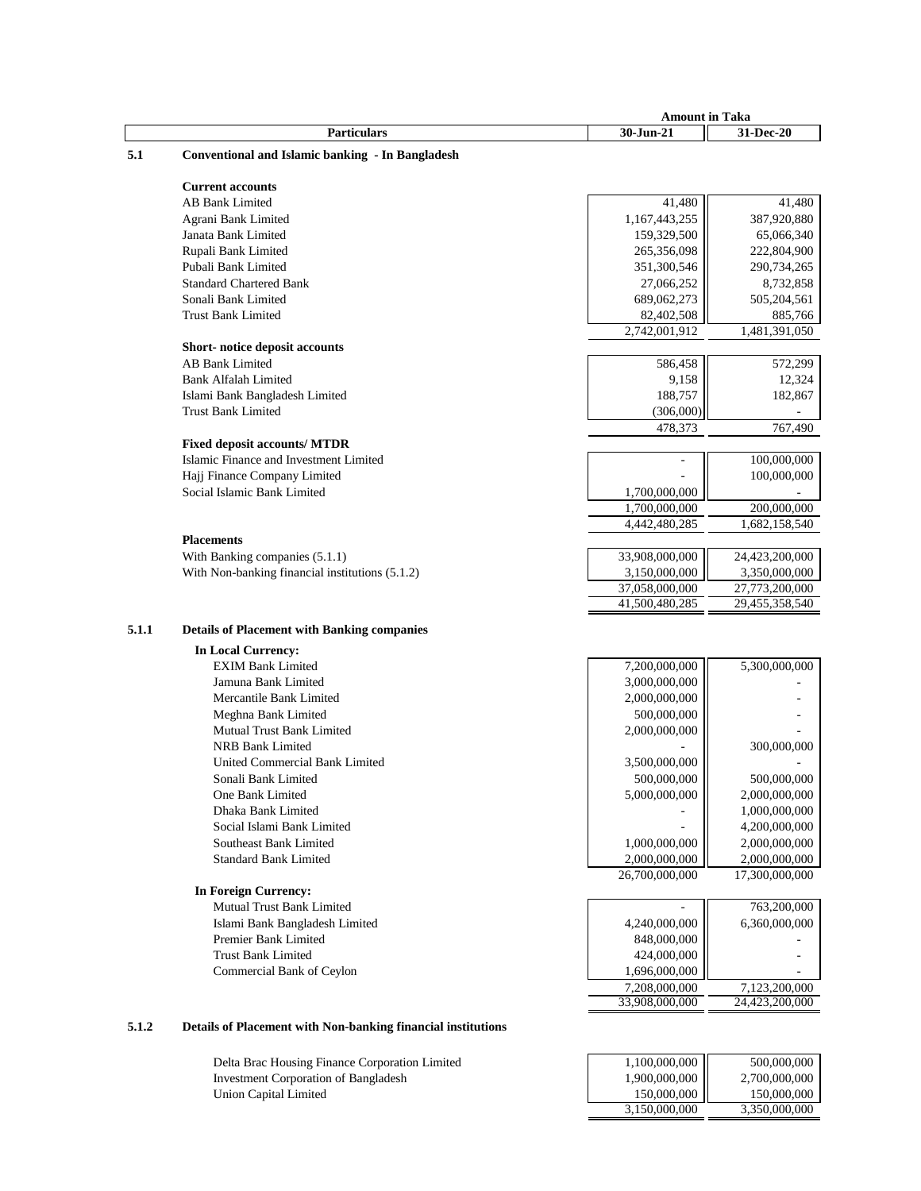| | Particulars | Amount in Taka 30-Jun-21 | 31-Dec-20 |
|---|---|---|---|
| **5.1** | **Conventional and Islamic banking - In Bangladesh** | | |
| | **Current accounts** | | |
| | AB Bank Limited | 41,480 | 41,480 |
| | Agrani Bank Limited | 1,167,443,255 | 387,920,880 |
| | Janata Bank Limited | 159,329,500 | 65,066,340 |
| | Rupali Bank Limited | 265,356,098 | 222,804,900 |
| | Pubali Bank Limited | 351,300,546 | 290,734,265 |
| | Standard Chartered Bank | 27,066,252 | 8,732,858 |
| | Sonali Bank Limited | 689,062,273 | 505,204,561 |
| | Trust Bank Limited | 82,402,508 | 885,766 |
| | | 2,742,001,912 | 1,481,391,050 |
| | **Short- notice deposit accounts** | | |
| | AB Bank Limited | 586,458 | 572,299 |
| | Bank Alfalah Limited | 9,158 | 12,324 |
| | Islami Bank Bangladesh Limited | 188,757 | 182,867 |
| | Trust Bank Limited | (306,000) | - |
| | | 478,373 | 767,490 |
| | **Fixed deposit accounts/ MTDR** | | |
| | Islamic Finance and Investment Limited | - | 100,000,000 |
| | Hajj Finance Company Limited | - | 100,000,000 |
| | Social Islamic Bank Limited | 1,700,000,000 | - |
| | | 1,700,000,000 | 200,000,000 |
| | | 4,442,480,285 | 1,682,158,540 |
| | **Placements** | | |
| | With Banking companies (5.1.1) | 33,908,000,000 | 24,423,200,000 |
| | With Non-banking financial institutions (5.1.2) | 3,150,000,000 | 3,350,000,000 |
| | | 37,058,000,000 | 27,773,200,000 |
| | | 41,500,480,285 | 29,455,358,540 |
| **5.1.1** | **Details of Placement with Banking companies** | | |
| | **In Local Currency:** | | |
| | EXIM Bank Limited | 7,200,000,000 | 5,300,000,000 |
| | Jamuna Bank Limited | 3,000,000,000 | - |
| | Mercantile Bank Limited | 2,000,000,000 | - |
| | Meghna Bank Limited | 500,000,000 | - |
| | Mutual Trust Bank Limited | 2,000,000,000 | - |
| | NRB Bank Limited | - | 300,000,000 |
| | United Commercial Bank Limited | 3,500,000,000 | - |
| | Sonali Bank Limited | 500,000,000 | 500,000,000 |
| | One Bank Limited | 5,000,000,000 | 2,000,000,000 |
| | Dhaka Bank Limited | - | 1,000,000,000 |
| | Social Islami Bank Limited | - | 4,200,000,000 |
| | Southeast Bank Limited | 1,000,000,000 | 2,000,000,000 |
| | Standard Bank Limited | 2,000,000,000 | 2,000,000,000 |
| | | 26,700,000,000 | 17,300,000,000 |
| | **In Foreign Currency:** | | |
| | Mutual Trust Bank Limited | - | 763,200,000 |
| | Islami Bank Bangladesh Limited | 4,240,000,000 | 6,360,000,000 |
| | Premier Bank Limited | 848,000,000 | - |
| | Trust Bank Limited | 424,000,000 | - |
| | Commercial Bank of Ceylon | 1,696,000,000 | - |
| | | 7,208,000,000 | 7,123,200,000 |
| | | 33,908,000,000 | 24,423,200,000 |
| **5.1.2** | **Details of Placement with Non-banking financial institutions** | | |
| | Delta Brac Housing Finance Corporation Limited | 1,100,000,000 | 500,000,000 |
| | Investment Corporation of Bangladesh | 1,900,000,000 | 2,700,000,000 |
| | Union Capital Limited | 150,000,000 | 150,000,000 |
| | | 3,150,000,000 | 3,350,000,000 |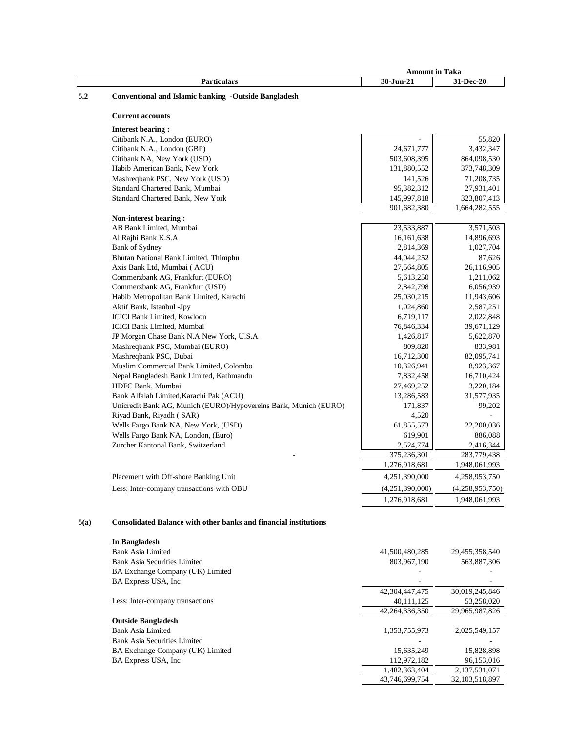| Particulars | Amount in Taka 30-Jun-21 | 31-Dec-20 |
|---|---|---|
| **5.2 Conventional and Islamic banking -Outside Bangladesh** | | |
| **Current accounts** | | |
| **Interest bearing :** | | |
| Citibank N.A., London (EURO) | - | 55,820 |
| Citibank N.A., London (GBP) | 24,671,777 | 3,432,347 |
| Citibank NA, New York (USD) | 503,608,395 | 864,098,530 |
| Habib American Bank, New York | 131,880,552 | 373,748,309 |
| Mashreqbank PSC, New York (USD) | 141,526 | 71,208,735 |
| Standard Chartered Bank, Mumbai | 95,382,312 | 27,931,401 |
| Standard Chartered Bank, New York | 145,997,818 | 323,807,413 |
| | 901,682,380 | 1,664,282,555 |
| **Non-interest bearing :** | | |
| AB Bank Limited, Mumbai | 23,533,887 | 3,571,503 |
| Al Rajhi Bank K.S.A | 16,161,638 | 14,896,693 |
| Bank of Sydney | 2,814,369 | 1,027,704 |
| Bhutan National Bank Limited, Thimphu | 44,044,252 | 87,626 |
| Axis Bank Ltd, Mumbai ( ACU) | 27,564,805 | 26,116,905 |
| Commerzbank AG, Frankfurt (EURO) | 5,613,250 | 1,211,062 |
| Commerzbank AG, Frankfurt (USD) | 2,842,798 | 6,056,939 |
| Habib Metropolitan Bank Limited, Karachi | 25,030,215 | 11,943,606 |
| Aktif Bank, Istanbul -Jpy | 1,024,860 | 2,587,251 |
| ICICI Bank Limited, Kowloon | 6,719,117 | 2,022,848 |
| ICICI Bank Limited, Mumbai | 76,846,334 | 39,671,129 |
| JP Morgan Chase Bank N.A New York, U.S.A | 1,426,817 | 5,622,870 |
| Mashreqbank PSC, Mumbai (EURO) | 809,820 | 833,981 |
| Mashreqbank PSC, Dubai | 16,712,300 | 82,095,741 |
| Muslim Commercial Bank Limited, Colombo | 10,326,941 | 8,923,367 |
| Nepal Bangladesh Bank Limited, Kathmandu | 7,832,458 | 16,710,424 |
| HDFC Bank, Mumbai | 27,469,252 | 3,220,184 |
| Bank Alfalah Limited,Karachi Pak (ACU) | 13,286,583 | 31,577,935 |
| Unicredit Bank AG, Munich (EURO)/Hypovereins Bank, Munich (EURO) | 171,837 | 99,202 |
| Riyad Bank, Riyadh ( SAR) | 4,520 | - |
| Wells Fargo Bank NA, New York, (USD) | 61,855,573 | 22,200,036 |
| Wells Fargo Bank NA, London, (Euro) | 619,901 | 886,088 |
| Zurcher Kantonal Bank, Switzerland | 2,524,774 | 2,416,344 |
| - | 375,236,301 | 283,779,438 |
| | 1,276,918,681 | 1,948,061,993 |
| Placement with Off-shore Banking Unit | 4,251,390,000 | 4,258,953,750 |
| Less: Inter-company transactions with OBU | (4,251,390,000) | (4,258,953,750) |
| | 1,276,918,681 | 1,948,061,993 |

## 5(a) Consolidated Balance with other banks and financial institutions

| Particulars | 30-Jun-21 | 31-Dec-20 |
|---|---|---|
| **In Bangladesh** | | |
| Bank Asia Limited | 41,500,480,285 | 29,455,358,540 |
| Bank Asia Securities Limited | 803,967,190 | 563,887,306 |
| BA Exchange Company (UK) Limited | - | - |
| BA Express USA, Inc | - | - |
| | 42,304,447,475 | 30,019,245,846 |
| Less: Inter-company transactions | 40,111,125 | 53,258,020 |
| | 42,264,336,350 | 29,965,987,826 |
| **Outside Bangladesh** | | |
| Bank Asia Limited | 1,353,755,973 | 2,025,549,157 |
| Bank Asia Securities Limited | - | - |
| BA Exchange Company (UK) Limited | 15,635,249 | 15,828,898 |
| BA Express USA, Inc | 112,972,182 | 96,153,016 |
| | 1,482,363,404 | 2,137,531,071 |
| | 43,746,699,754 | 32,103,518,897 |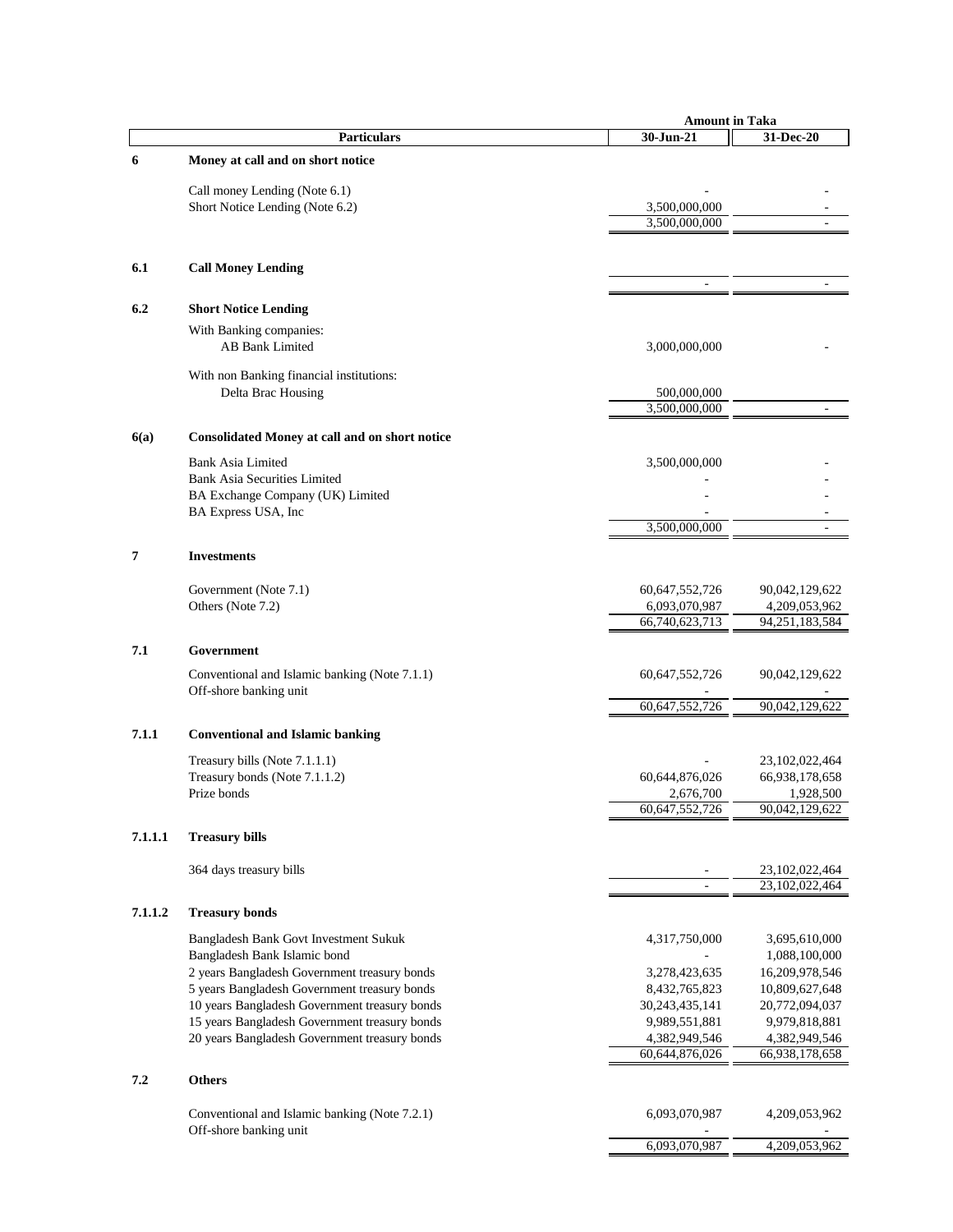| | Particulars | Amount in Taka 30-Jun-21 | 31-Dec-20 |
|---|---|---|---|
| **6** | **Money at call and on short notice** | | |
| | Call money Lending (Note 6.1) | - | - |
| | Short Notice Lending (Note 6.2) | 3,500,000,000 | - |
| | | 3,500,000,000 | - |
| **6.1** | **Call Money Lending** | | |
| | | - | - |
| **6.2** | **Short Notice Lending** | | |
| | With Banking companies: | | |
| | AB Bank Limited | 3,000,000,000 | - |
| | With non Banking financial institutions: | | |
| | Delta Brac Housing | 500,000,000 | |
| | | 3,500,000,000 | - |
| **6(a)** | **Consolidated Money at call and on short notice** | | |
| | Bank Asia Limited | 3,500,000,000 | - |
| | Bank Asia Securities Limited | - | - |
| | BA Exchange Company (UK) Limited | - | - |
| | BA Express USA, Inc | - | - |
| | | 3,500,000,000 | - |
| **7** | **Investments** | | |
| | Government (Note 7.1) | 60,647,552,726 | 90,042,129,622 |
| | Others (Note 7.2) | 6,093,070,987 | 4,209,053,962 |
| | | 66,740,623,713 | 94,251,183,584 |
| **7.1** | **Government** | | |
| | Conventional and Islamic banking (Note 7.1.1) | 60,647,552,726 | 90,042,129,622 |
| | Off-shore banking unit | - | - |
| | | 60,647,552,726 | 90,042,129,622 |
| **7.1.1** | **Conventional and Islamic banking** | | |
| | Treasury bills (Note 7.1.1.1) | - | 23,102,022,464 |
| | Treasury bonds (Note 7.1.1.2) | 60,644,876,026 | 66,938,178,658 |
| | Prize bonds | 2,676,700 | 1,928,500 |
| | | 60,647,552,726 | 90,042,129,622 |
| **7.1.1.1** | **Treasury bills** | | |
| | 364 days treasury bills | - | 23,102,022,464 |
| | | - | 23,102,022,464 |
| **7.1.1.2** | **Treasury bonds** | | |
| | Bangladesh Bank Govt Investment Sukuk | 4,317,750,000 | 3,695,610,000 |
| | Bangladesh Bank Islamic bond | - | 1,088,100,000 |
| | 2 years Bangladesh Government treasury bonds | 3,278,423,635 | 16,209,978,546 |
| | 5 years Bangladesh Government treasury bonds | 8,432,765,823 | 10,809,627,648 |
| | 10 years Bangladesh Government treasury bonds | 30,243,435,141 | 20,772,094,037 |
| | 15 years Bangladesh Government treasury bonds | 9,989,551,881 | 9,979,818,881 |
| | 20 years Bangladesh Government treasury bonds | 4,382,949,546 | 4,382,949,546 |
| | | 60,644,876,026 | 66,938,178,658 |
| **7.2** | **Others** | | |
| | Conventional and Islamic banking (Note 7.2.1) | 6,093,070,987 | 4,209,053,962 |
| | Off-shore banking unit | - | - |
| | | 6,093,070,987 | 4,209,053,962 |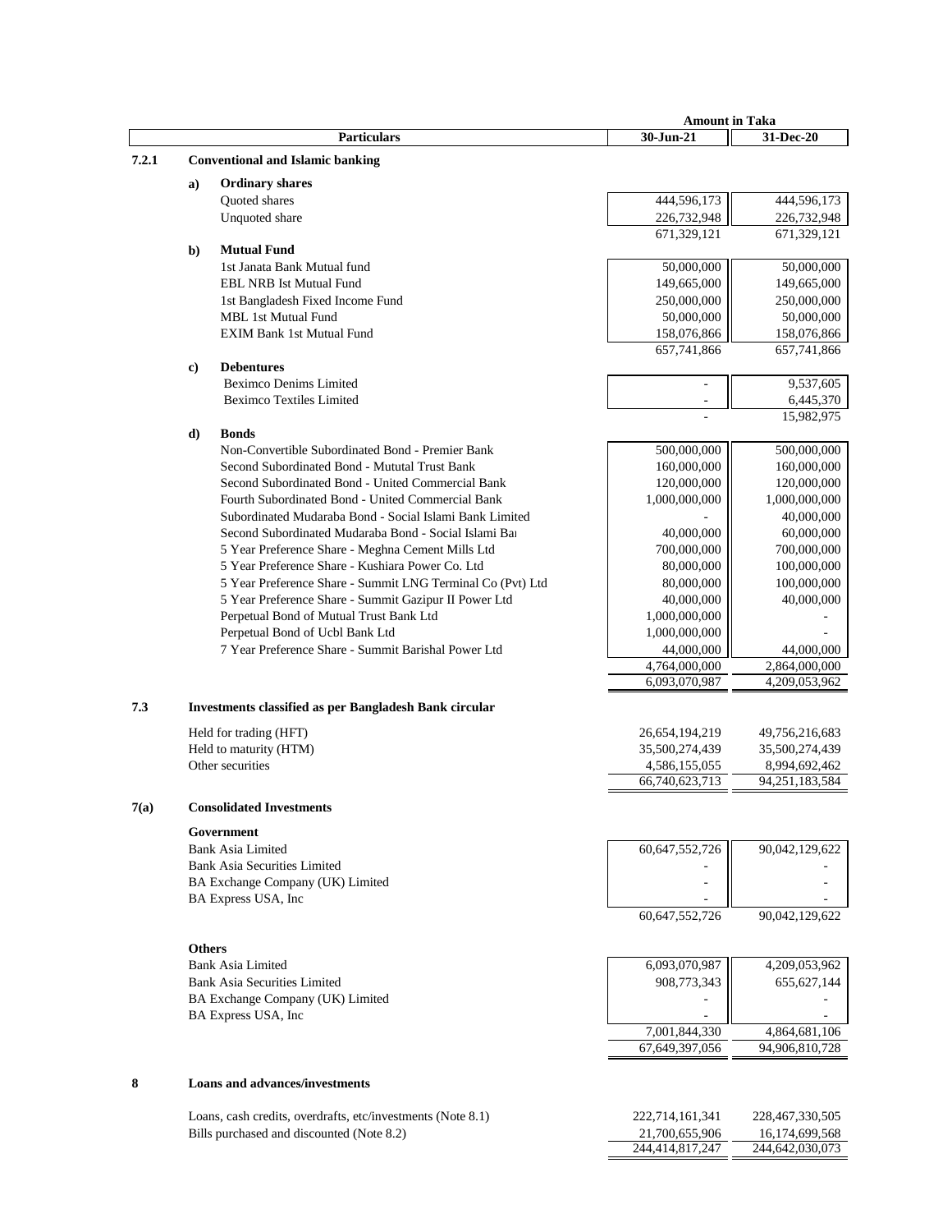| | | Particulars | Amount in Taka 30-Jun-21 | 31-Dec-20 |
|---|---|---|---|---|
| **7.2.1** | | **Conventional and Islamic banking** | | |
| | **a)** | **Ordinary shares** | | |
| | | Quoted shares | 444,596,173 | 444,596,173 |
| | | Unquoted share | 226,732,948 | 226,732,948 |
| | | | 671,329,121 | 671,329,121 |
| | **b)** | **Mutual Fund** | | |
| | | 1st Janata Bank Mutual fund | 50,000,000 | 50,000,000 |
| | | EBL NRB Ist Mutual Fund | 149,665,000 | 149,665,000 |
| | | 1st Bangladesh Fixed Income Fund | 250,000,000 | 250,000,000 |
| | | MBL 1st Mutual Fund | 50,000,000 | 50,000,000 |
| | | EXIM Bank 1st Mutual Fund | 158,076,866 | 158,076,866 |
| | | | 657,741,866 | 657,741,866 |
| | **c)** | **Debentures** | | |
| | | Beximco Denims Limited | - | 9,537,605 |
| | | Beximco Textiles Limited | - | 6,445,370 |
| | | | - | 15,982,975 |
| | **d)** | **Bonds** | | |
| | | Non-Convertible Subordinated Bond - Premier Bank | 500,000,000 | 500,000,000 |
| | | Second Subordinated Bond - Mututal Trust Bank | 160,000,000 | 160,000,000 |
| | | Second Subordinated Bond - United Commercial Bank | 120,000,000 | 120,000,000 |
| | | Fourth Subordinated Bond - United Commercial Bank | 1,000,000,000 | 1,000,000,000 |
| | | Subordinated Mudaraba Bond - Social Islami Bank Limited | - | 40,000,000 |
| | | Second Subordinated Mudaraba Bond - Social Islami Bai | 40,000,000 | 60,000,000 |
| | | 5 Year Preference Share - Meghna Cement Mills Ltd | 700,000,000 | 700,000,000 |
| | | 5 Year Preference Share - Kushiara Power Co. Ltd | 80,000,000 | 100,000,000 |
| | | 5 Year Preference Share - Summit LNG Terminal Co (Pvt) Ltd | 80,000,000 | 100,000,000 |
| | | 5 Year Preference Share - Summit Gazipur II Power Ltd | 40,000,000 | 40,000,000 |
| | | Perpetual Bond of Mutual Trust Bank Ltd | 1,000,000,000 | - |
| | | Perpetual Bond of Ucbl Bank Ltd | 1,000,000,000 | - |
| | | 7 Year Preference Share - Summit Barishal Power Ltd | 44,000,000 | 44,000,000 |
| | | | 4,764,000,000 | 2,864,000,000 |
| | | | 6,093,070,987 | 4,209,053,962 |
| **7.3** | | **Investments classified as per Bangladesh Bank circular** | | |
| | | Held for trading (HFT) | 26,654,194,219 | 49,756,216,683 |
| | | Held to maturity (HTM) | 35,500,274,439 | 35,500,274,439 |
| | | Other securities | 4,586,155,055 | 8,994,692,462 |
| | | | 66,740,623,713 | 94,251,183,584 |
| **7(a)** | | **Consolidated Investments** | | |
| | | **Government** | | |
| | | Bank Asia Limited | 60,647,552,726 | 90,042,129,622 |
| | | Bank Asia Securities Limited | - | - |
| | | BA Exchange Company (UK) Limited | - | - |
| | | BA Express USA, Inc | - | - |
| | | | 60,647,552,726 | 90,042,129,622 |
| | | **Others** | | |
| | | Bank Asia Limited | 6,093,070,987 | 4,209,053,962 |
| | | Bank Asia Securities Limited | 908,773,343 | 655,627,144 |
| | | BA Exchange Company (UK) Limited | - | - |
| | | BA Express USA, Inc | - | - |
| | | | 7,001,844,330 | 4,864,681,106 |
| | | | 67,649,397,056 | 94,906,810,728 |
| **8** | | **Loans and advances/investments** | | |
| | | Loans, cash credits, overdrafts, etc/investments (Note 8.1) | 222,714,161,341 | 228,467,330,505 |
| | | Bills purchased and discounted (Note 8.2) | 21,700,655,906 | 16,174,699,568 |
| | | | 244,414,817,247 | 244,642,030,073 |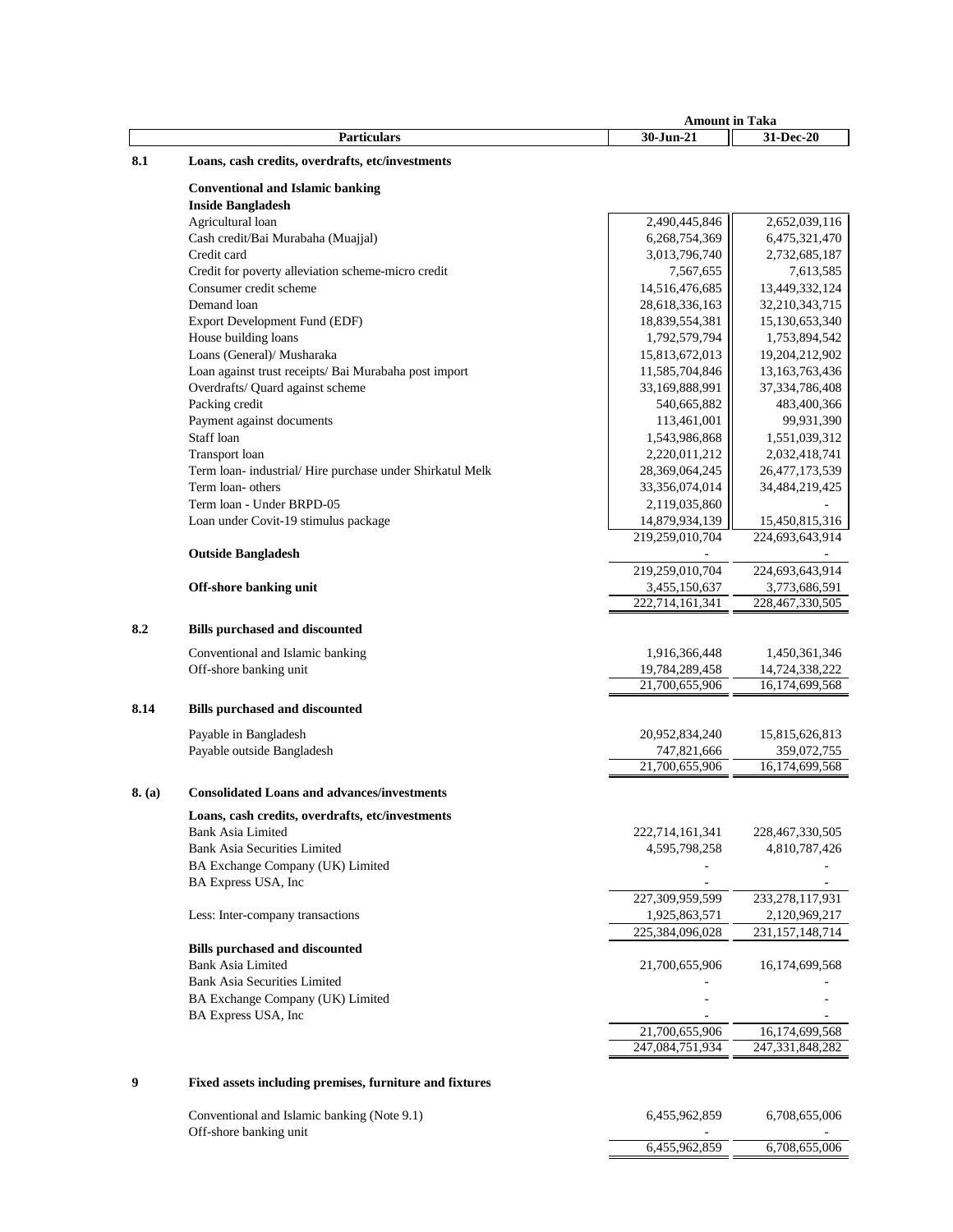| | Particulars | Amount in Taka 30-Jun-21 | 31-Dec-20 |
|---|---|---|---|
| **8.1** | **Loans, cash credits, overdrafts, etc/investments** | | |
| | **Conventional and Islamic banking** | | |
| | **Inside Bangladesh** | | |
| | Agricultural loan | 2,490,445,846 | 2,652,039,116 |
| | Cash credit/Bai Murabaha (Muajjal) | 6,268,754,369 | 6,475,321,470 |
| | Credit card | 3,013,796,740 | 2,732,685,187 |
| | Credit for poverty alleviation scheme-micro credit | 7,567,655 | 7,613,585 |
| | Consumer credit scheme | 14,516,476,685 | 13,449,332,124 |
| | Demand loan | 28,618,336,163 | 32,210,343,715 |
| | Export Development Fund (EDF) | 18,839,554,381 | 15,130,653,340 |
| | House building loans | 1,792,579,794 | 1,753,894,542 |
| | Loans (General)/ Musharaka | 15,813,672,013 | 19,204,212,902 |
| | Loan against trust receipts/ Bai Murabaha post import | 11,585,704,846 | 13,163,763,436 |
| | Overdrafts/ Quard against scheme | 33,169,888,991 | 37,334,786,408 |
| | Packing credit | 540,665,882 | 483,400,366 |
| | Payment against documents | 113,461,001 | 99,931,390 |
| | Staff loan | 1,543,986,868 | 1,551,039,312 |
| | Transport loan | 2,220,011,212 | 2,032,418,741 |
| | Term loan- industrial/ Hire purchase under Shirkatul Melk | 28,369,064,245 | 26,477,173,539 |
| | Term loan- others | 33,356,074,014 | 34,484,219,425 |
| | Term loan - Under BRPD-05 | 2,119,035,860 | - |
| | Loan under Covit-19 stimulus package | 14,879,934,139 | 15,450,815,316 |
| | | 219,259,010,704 | 224,693,643,914 |
| | **Outside Bangladesh** | - | - |
| | | 219,259,010,704 | 224,693,643,914 |
| | **Off-shore banking unit** | 3,455,150,637 | 3,773,686,591 |
| | | 222,714,161,341 | 228,467,330,505 |
| **8.2** | **Bills purchased and discounted** | | |
| | Conventional and Islamic banking | 1,916,366,448 | 1,450,361,346 |
| | Off-shore banking unit | 19,784,289,458 | 14,724,338,222 |
| | | 21,700,655,906 | 16,174,699,568 |
| **8.14** | **Bills purchased and discounted** | | |
| | Payable in Bangladesh | 20,952,834,240 | 15,815,626,813 |
| | Payable outside Bangladesh | 747,821,666 | 359,072,755 |
| | | 21,700,655,906 | 16,174,699,568 |
| **8. (a)** | **Consolidated Loans and advances/investments** | | |
| | **Loans, cash credits, overdrafts, etc/investments** | | |
| | Bank Asia Limited | 222,714,161,341 | 228,467,330,505 |
| | Bank Asia Securities Limited | 4,595,798,258 | 4,810,787,426 |
| | BA Exchange Company (UK) Limited | - | - |
| | BA Express USA, Inc | - | - |
| | | 227,309,959,599 | 233,278,117,931 |
| | Less: Inter-company transactions | 1,925,863,571 | 2,120,969,217 |
| | | 225,384,096,028 | 231,157,148,714 |
| | **Bills purchased and discounted** | | |
| | Bank Asia Limited | 21,700,655,906 | 16,174,699,568 |
| | Bank Asia Securities Limited | - | - |
| | BA Exchange Company (UK) Limited | - | - |
| | BA Express USA, Inc | - | - |
| | | 21,700,655,906 | 16,174,699,568 |
| | | 247,084,751,934 | 247,331,848,282 |
| **9** | **Fixed assets including premises, furniture and fixtures** | | |
| | Conventional and Islamic banking (Note 9.1) | 6,455,962,859 | 6,708,655,006 |
| | Off-shore banking unit | - | - |
| | | 6,455,962,859 | 6,708,655,006 |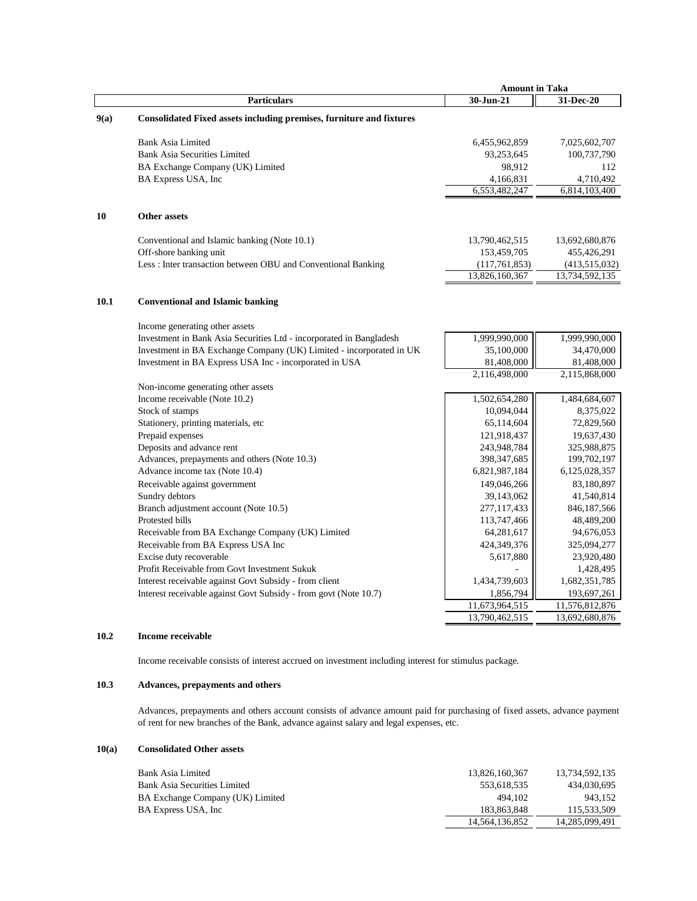| | Particulars | Amount in Taka | |
|---|---|---|---|
| | | 30-Jun-21 | 31-Dec-20 |
| **9(a)** | **Consolidated Fixed assets including premises, furniture and fixtures** | | |
| | Bank Asia Limited | 6,455,962,859 | 7,025,602,707 |
| | Bank Asia Securities Limited | 93,253,645 | 100,737,790 |
| | BA Exchange Company (UK) Limited | 98,912 | 112 |
| | BA Express USA, Inc | 4,166,831 | 4,710,492 |
| | | 6,553,482,247 | 6,814,103,400 |
| **10** | **Other assets** | | |
| | Conventional and Islamic banking (Note 10.1) | 13,790,462,515 | 13,692,680,876 |
| | Off-shore banking unit | 153,459,705 | 455,426,291 |
| | Less : Inter transaction between OBU and Conventional Banking | (117,761,853) | (413,515,032) |
| | | 13,826,160,367 | 13,734,592,135 |
| **10.1** | **Conventional and Islamic banking** | | |
| | Income generating other assets | | |
| | Investment in Bank Asia Securities Ltd - incorporated in Bangladesh | 1,999,990,000 | 1,999,990,000 |
| | Investment in BA Exchange Company (UK) Limited - incorporated in UK | 35,100,000 | 34,470,000 |
| | Investment in BA Express USA Inc - incorporated in USA | 81,408,000 | 81,408,000 |
| | | 2,116,498,000 | 2,115,868,000 |
| | Non-income generating other assets | | |
| | Income receivable (Note 10.2) | 1,502,654,280 | 1,484,684,607 |
| | Stock of stamps | 10,094,044 | 8,375,022 |
| | Stationery, printing materials, etc | 65,114,604 | 72,829,560 |
| | Prepaid expenses | 121,918,437 | 19,637,430 |
| | Deposits and advance rent | 243,948,784 | 325,988,875 |
| | Advances, prepayments and others (Note 10.3) | 398,347,685 | 199,702,197 |
| | Advance income tax (Note 10.4) | 6,821,987,184 | 6,125,028,357 |
| | Receivable against government | 149,046,266 | 83,180,897 |
| | Sundry debtors | 39,143,062 | 41,540,814 |
| | Branch adjustment account (Note 10.5) | 277,117,433 | 846,187,566 |
| | Protested bills | 113,747,466 | 48,489,200 |
| | Receivable from BA Exchange Company (UK) Limited | 64,281,617 | 94,676,053 |
| | Receivable from BA Express USA Inc | 424,349,376 | 325,094,277 |
| | Excise duty recoverable | 5,617,880 | 23,920,480 |
| | Profit Receivable from Govt Investment Sukuk | - | 1,428,495 |
| | Interest receivable against Govt Subsidy - from client | 1,434,739,603 | 1,682,351,785 |
| | Interest receivable against Govt Subsidy - from govt (Note 10.7) | 1,856,794 | 193,697,261 |
| | | 11,673,964,515 | 11,576,812,876 |
| | | 13,790,462,515 | 13,692,680,876 |

**10.2 Income receivable**

Income receivable consists of interest accrued on investment including interest for stimulus package.

**10.3 Advances, prepayments and others**

Advances, prepayments and others account consists of advance amount paid for purchasing of fixed assets, advance payment of rent for new branches of the Bank, advance against salary and legal expenses, etc.

**10(a) Consolidated Other assets**

| Particulars | 30-Jun-21 | 31-Dec-20 |
|---|---|---|
| Bank Asia Limited | 13,826,160,367 | 13,734,592,135 |
| Bank Asia Securities Limited | 553,618,535 | 434,030,695 |
| BA Exchange Company (UK) Limited | 494,102 | 943,152 |
| BA Express USA, Inc | 183,863,848 | 115,533,509 |
| | 14,564,136,852 | 14,285,099,491 |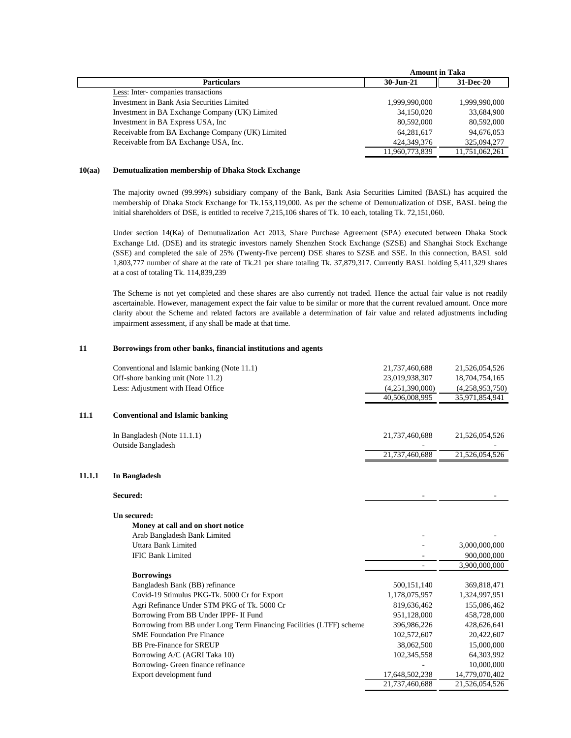| Particulars | Amount in Taka 30-Jun-21 | 31-Dec-20 |
|---|---|---|
| Less: Inter- companies transactions | | |
| Investment in Bank Asia Securities Limited | 1,999,990,000 | 1,999,990,000 |
| Investment in BA Exchange Company (UK) Limited | 34,150,020 | 33,684,900 |
| Investment in BA Express USA, Inc | 80,592,000 | 80,592,000 |
| Receivable from BA Exchange Company (UK) Limited | 64,281,617 | 94,676,053 |
| Receivable from BA Exchange USA, Inc. | 424,349,376 | 325,094,277 |
| | 11,960,773,839 | 11,751,062,261 |

**10(aa) Demutualization membership of Dhaka Stock Exchange**

The majority owned (99.99%) subsidiary company of the Bank, Bank Asia Securities Limited (BASL) has acquired the membership of Dhaka Stock Exchange for Tk.153,119,000. As per the scheme of Demutualization of DSE, BASL being the initial shareholders of DSE, is entitled to receive 7,215,106 shares of Tk. 10 each, totaling Tk. 72,151,060.

Under section 14(Ka) of Demutualization Act 2013, Share Purchase Agreement (SPA) executed between Dhaka Stock Exchange Ltd. (DSE) and its strategic investors namely Shenzhen Stock Exchange (SZSE) and Shanghai Stock Exchange (SSE) and completed the sale of 25% (Twenty-five percent) DSE shares to SZSE and SSE. In this connection, BASL sold 1,803,777 number of share at the rate of Tk.21 per share totaling Tk. 37,879,317. Currently BASL holding 5,411,329 shares at a cost of totaling Tk. 114,839,239

The Scheme is not yet completed and these shares are also currently not traded. Hence the actual fair value is not readily ascertainable. However, management expect the fair value to be similar or more that the current revalued amount. Once more clarity about the Scheme and related factors are available a determination of fair value and related adjustments including impairment assessment, if any shall be made at that time.

**11 Borrowings from other banks, financial institutions and agents**

| Particulars | 30-Jun-21 | 31-Dec-20 |
|---|---|---|
| Conventional and Islamic banking (Note 11.1) | 21,737,460,688 | 21,526,054,526 |
| Off-shore banking unit (Note 11.2) | 23,019,938,307 | 18,704,754,165 |
| Less: Adjustment with Head Office | (4,251,390,000) | (4,258,953,750) |
| | 40,506,008,995 | 35,971,854,941 |

**11.1 Conventional and Islamic banking**

| Particulars | 30-Jun-21 | 31-Dec-20 |
|---|---|---|
| In Bangladesh (Note 11.1.1) | 21,737,460,688 | 21,526,054,526 |
| Outside Bangladesh | - | - |
| | 21,737,460,688 | 21,526,054,526 |

**11.1.1 In Bangladesh**

| Particulars | 30-Jun-21 | 31-Dec-20 |
|---|---|---|
| **Secured:** | - | - |
| **Un secured:** | | |
| **Money at call and on short notice** | | |
| Arab Bangladesh Bank Limited | - | - |
| Uttara Bank Limited | - | 3,000,000,000 |
| IFIC Bank Limited | - | 900,000,000 |
| | - | 3,900,000,000 |
| **Borrowings** | | |
| Bangladesh Bank (BB) refinance | 500,151,140 | 369,818,471 |
| Covid-19 Stimulus PKG-Tk. 5000 Cr for Export | 1,178,075,957 | 1,324,997,951 |
| Agri Refinance Under STM PKG of Tk. 5000 Cr | 819,636,462 | 155,086,462 |
| Borrowing From BB Under IPPF- II Fund | 951,128,000 | 458,728,000 |
| Borrowing from BB under Long Term Financing Facilities (LTFF) scheme | 396,986,226 | 428,626,641 |
| SME Foundation Pre Finance | 102,572,607 | 20,422,607 |
| BB Pre-Finance for SREUP | 38,062,500 | 15,000,000 |
| Borrowing A/C (AGRI Taka 10) | 102,345,558 | 64,303,992 |
| Borrowing- Green finance refinance | - | 10,000,000 |
| Export development fund | 17,648,502,238 | 14,779,070,402 |
| | 21,737,460,688 | 21,526,054,526 |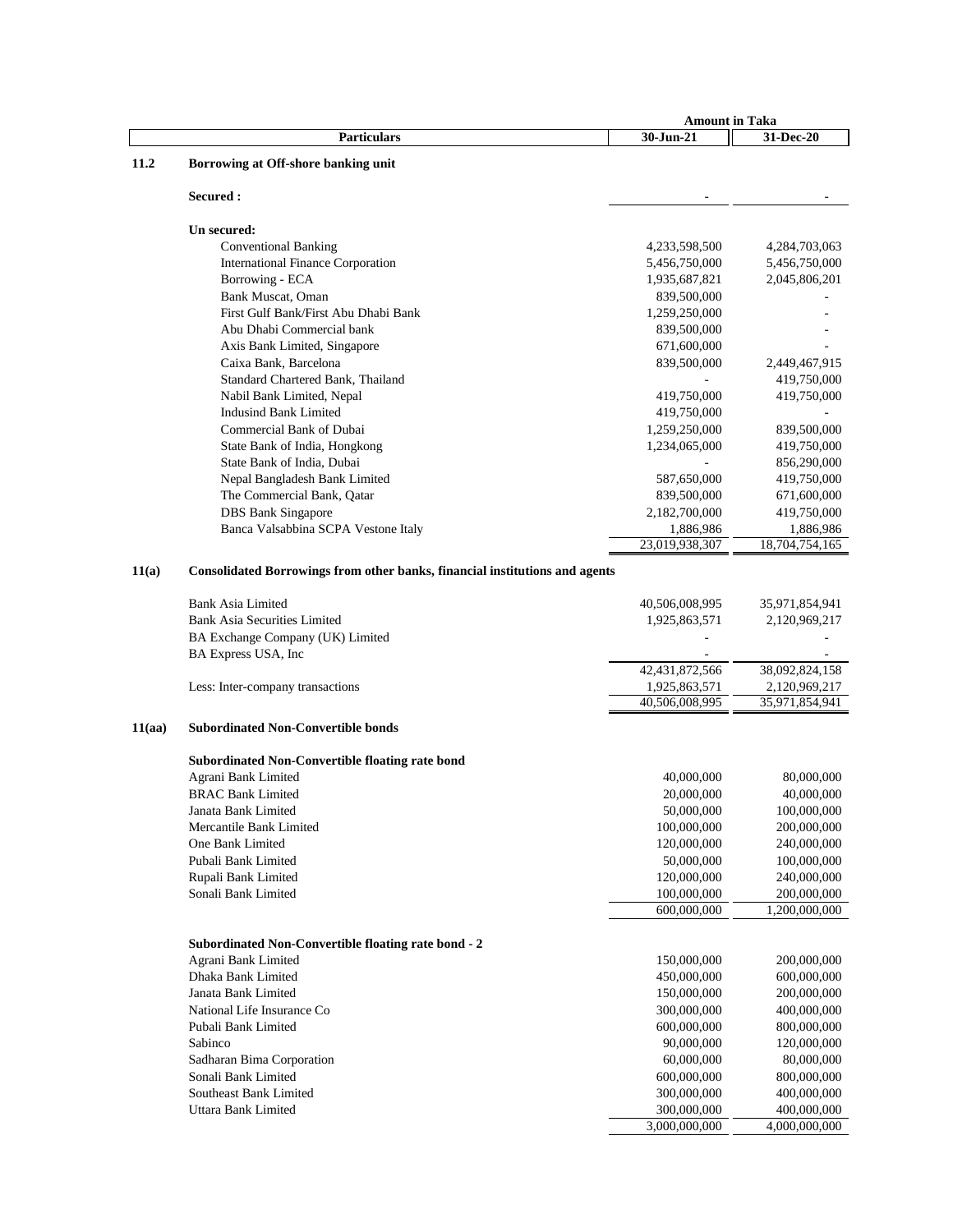| | Particulars | Amount in Taka 30-Jun-21 | 31-Dec-20 |
|---|---|---|---|
| **11.2** | **Borrowing at Off-shore banking unit** | | |
| | **Secured :** | - | - |
| | **Un secured:** | | |
| | Conventional Banking | 4,233,598,500 | 4,284,703,063 |
| | International Finance Corporation | 5,456,750,000 | 5,456,750,000 |
| | Borrowing - ECA | 1,935,687,821 | 2,045,806,201 |
| | Bank Muscat, Oman | 839,500,000 | - |
| | First Gulf Bank/First Abu Dhabi Bank | 1,259,250,000 | - |
| | Abu Dhabi Commercial bank | 839,500,000 | - |
| | Axis Bank Limited, Singapore | 671,600,000 | - |
| | Caixa Bank, Barcelona | 839,500,000 | 2,449,467,915 |
| | Standard Chartered Bank, Thailand | - | 419,750,000 |
| | Nabil Bank Limited, Nepal | 419,750,000 | 419,750,000 |
| | Indusind Bank Limited | 419,750,000 | - |
| | Commercial Bank of Dubai | 1,259,250,000 | 839,500,000 |
| | State Bank of India, Hongkong | 1,234,065,000 | 419,750,000 |
| | State Bank of India, Dubai | - | 856,290,000 |
| | Nepal Bangladesh Bank Limited | 587,650,000 | 419,750,000 |
| | The Commercial Bank, Qatar | 839,500,000 | 671,600,000 |
| | DBS Bank Singapore | 2,182,700,000 | 419,750,000 |
| | Banca Valsabbina SCPA Vestone Italy | 1,886,986 | 1,886,986 |
| | | 23,019,938,307 | 18,704,754,165 |
| **11(a)** | **Consolidated Borrowings from other banks, financial institutions and agents** | | |
| | Bank Asia Limited | 40,506,008,995 | 35,971,854,941 |
| | Bank Asia Securities Limited | 1,925,863,571 | 2,120,969,217 |
| | BA Exchange Company (UK) Limited | - | - |
| | BA Express USA, Inc | - | - |
| | | 42,431,872,566 | 38,092,824,158 |
| | Less: Inter-company transactions | 1,925,863,571 | 2,120,969,217 |
| | | 40,506,008,995 | 35,971,854,941 |
| **11(aa)** | **Subordinated Non-Convertible bonds** | | |
| | **Subordinated Non-Convertible floating rate bond** | | |
| | Agrani Bank Limited | 40,000,000 | 80,000,000 |
| | BRAC Bank Limited | 20,000,000 | 40,000,000 |
| | Janata Bank Limited | 50,000,000 | 100,000,000 |
| | Mercantile Bank Limited | 100,000,000 | 200,000,000 |
| | One Bank Limited | 120,000,000 | 240,000,000 |
| | Pubali Bank Limited | 50,000,000 | 100,000,000 |
| | Rupali Bank Limited | 120,000,000 | 240,000,000 |
| | Sonali Bank Limited | 100,000,000 | 200,000,000 |
| | | 600,000,000 | 1,200,000,000 |
| | **Subordinated Non-Convertible floating rate bond - 2** | | |
| | Agrani Bank Limited | 150,000,000 | 200,000,000 |
| | Dhaka Bank Limited | 450,000,000 | 600,000,000 |
| | Janata Bank Limited | 150,000,000 | 200,000,000 |
| | National Life Insurance Co | 300,000,000 | 400,000,000 |
| | Pubali Bank Limited | 600,000,000 | 800,000,000 |
| | Sabinco | 90,000,000 | 120,000,000 |
| | Sadharan Bima Corporation | 60,000,000 | 80,000,000 |
| | Sonali Bank Limited | 600,000,000 | 800,000,000 |
| | Southeast Bank Limited | 300,000,000 | 400,000,000 |
| | Uttara Bank Limited | 300,000,000 | 400,000,000 |
| | | 3,000,000,000 | 4,000,000,000 |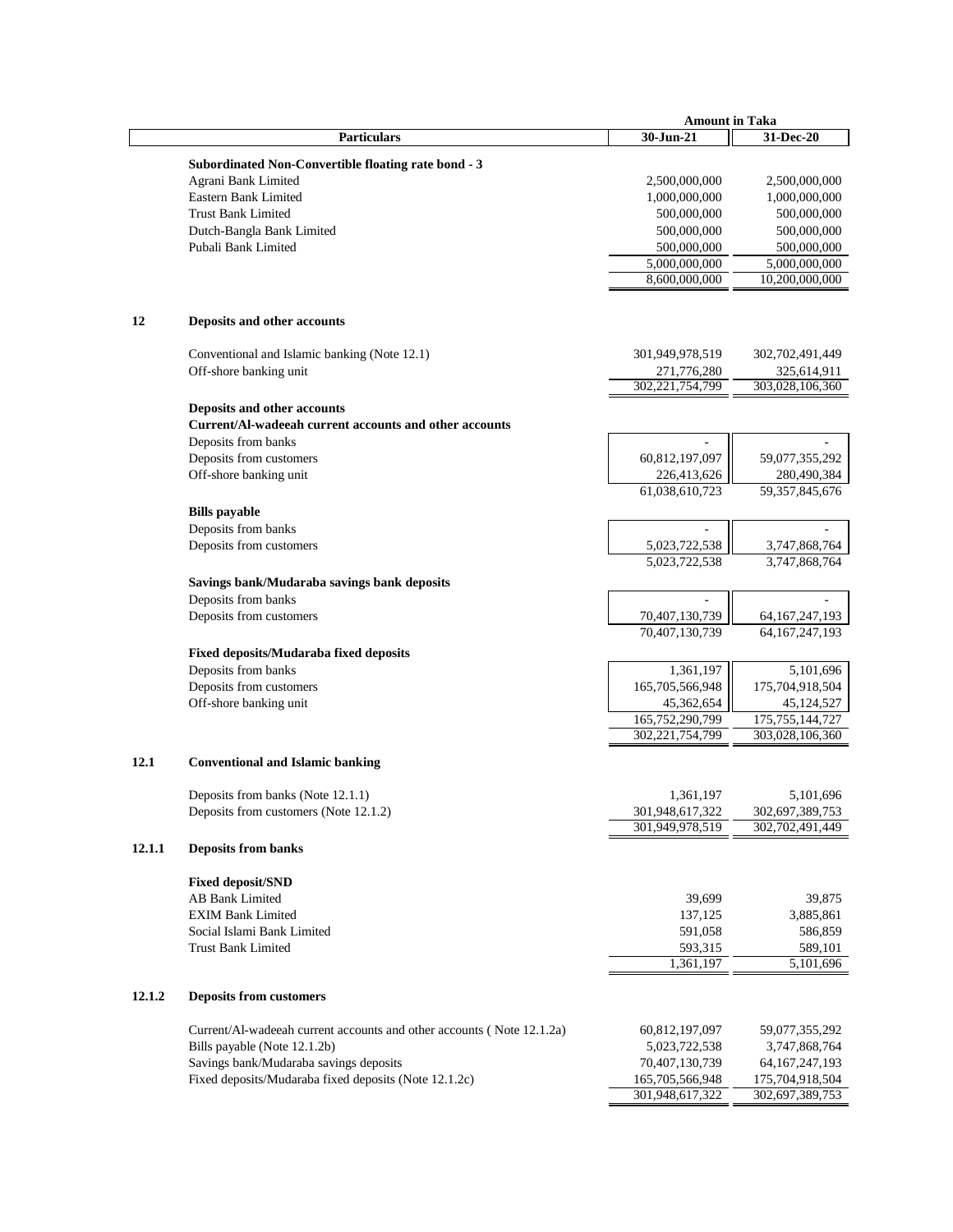| Particulars | 30-Jun-21 | 31-Dec-20 |
|---|---|---|
| | **Amount in Taka** | |
| **Subordinated Non-Convertible floating rate bond - 3** | | |
| Agrani Bank Limited | 2,500,000,000 | 2,500,000,000 |
| Eastern Bank Limited | 1,000,000,000 | 1,000,000,000 |
| Trust Bank Limited | 500,000,000 | 500,000,000 |
| Dutch-Bangla Bank Limited | 500,000,000 | 500,000,000 |
| Pubali Bank Limited | 500,000,000 | 500,000,000 |
| | 5,000,000,000 | 5,000,000,000 |
| | 8,600,000,000 | 10,200,000,000 |

## 12 Deposits and other accounts

| Particulars | 30-Jun-21 | 31-Dec-20 |
|---|---|---|
| Conventional and Islamic banking (Note 12.1) | 301,949,978,519 | 302,702,491,449 |
| Off-shore banking unit | 271,776,280 | 325,614,911 |
| | 302,221,754,799 | 303,028,106,360 |
| **Deposits and other accounts** | | |
| **Current/Al-wadeeah current accounts and other accounts** | | |
| Deposits from banks | - | - |
| Deposits from customers | 60,812,197,097 | 59,077,355,292 |
| Off-shore banking unit | 226,413,626 | 280,490,384 |
| | 61,038,610,723 | 59,357,845,676 |
| **Bills payable** | | |
| Deposits from banks | - | - |
| Deposits from customers | 5,023,722,538 | 3,747,868,764 |
| | 5,023,722,538 | 3,747,868,764 |
| **Savings bank/Mudaraba savings bank deposits** | | |
| Deposits from banks | - | - |
| Deposits from customers | 70,407,130,739 | 64,167,247,193 |
| | 70,407,130,739 | 64,167,247,193 |
| **Fixed deposits/Mudaraba fixed deposits** | | |
| Deposits from banks | 1,361,197 | 5,101,696 |
| Deposits from customers | 165,705,566,948 | 175,704,918,504 |
| Off-shore banking unit | 45,362,654 | 45,124,527 |
| | 165,752,290,799 | 175,755,144,727 |
| | 302,221,754,799 | 303,028,106,360 |

## 12.1 Conventional and Islamic banking

| Particulars | 30-Jun-21 | 31-Dec-20 |
|---|---|---|
| Deposits from banks (Note 12.1.1) | 1,361,197 | 5,101,696 |
| Deposits from customers (Note 12.1.2) | 301,948,617,322 | 302,697,389,753 |
| | 301,949,978,519 | 302,702,491,449 |

## 12.1.1 Deposits from banks

| Particulars | 30-Jun-21 | 31-Dec-20 |
|---|---|---|
| **Fixed deposit/SND** | | |
| AB Bank Limited | 39,699 | 39,875 |
| EXIM Bank Limited | 137,125 | 3,885,861 |
| Social Islami Bank Limited | 591,058 | 586,859 |
| Trust Bank Limited | 593,315 | 589,101 |
| | 1,361,197 | 5,101,696 |

## 12.1.2 Deposits from customers

| Particulars | 30-Jun-21 | 31-Dec-20 |
|---|---|---|
| Current/Al-wadeeah current accounts and other accounts ( Note 12.1.2a) | 60,812,197,097 | 59,077,355,292 |
| Bills payable (Note 12.1.2b) | 5,023,722,538 | 3,747,868,764 |
| Savings bank/Mudaraba savings deposits | 70,407,130,739 | 64,167,247,193 |
| Fixed deposits/Mudaraba fixed deposits (Note 12.1.2c) | 165,705,566,948 | 175,704,918,504 |
| | 301,948,617,322 | 302,697,389,753 |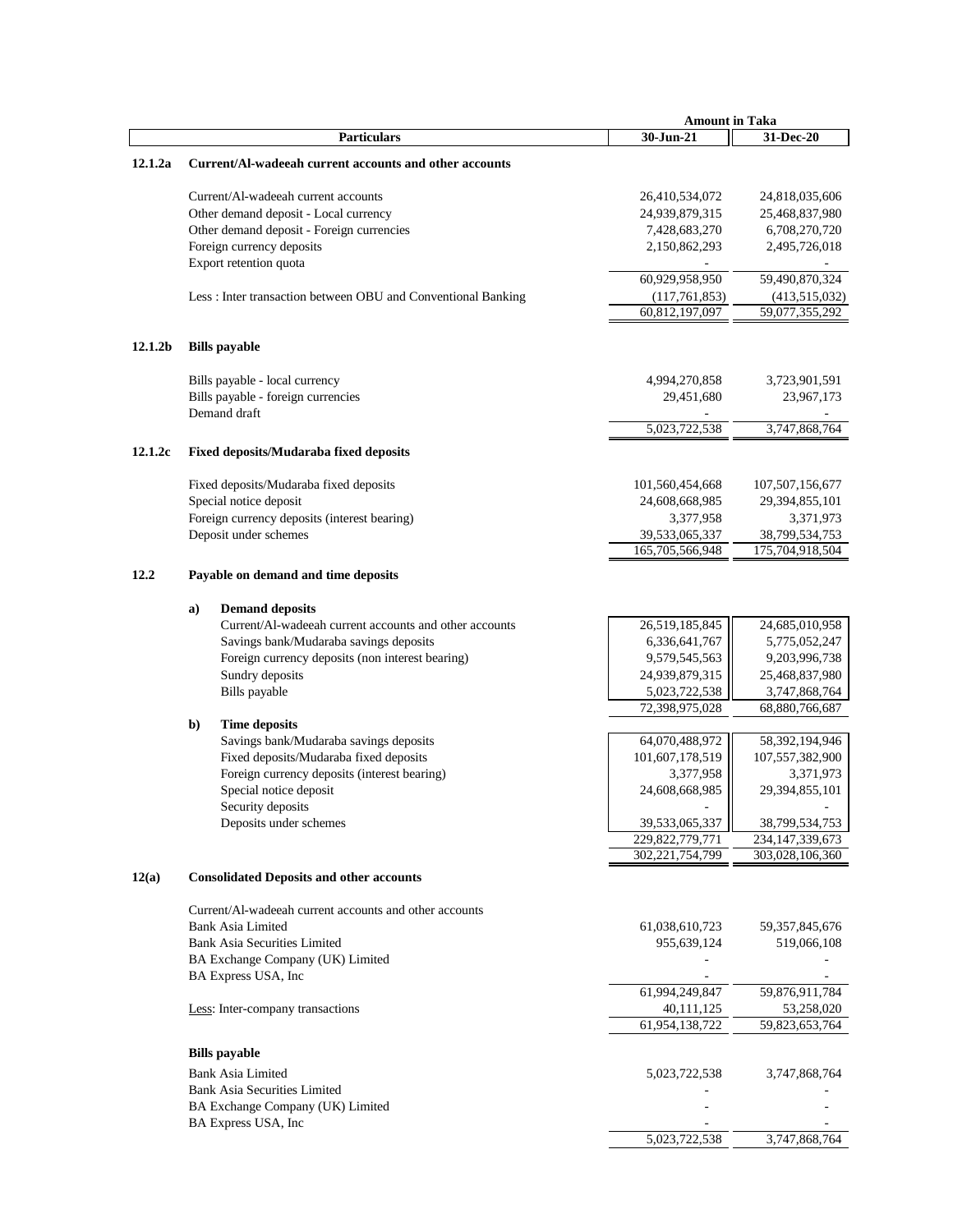| | Particulars | Amount in Taka 30-Jun-21 | 31-Dec-20 |
|---|---|---|---|
| **12.1.2a** | **Current/Al-wadeeah current accounts and other accounts** | | |
| | Current/Al-wadeeah current accounts | 26,410,534,072 | 24,818,035,606 |
| | Other demand deposit - Local currency | 24,939,879,315 | 25,468,837,980 |
| | Other demand deposit - Foreign currencies | 7,428,683,270 | 6,708,270,720 |
| | Foreign currency deposits | 2,150,862,293 | 2,495,726,018 |
| | Export retention quota | - | - |
| | | 60,929,958,950 | 59,490,870,324 |
| | Less : Inter transaction between OBU and Conventional Banking | (117,761,853) | (413,515,032) |
| | | 60,812,197,097 | 59,077,355,292 |
| **12.1.2b** | **Bills payable** | | |
| | Bills payable - local currency | 4,994,270,858 | 3,723,901,591 |
| | Bills payable - foreign currencies | 29,451,680 | 23,967,173 |
| | Demand draft | - | - |
| | | 5,023,722,538 | 3,747,868,764 |
| **12.1.2c** | **Fixed deposits/Mudaraba fixed deposits** | | |
| | Fixed deposits/Mudaraba fixed deposits | 101,560,454,668 | 107,507,156,677 |
| | Special notice deposit | 24,608,668,985 | 29,394,855,101 |
| | Foreign currency deposits (interest bearing) | 3,377,958 | 3,371,973 |
| | Deposit under schemes | 39,533,065,337 | 38,799,534,753 |
| | | 165,705,566,948 | 175,704,918,504 |
| **12.2** | **Payable on demand and time deposits** | | |
| | **a) Demand deposits** | | |
| | Current/Al-wadeeah current accounts and other accounts | 26,519,185,845 | 24,685,010,958 |
| | Savings bank/Mudaraba savings deposits | 6,336,641,767 | 5,775,052,247 |
| | Foreign currency deposits (non interest bearing) | 9,579,545,563 | 9,203,996,738 |
| | Sundry deposits | 24,939,879,315 | 25,468,837,980 |
| | Bills payable | 5,023,722,538 | 3,747,868,764 |
| | | 72,398,975,028 | 68,880,766,687 |
| | **b) Time deposits** | | |
| | Savings bank/Mudaraba savings deposits | 64,070,488,972 | 58,392,194,946 |
| | Fixed deposits/Mudaraba fixed deposits | 101,607,178,519 | 107,557,382,900 |
| | Foreign currency deposits (interest bearing) | 3,377,958 | 3,371,973 |
| | Special notice deposit | 24,608,668,985 | 29,394,855,101 |
| | Security deposits | - | - |
| | Deposits under schemes | 39,533,065,337 | 38,799,534,753 |
| | | 229,822,779,771 | 234,147,339,673 |
| | | 302,221,754,799 | 303,028,106,360 |
| **12(a)** | **Consolidated Deposits and other accounts** | | |
| | Current/Al-wadeeah current accounts and other accounts | | |
| | Bank Asia Limited | 61,038,610,723 | 59,357,845,676 |
| | Bank Asia Securities Limited | 955,639,124 | 519,066,108 |
| | BA Exchange Company (UK) Limited | - | - |
| | BA Express USA, Inc | - | - |
| | | 61,994,249,847 | 59,876,911,784 |
| | Less: Inter-company transactions | 40,111,125 | 53,258,020 |
| | | 61,954,138,722 | 59,823,653,764 |
| | **Bills payable** | | |
| | Bank Asia Limited | 5,023,722,538 | 3,747,868,764 |
| | Bank Asia Securities Limited | - | - |
| | BA Exchange Company (UK) Limited | - | - |
| | BA Express USA, Inc | - | - |
| | | 5,023,722,538 | 3,747,868,764 |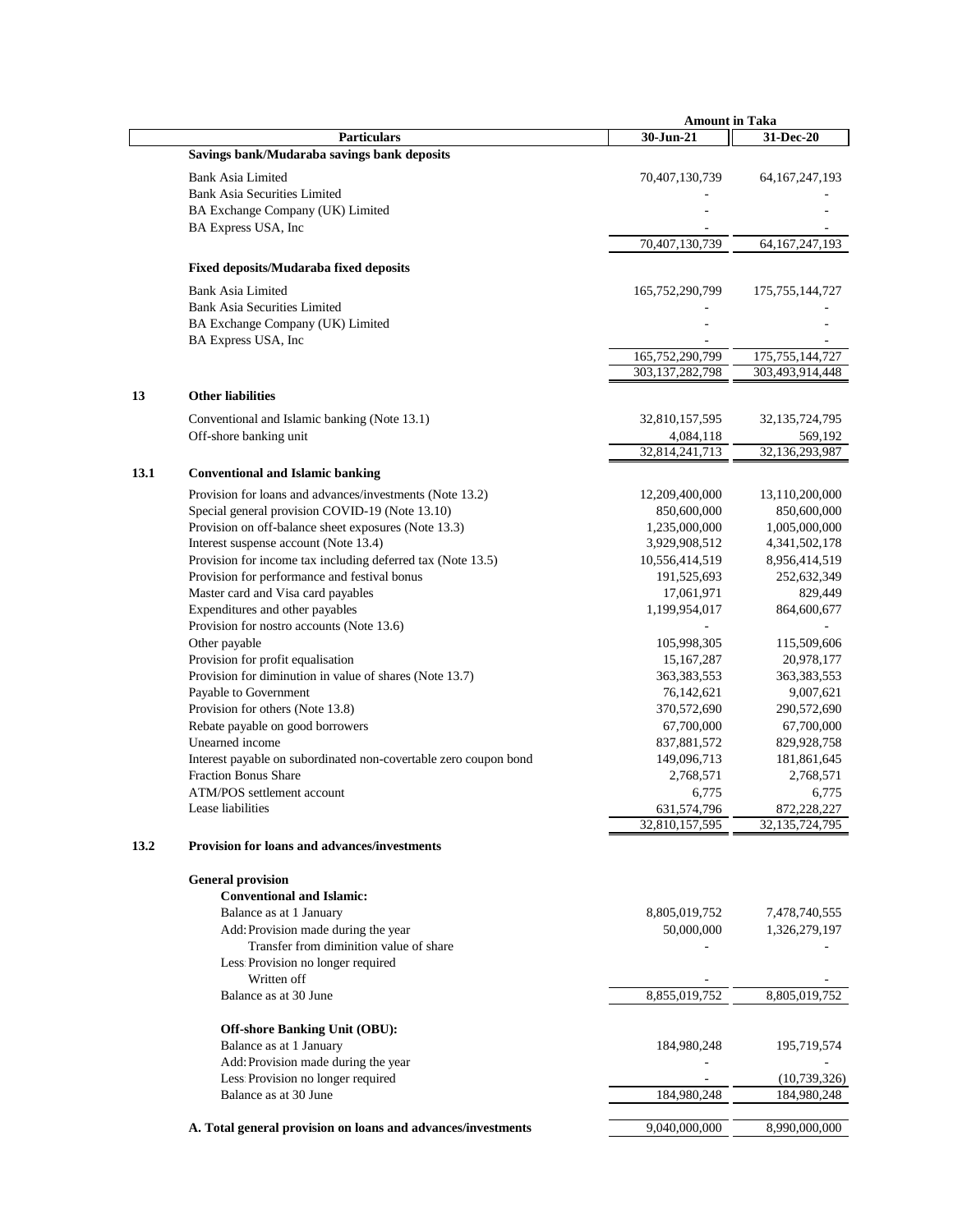| | Particulars | Amount in Taka 30-Jun-21 | 31-Dec-20 |
|---|---|---|---|
| | **Savings bank/Mudaraba savings bank deposits** | | |
| | Bank Asia Limited | 70,407,130,739 | 64,167,247,193 |
| | Bank Asia Securities Limited | - | - |
| | BA Exchange Company (UK) Limited | - | - |
| | BA Express USA, Inc | - | - |
| | | 70,407,130,739 | 64,167,247,193 |
| | **Fixed deposits/Mudaraba fixed deposits** | | |
| | Bank Asia Limited | 165,752,290,799 | 175,755,144,727 |
| | Bank Asia Securities Limited | - | - |
| | BA Exchange Company (UK) Limited | - | - |
| | BA Express USA, Inc | - | - |
| | | 165,752,290,799 | 175,755,144,727 |
| | | 303,137,282,798 | 303,493,914,448 |
| **13** | **Other liabilities** | | |
| | Conventional and Islamic banking (Note 13.1) | 32,810,157,595 | 32,135,724,795 |
| | Off-shore banking unit | 4,084,118 | 569,192 |
| | | 32,814,241,713 | 32,136,293,987 |
| **13.1** | **Conventional and Islamic banking** | | |
| | Provision for loans and advances/investments (Note 13.2) | 12,209,400,000 | 13,110,200,000 |
| | Special general provision COVID-19 (Note 13.10) | 850,600,000 | 850,600,000 |
| | Provision on off-balance sheet exposures (Note 13.3) | 1,235,000,000 | 1,005,000,000 |
| | Interest suspense account (Note 13.4) | 3,929,908,512 | 4,341,502,178 |
| | Provision for income tax including deferred tax (Note 13.5) | 10,556,414,519 | 8,956,414,519 |
| | Provision for performance and festival bonus | 191,525,693 | 252,632,349 |
| | Master card and Visa card payables | 17,061,971 | 829,449 |
| | Expenditures and other payables | 1,199,954,017 | 864,600,677 |
| | Provision for nostro accounts (Note 13.6) | - | - |
| | Other payable | 105,998,305 | 115,509,606 |
| | Provision for profit equalisation | 15,167,287 | 20,978,177 |
| | Provision for diminution in value of shares (Note 13.7) | 363,383,553 | 363,383,553 |
| | Payable to Government | 76,142,621 | 9,007,621 |
| | Provision for others (Note 13.8) | 370,572,690 | 290,572,690 |
| | Rebate payable on good borrowers | 67,700,000 | 67,700,000 |
| | Unearned income | 837,881,572 | 829,928,758 |
| | Interest payable on subordinated non-covertable zero coupon bond | 149,096,713 | 181,861,645 |
| | Fraction Bonus Share | 2,768,571 | 2,768,571 |
| | ATM/POS settlement account | 6,775 | 6,775 |
| | Lease liabilities | 631,574,796 | 872,228,227 |
| | | 32,810,157,595 | 32,135,724,795 |
| **13.2** | **Provision for loans and advances/investments** | | |
| | **General provision** | | |
| | **Conventional and Islamic:** | | |
| | Balance as at 1 January | 8,805,019,752 | 7,478,740,555 |
| | Add: Provision made during the year | 50,000,000 | 1,326,279,197 |
| | Transfer from diminition value of share | - | - |
| | Less: Provision no longer required | | |
| | Written off | - | - |
| | Balance as at 30 June | 8,855,019,752 | 8,805,019,752 |
| | **Off-shore Banking Unit (OBU):** | | |
| | Balance as at 1 January | 184,980,248 | 195,719,574 |
| | Add: Provision made during the year | - | - |
| | Less: Provision no longer required | - | (10,739,326) |
| | Balance as at 30 June | 184,980,248 | 184,980,248 |
| | **A. Total general provision on loans and advances/investments** | 9,040,000,000 | 8,990,000,000 |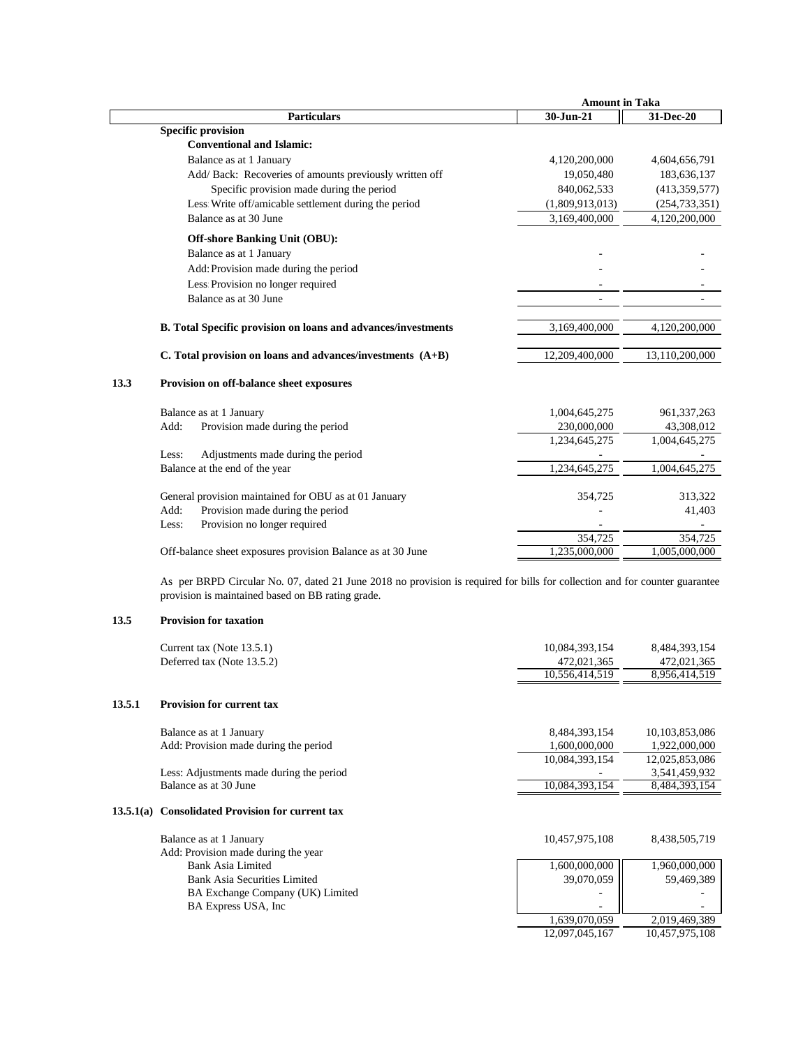| Particulars | Amount in Taka 30-Jun-21 | 31-Dec-20 |
|---|---|---|
| **Specific provision** | | |
| **Conventional and Islamic:** | | |
| Balance as at 1 January | 4,120,200,000 | 4,604,656,791 |
| Add/ Back: Recoveries of amounts previously written off | 19,050,480 | 183,636,137 |
| Specific provision made during the period | 840,062,533 | (413,359,577) |
| Less: Write off/amicable settlement during the period | (1,809,913,013) | (254,733,351) |
| Balance as at 30 June | 3,169,400,000 | 4,120,200,000 |
| **Off-shore Banking Unit (OBU):** | | |
| Balance as at 1 January | - | - |
| Add: Provision made during the period | - | - |
| Less: Provision no longer required | - | - |
| Balance as at 30 June | - | - |
| **B. Total Specific provision on loans and advances/investments** | 3,169,400,000 | 4,120,200,000 |
| **C. Total provision on loans and advances/investments (A+B)** | 12,209,400,000 | 13,110,200,000 |

## 13.3 Provision on off-balance sheet exposures

| Particulars | 30-Jun-21 | 31-Dec-20 |
|---|---|---|
| Balance as at 1 January | 1,004,645,275 | 961,337,263 |
| Add: Provision made during the period | 230,000,000 | 43,308,012 |
| | 1,234,645,275 | 1,004,645,275 |
| Less: Adjustments made during the period | - | - |
| Balance at the end of the year | 1,234,645,275 | 1,004,645,275 |
| General provision maintained for OBU as at 01 January | 354,725 | 313,322 |
| Add: Provision made during the period | - | 41,403 |
| Less: Provision no longer required | - | - |
| | 354,725 | 354,725 |
| Off-balance sheet exposures provision Balance as at 30 June | 1,235,000,000 | 1,005,000,000 |

As per BRPD Circular No. 07, dated 21 June 2018 no provision is required for bills for collection and for counter guarantee provision is maintained based on BB rating grade.

## 13.5 Provision for taxation

| Particulars | 30-Jun-21 | 31-Dec-20 |
|---|---|---|
| Current tax (Note 13.5.1) | 10,084,393,154 | 8,484,393,154 |
| Deferred tax (Note 13.5.2) | 472,021,365 | 472,021,365 |
| | 10,556,414,519 | 8,956,414,519 |

## 13.5.1 Provision for current tax

| Particulars | 30-Jun-21 | 31-Dec-20 |
|---|---|---|
| Balance as at 1 January | 8,484,393,154 | 10,103,853,086 |
| Add: Provision made during the period | 1,600,000,000 | 1,922,000,000 |
| | 10,084,393,154 | 12,025,853,086 |
| Less: Adjustments made during the period | - | 3,541,459,932 |
| Balance as at 30 June | 10,084,393,154 | 8,484,393,154 |

## 13.5.1(a) Consolidated Provision for current tax

| Particulars | 30-Jun-21 | 31-Dec-20 |
|---|---|---|
| Balance as at 1 January | 10,457,975,108 | 8,438,505,719 |
| Add: Provision made during the year | | |
| Bank Asia Limited | 1,600,000,000 | 1,960,000,000 |
| Bank Asia Securities Limited | 39,070,059 | 59,469,389 |
| BA Exchange Company (UK) Limited | - | - |
| BA Express USA, Inc | - | - |
| | 1,639,070,059 | 2,019,469,389 |
| | 12,097,045,167 | 10,457,975,108 |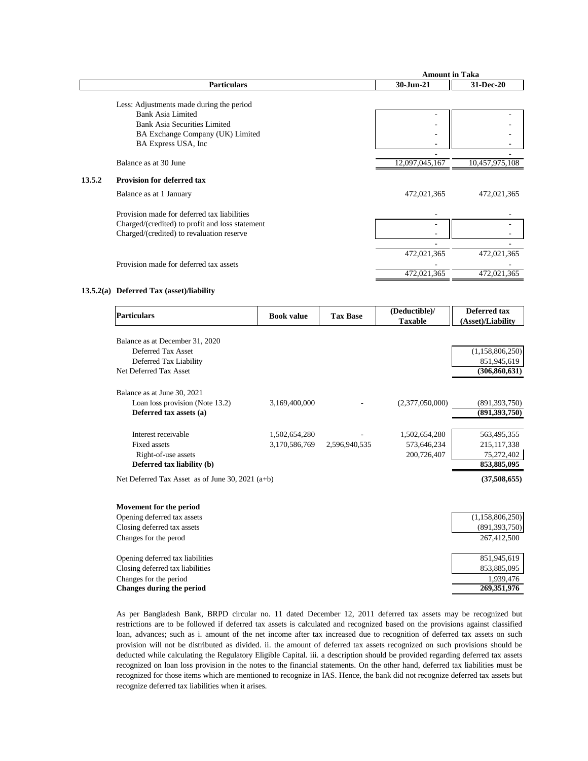| Particulars | Amount in Taka 30-Jun-21 | Amount in Taka 31-Dec-20 |
|---|---|---|
| Less: Adjustments made during the period | | |
| Bank Asia Limited | - | - |
| Bank Asia Securities Limited | - | - |
| BA Exchange Company (UK) Limited | - | - |
| BA Express USA, Inc | - | - |
| | - | - |
| Balance as at 30 June | 12,097,045,167 | 10,457,975,108 |

### 13.5.2 Provision for deferred tax

| Particulars | 30-Jun-21 | 31-Dec-20 |
|---|---|---|
| Balance as at 1 January | 472,021,365 | 472,021,365 |
| Provision made for deferred tax liabilities | - | - |
| Charged/(credited) to profit and loss statement | - | - |
| Charged/(credited) to revaluation reserve | - | - |
| | - | - |
| | 472,021,365 | 472,021,365 |
| Provision made for deferred tax assets | - | - |
| | 472,021,365 | 472,021,365 |

### 13.5.2(a) Deferred Tax (asset)/liability

| Particulars | Book value | Tax Base | (Deductible)/ Taxable | Deferred tax (Asset)/Liability |
|---|---|---|---|---|
| Balance as at December 31, 2020 | | | | |
| Deferred Tax Asset | | | | (1,158,806,250) |
| Deferred Tax Liability | | | | 851,945,619 |
| Net Deferred Tax Asset | | | | **(306,860,631)** |
| Balance as at June 30, 2021 | | | | |
| Loan loss provision (Note 13.2) | 3,169,400,000 | - | (2,377,050,000) | (891,393,750) |
| **Deferred tax assets (a)** | | | | **(891,393,750)** |
| Interest receivable | 1,502,654,280 | - | 1,502,654,280 | 563,495,355 |
| Fixed assets | 3,170,586,769 | 2,596,940,535 | 573,646,234 | 215,117,338 |
| Right-of-use assets | | | 200,726,407 | 75,272,402 |
| **Deferred tax liability (b)** | | | | **853,885,095** |
| Net Deferred Tax Asset as of June 30, 2021 (a+b) | | | | **(37,508,655)** |

**Movement for the period**

| Particulars | Amount |
|---|---|
| Opening deferred tax assets | (1,158,806,250) |
| Closing deferred tax assets | (891,393,750) |
| Changes for the perod | 267,412,500 |
| Opening deferred tax liabilities | 851,945,619 |
| Closing deferred tax liabilities | 853,885,095 |
| Changes for the period | 1,939,476 |
| **Changes during the period** | **269,351,976** |

As per Bangladesh Bank, BRPD circular no. 11 dated December 12, 2011 deferred tax assets may be recognized but restrictions are to be followed if deferred tax assets is calculated and recognized based on the provisions against classified loan, advances; such as i. amount of the net income after tax increased due to recognition of deferred tax assets on such provision will not be distributed as divided. ii. the amount of deferred tax assets recognized on such provisions should be deducted while calculating the Regulatory Eligible Capital. iii. a description should be provided regarding deferred tax assets recognized on loan loss provision in the notes to the financial statements. On the other hand, deferred tax liabilities must be recognized for those items which are mentioned to recognize in IAS. Hence, the bank did not recognize deferred tax assets but recognize deferred tax liabilities when it arises.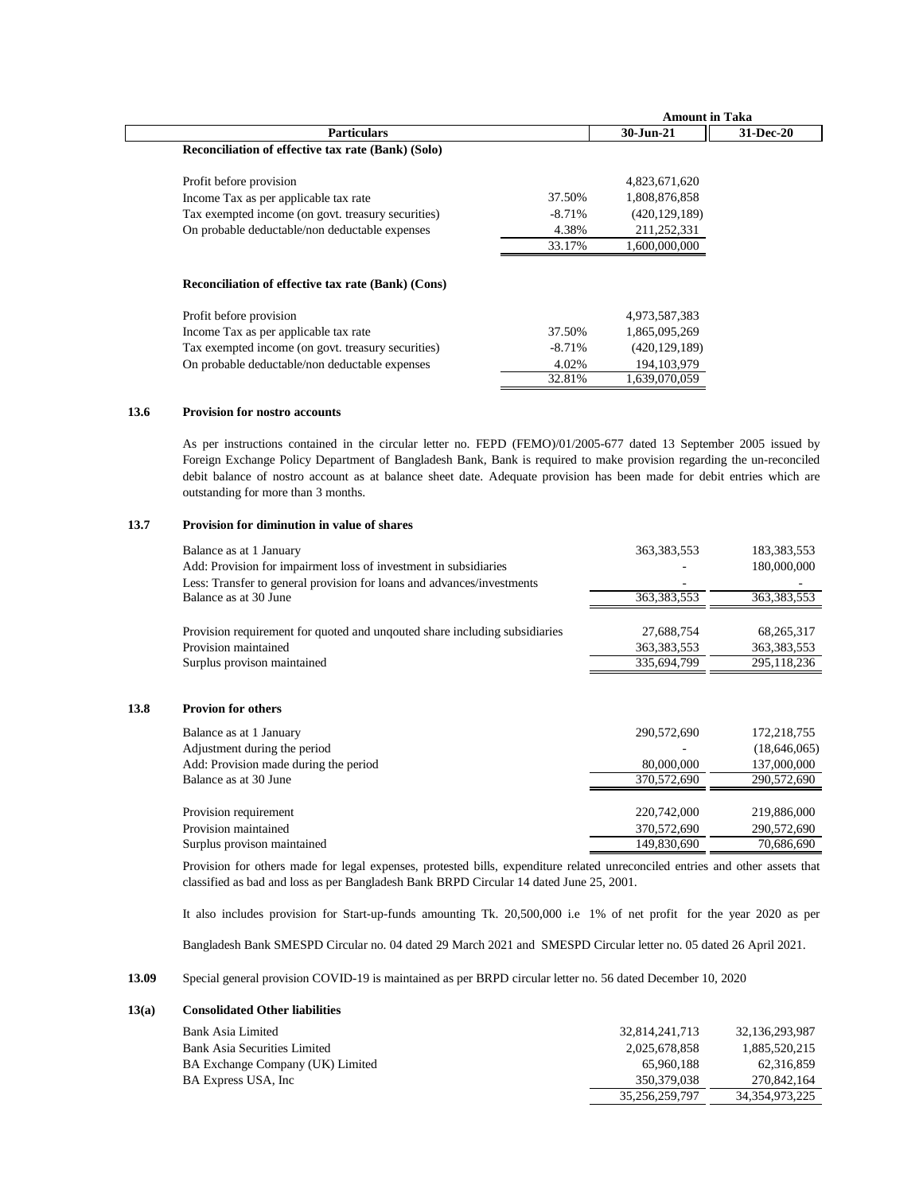|  |  | Amount in Taka |  |
|---|---|---|---|
| **Particulars** |  | **30-Jun-21** | **31-Dec-20** |
| **Reconciliation of effective tax rate (Bank) (Solo)** |  |  |  |
| Profit before provision |  | 4,823,671,620 |  |
| Income Tax as per applicable tax rate | 37.50% | 1,808,876,858 |  |
| Tax exempted income (on govt. treasury securities) | -8.71% | (420,129,189) |  |
| On probable deductable/non deductable expenses | 4.38% | 211,252,331 |  |
|  | 33.17% | 1,600,000,000 |  |
| **Reconciliation of effective tax rate (Bank) (Cons)** |  |  |  |
| Profit before provision |  | 4,973,587,383 |  |
| Income Tax as per applicable tax rate | 37.50% | 1,865,095,269 |  |
| Tax exempted income (on govt. treasury securities) | -8.71% | (420,129,189) |  |
| On probable deductable/non deductable expenses | 4.02% | 194,103,979 |  |
|  | 32.81% | 1,639,070,059 |  |

**13.6 Provision for nostro accounts**

As per instructions contained in the circular letter no. FEPD (FEMO)/01/2005-677 dated 13 September 2005 issued by Foreign Exchange Policy Department of Bangladesh Bank, Bank is required to make provision regarding the un-reconciled debit balance of nostro account as at balance sheet date. Adequate provision has been made for debit entries which are outstanding for more than 3 months.

**13.7 Provision for diminution in value of shares**

| Particulars | 30-Jun-21 | 31-Dec-20 |
|---|---|---|
| Balance as at 1 January | 363,383,553 | 183,383,553 |
| Add: Provision for impairment loss of investment in subsidiaries | - | 180,000,000 |
| Less: Transfer to general provision for loans and advances/investments | - | - |
| Balance as at 30 June | 363,383,553 | 363,383,553 |
| Provision requirement for quoted and unqouted share including subsidiaries | 27,688,754 | 68,265,317 |
| Provision maintained | 363,383,553 | 363,383,553 |
| Surplus provison maintained | 335,694,799 | 295,118,236 |

**13.8 Provion for others**

| Particulars | 30-Jun-21 | 31-Dec-20 |
|---|---|---|
| Balance as at 1 January | 290,572,690 | 172,218,755 |
| Adjustment during the period | - | (18,646,065) |
| Add: Provision made during the period | 80,000,000 | 137,000,000 |
| Balance as at 30 June | 370,572,690 | 290,572,690 |
| Provision requirement | 220,742,000 | 219,886,000 |
| Provision maintained | 370,572,690 | 290,572,690 |
| Surplus provison maintained | 149,830,690 | 70,686,690 |

Provision for others made for legal expenses, protested bills, expenditure related unreconciled entries and other assets that classified as bad and loss as per Bangladesh Bank BRPD Circular 14 dated June 25, 2001.

It also includes provision for Start-up-funds amounting Tk. 20,500,000 i.e 1% of net profit for the year 2020 as per

Bangladesh Bank SMESPD Circular no. 04 dated 29 March 2021 and SMESPD Circular letter no. 05 dated 26 April 2021.

**13.09** Special general provision COVID-19 is maintained as per BRPD circular letter no. 56 dated December 10, 2020

**13(a) Consolidated Other liabilities**

| Particulars | 30-Jun-21 | 31-Dec-20 |
|---|---|---|
| Bank Asia Limited | 32,814,241,713 | 32,136,293,987 |
| Bank Asia Securities Limited | 2,025,678,858 | 1,885,520,215 |
| BA Exchange Company (UK) Limited | 65,960,188 | 62,316,859 |
| BA Express USA, Inc | 350,379,038 | 270,842,164 |
|  | 35,256,259,797 | 34,354,973,225 |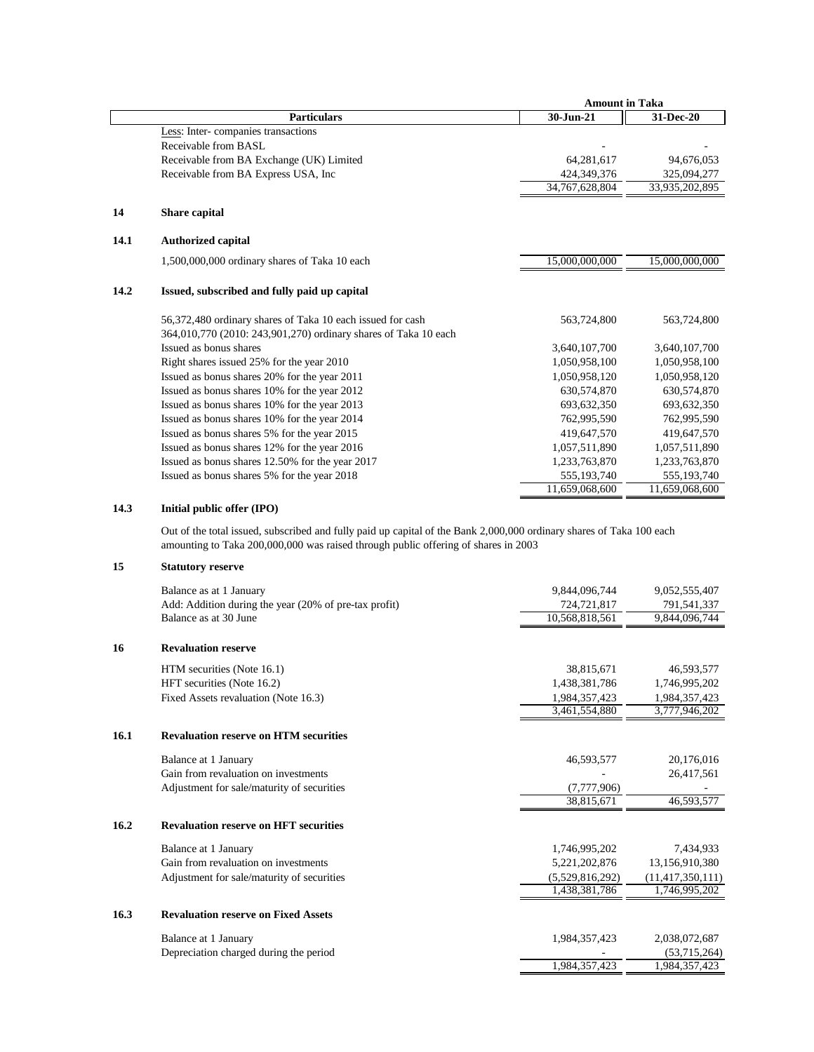| | Particulars | Amount in Taka 30-Jun-21 | Amount in Taka 31-Dec-20 |
|---|---|---|---|
| | Less: Inter- companies transactions | | |
| | Receivable from BASL | - | - |
| | Receivable from BA Exchange (UK) Limited | 64,281,617 | 94,676,053 |
| | Receivable from BA Express USA, Inc | 424,349,376 | 325,094,277 |
| | | 34,767,628,804 | 33,935,202,895 |

## 14 Share capital

### 14.1 Authorized capital

| Particulars | 30-Jun-21 | 31-Dec-20 |
|---|---|---|
| 1,500,000,000 ordinary shares of Taka 10 each | 15,000,000,000 | 15,000,000,000 |

### 14.2 Issued, subscribed and fully paid up capital

| Particulars | 30-Jun-21 | 31-Dec-20 |
|---|---|---|
| 56,372,480 ordinary shares of Taka 10 each issued for cash | 563,724,800 | 563,724,800 |
| 364,010,770 (2010: 243,901,270) ordinary shares of Taka 10 each | | |
| Issued as bonus shares | 3,640,107,700 | 3,640,107,700 |
| Right shares issued 25% for the year 2010 | 1,050,958,100 | 1,050,958,100 |
| Issued as bonus shares 20% for the year 2011 | 1,050,958,120 | 1,050,958,120 |
| Issued as bonus shares 10% for the year 2012 | 630,574,870 | 630,574,870 |
| Issued as bonus shares 10% for the year 2013 | 693,632,350 | 693,632,350 |
| Issued as bonus shares 10% for the year 2014 | 762,995,590 | 762,995,590 |
| Issued as bonus shares 5% for the year 2015 | 419,647,570 | 419,647,570 |
| Issued as bonus shares 12% for the year 2016 | 1,057,511,890 | 1,057,511,890 |
| Issued as bonus shares 12.50% for the year 2017 | 1,233,763,870 | 1,233,763,870 |
| Issued as bonus shares 5% for the year 2018 | 555,193,740 | 555,193,740 |
| | 11,659,068,600 | 11,659,068,600 |

### 14.3 Initial public offer (IPO)

Out of the total issued, subscribed and fully paid up capital of the Bank 2,000,000 ordinary shares of Taka 100 each amounting to Taka 200,000,000 was raised through public offering of shares in 2003

## 15 Statutory reserve

| Particulars | 30-Jun-21 | 31-Dec-20 |
|---|---|---|
| Balance as at 1 January | 9,844,096,744 | 9,052,555,407 |
| Add: Addition during the year (20% of pre-tax profit) | 724,721,817 | 791,541,337 |
| Balance as at 30 June | 10,568,818,561 | 9,844,096,744 |

## 16 Revaluation reserve

| Particulars | 30-Jun-21 | 31-Dec-20 |
|---|---|---|
| HTM securities (Note 16.1) | 38,815,671 | 46,593,577 |
| HFT securities (Note 16.2) | 1,438,381,786 | 1,746,995,202 |
| Fixed Assets revaluation (Note 16.3) | 1,984,357,423 | 1,984,357,423 |
| | 3,461,554,880 | 3,777,946,202 |

### 16.1 Revaluation reserve on HTM securities

| Particulars | 30-Jun-21 | 31-Dec-20 |
|---|---|---|
| Balance at 1 January | 46,593,577 | 20,176,016 |
| Gain from revaluation on investments | - | 26,417,561 |
| Adjustment for sale/maturity of securities | (7,777,906) | - |
| | 38,815,671 | 46,593,577 |

### 16.2 Revaluation reserve on HFT securities

| Particulars | 30-Jun-21 | 31-Dec-20 |
|---|---|---|
| Balance at 1 January | 1,746,995,202 | 7,434,933 |
| Gain from revaluation on investments | 5,221,202,876 | 13,156,910,380 |
| Adjustment for sale/maturity of securities | (5,529,816,292) | (11,417,350,111) |
| | 1,438,381,786 | 1,746,995,202 |

### 16.3 Revaluation reserve on Fixed Assets

| Particulars | 30-Jun-21 | 31-Dec-20 |
|---|---|---|
| Balance at 1 January | 1,984,357,423 | 2,038,072,687 |
| Depreciation charged during the period | - | (53,715,264) |
| | 1,984,357,423 | 1,984,357,423 |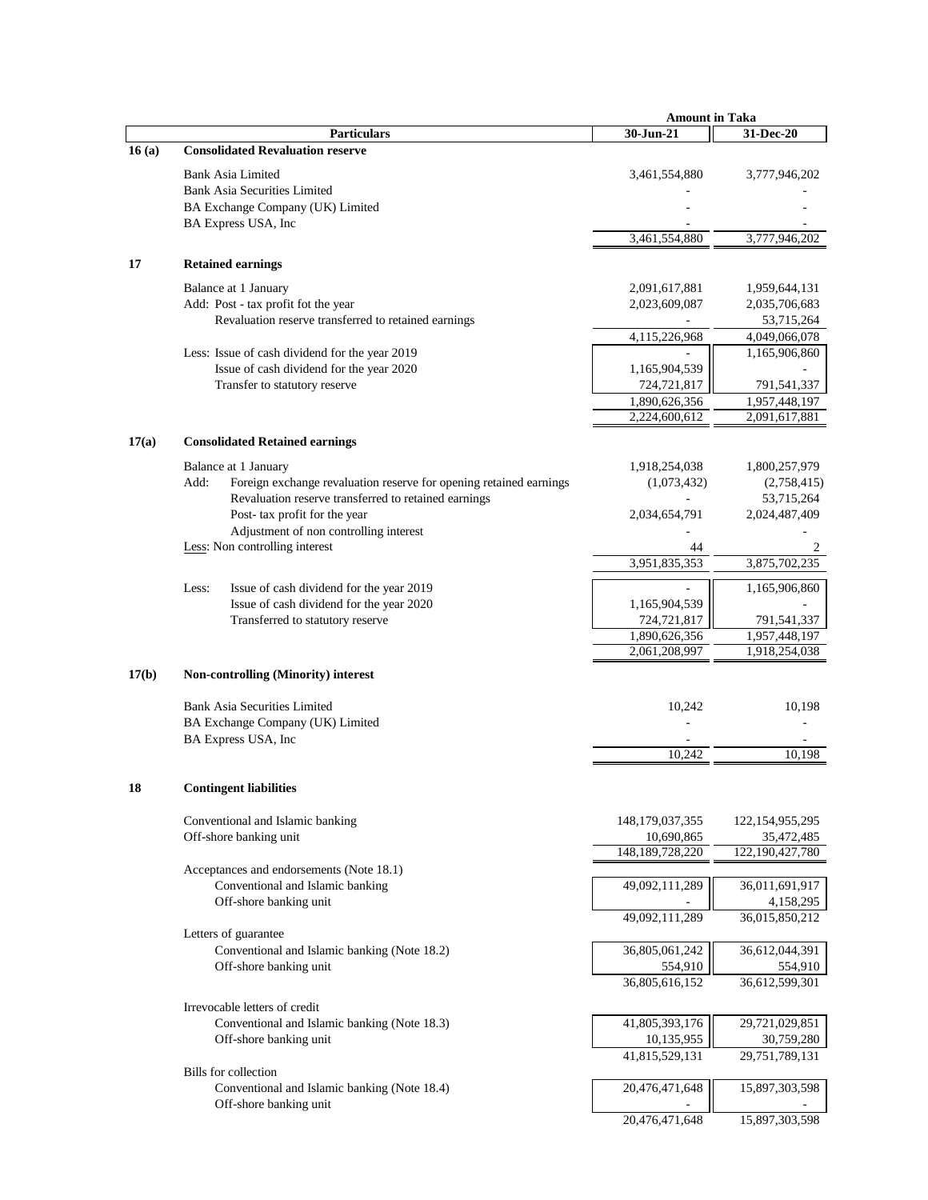| | Particulars | Amount in Taka 30-Jun-21 | 31-Dec-20 |
|---|---|---|---|
| **16 (a)** | **Consolidated Revaluation reserve** | | |
| | Bank Asia Limited | 3,461,554,880 | 3,777,946,202 |
| | Bank Asia Securities Limited | - | - |
| | BA Exchange Company (UK) Limited | - | - |
| | BA Express USA, Inc | - | - |
| | | 3,461,554,880 | 3,777,946,202 |
| **17** | **Retained earnings** | | |
| | Balance at 1 January | 2,091,617,881 | 1,959,644,131 |
| | Add: Post - tax profit fot the year | 2,023,609,087 | 2,035,706,683 |
| | Revaluation reserve transferred to retained earnings | - | 53,715,264 |
| | | 4,115,226,968 | 4,049,066,078 |
| | Less: Issue of cash dividend for the year 2019 | - | 1,165,906,860 |
| | Issue of cash dividend for the year 2020 | 1,165,904,539 | - |
| | Transfer to statutory reserve | 724,721,817 | 791,541,337 |
| | | 1,890,626,356 | 1,957,448,197 |
| | | 2,224,600,612 | 2,091,617,881 |
| **17(a)** | **Consolidated Retained earnings** | | |
| | Balance at 1 January | 1,918,254,038 | 1,800,257,979 |
| | Add: Foreign exchange revaluation reserve for opening retained earnings | (1,073,432) | (2,758,415) |
| | Revaluation reserve transferred to retained earnings | - | 53,715,264 |
| | Post- tax profit for the year | 2,034,654,791 | 2,024,487,409 |
| | Adjustment of non controlling interest | - | - |
| | Less: Non controlling interest | 44 | 2 |
| | | 3,951,835,353 | 3,875,702,235 |
| | Less: Issue of cash dividend for the year 2019 | - | 1,165,906,860 |
| | Issue of cash dividend for the year 2020 | 1,165,904,539 | - |
| | Transferred to statutory reserve | 724,721,817 | 791,541,337 |
| | | 1,890,626,356 | 1,957,448,197 |
| | | 2,061,208,997 | 1,918,254,038 |
| **17(b)** | **Non-controlling (Minority) interest** | | |
| | Bank Asia Securities Limited | 10,242 | 10,198 |
| | BA Exchange Company (UK) Limited | - | - |
| | BA Express USA, Inc | - | - |
| | | 10,242 | 10,198 |
| **18** | **Contingent liabilities** | | |
| | Conventional and Islamic banking | 148,179,037,355 | 122,154,955,295 |
| | Off-shore banking unit | 10,690,865 | 35,472,485 |
| | | 148,189,728,220 | 122,190,427,780 |
| | Acceptances and endorsements (Note 18.1) | | |
| | Conventional and Islamic banking | 49,092,111,289 | 36,011,691,917 |
| | Off-shore banking unit | - | 4,158,295 |
| | | 49,092,111,289 | 36,015,850,212 |
| | Letters of guarantee | | |
| | Conventional and Islamic banking (Note 18.2) | 36,805,061,242 | 36,612,044,391 |
| | Off-shore banking unit | 554,910 | 554,910 |
| | | 36,805,616,152 | 36,612,599,301 |
| | Irrevocable letters of credit | | |
| | Conventional and Islamic banking (Note 18.3) | 41,805,393,176 | 29,721,029,851 |
| | Off-shore banking unit | 10,135,955 | 30,759,280 |
| | | 41,815,529,131 | 29,751,789,131 |
| | Bills for collection | | |
| | Conventional and Islamic banking (Note 18.4) | 20,476,471,648 | 15,897,303,598 |
| | Off-shore banking unit | - | - |
| | | 20,476,471,648 | 15,897,303,598 |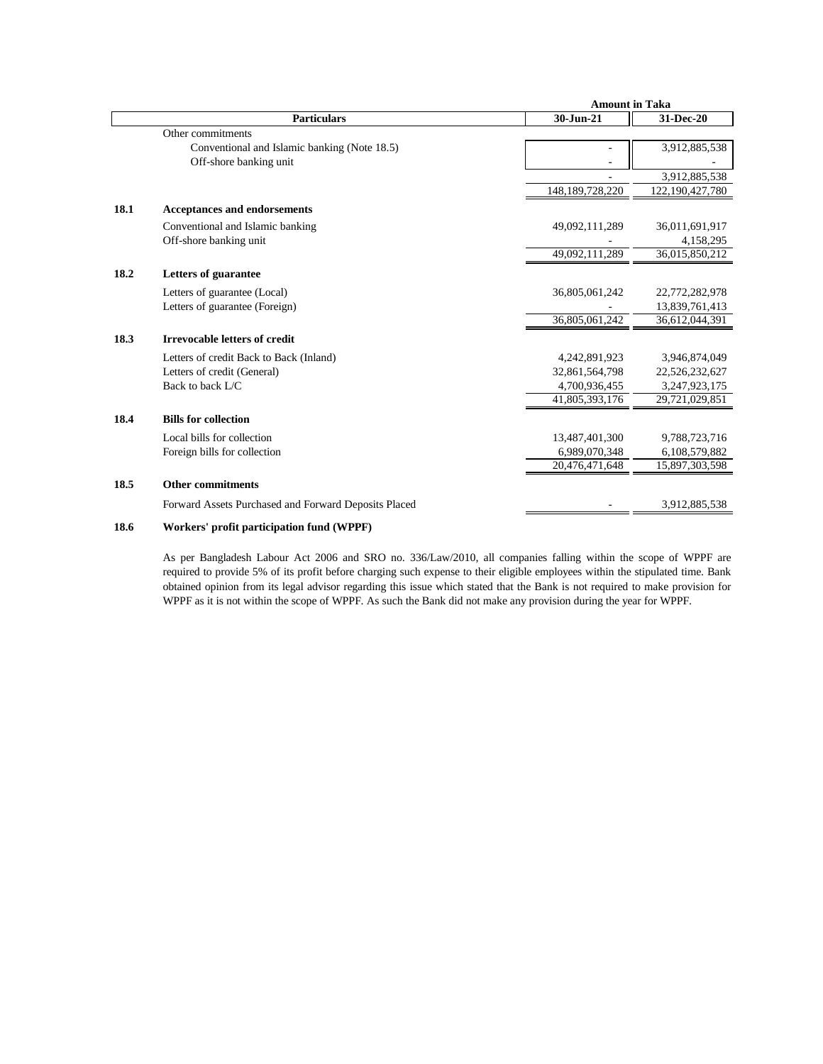| Particulars | 30-Jun-21 | 31-Dec-20 |
|---|---|---|
| | **Amount in Taka** | |
| Other commitments | | |
| Conventional and Islamic banking (Note 18.5) | - | 3,912,885,538 |
| Off-shore banking unit | - | - |
| | - | 3,912,885,538 |
| | 148,189,728,220 | 122,190,427,780 |

### 18.1 Acceptances and endorsements

| Particulars | 30-Jun-21 | 31-Dec-20 |
|---|---|---|
| Conventional and Islamic banking | 49,092,111,289 | 36,011,691,917 |
| Off-shore banking unit | - | 4,158,295 |
| | 49,092,111,289 | 36,015,850,212 |

### 18.2 Letters of guarantee

| Particulars | 30-Jun-21 | 31-Dec-20 |
|---|---|---|
| Letters of guarantee (Local) | 36,805,061,242 | 22,772,282,978 |
| Letters of guarantee (Foreign) | - | 13,839,761,413 |
| | 36,805,061,242 | 36,612,044,391 |

### 18.3 Irrevocable letters of credit

| Particulars | 30-Jun-21 | 31-Dec-20 |
|---|---|---|
| Letters of credit Back to Back (Inland) | 4,242,891,923 | 3,946,874,049 |
| Letters of credit (General) | 32,861,564,798 | 22,526,232,627 |
| Back to back L/C | 4,700,936,455 | 3,247,923,175 |
| | 41,805,393,176 | 29,721,029,851 |

### 18.4 Bills for collection

| Particulars | 30-Jun-21 | 31-Dec-20 |
|---|---|---|
| Local bills for collection | 13,487,401,300 | 9,788,723,716 |
| Foreign bills for collection | 6,989,070,348 | 6,108,579,882 |
| | 20,476,471,648 | 15,897,303,598 |

### 18.5 Other commitments

| Particulars | 30-Jun-21 | 31-Dec-20 |
|---|---|---|
| Forward Assets Purchased and Forward Deposits Placed | - | 3,912,885,538 |

### 18.6 Workers' profit participation fund (WPPF)

As per Bangladesh Labour Act 2006 and SRO no. 336/Law/2010, all companies falling within the scope of WPPF are required to provide 5% of its profit before charging such expense to their eligible employees within the stipulated time. Bank obtained opinion from its legal advisor regarding this issue which stated that the Bank is not required to make provision for WPPF as it is not within the scope of WPPF. As such the Bank did not make any provision during the year for WPPF.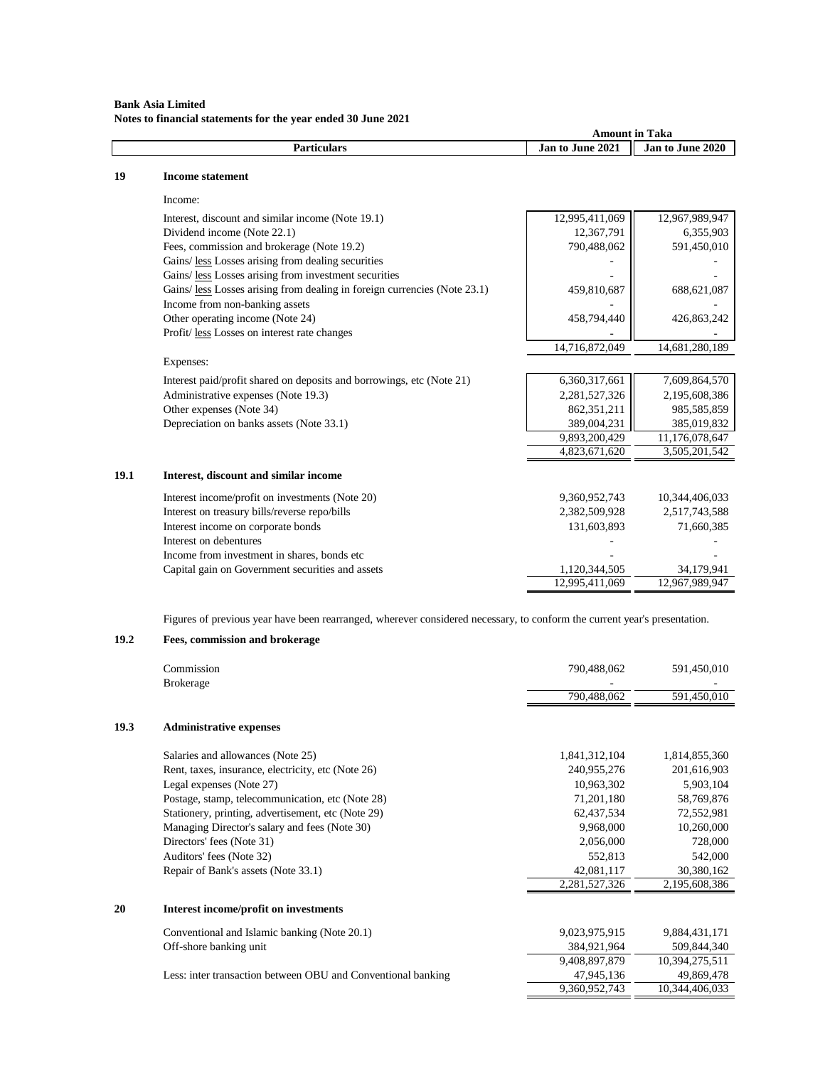**Bank Asia Limited**
**Notes to financial statements for the year ended 30 June 2021**

| | Particulars | Amount in Taka Jan to June 2021 | Amount in Taka Jan to June 2020 |
|---|---|---|---|
| **19** | **Income statement** | | |
| | Income: | | |
| | Interest, discount and similar income (Note 19.1) | 12,995,411,069 | 12,967,989,947 |
| | Dividend income (Note 22.1) | 12,367,791 | 6,355,903 |
| | Fees, commission and brokerage (Note 19.2) | 790,488,062 | 591,450,010 |
| | Gains/ less Losses arising from dealing securities | - | - |
| | Gains/ less Losses arising from investment securities | - | - |
| | Gains/ less Losses arising from dealing in foreign currencies (Note 23.1) | 459,810,687 | 688,621,087 |
| | Income from non-banking assets | - | - |
| | Other operating income (Note 24) | 458,794,440 | 426,863,242 |
| | Profit/ less Losses on interest rate changes | - | - |
| | | 14,716,872,049 | 14,681,280,189 |
| | Expenses: | | |
| | Interest paid/profit shared on deposits and borrowings, etc (Note 21) | 6,360,317,661 | 7,609,864,570 |
| | Administrative expenses (Note 19.3) | 2,281,527,326 | 2,195,608,386 |
| | Other expenses (Note 34) | 862,351,211 | 985,585,859 |
| | Depreciation on banks assets (Note 33.1) | 389,004,231 | 385,019,832 |
| | | 9,893,200,429 | 11,176,078,647 |
| | | 4,823,671,620 | 3,505,201,542 |
| **19.1** | **Interest, discount and similar income** | | |
| | Interest income/profit on investments (Note 20) | 9,360,952,743 | 10,344,406,033 |
| | Interest on treasury bills/reverse repo/bills | 2,382,509,928 | 2,517,743,588 |
| | Interest income on corporate bonds | 131,603,893 | 71,660,385 |
| | Interest on debentures | - | - |
| | Income from investment in shares, bonds etc | - | - |
| | Capital gain on Government securities and assets | 1,120,344,505 | 34,179,941 |
| | | 12,995,411,069 | 12,967,989,947 |

Figures of previous year have been rearranged, wherever considered necessary, to conform the current year's presentation.

| | Particulars | Jan to June 2021 | Jan to June 2020 |
|---|---|---|---|
| **19.2** | **Fees, commission and brokerage** | | |
| | Commission | 790,488,062 | 591,450,010 |
| | Brokerage | - | - |
| | | 790,488,062 | 591,450,010 |
| **19.3** | **Administrative expenses** | | |
| | Salaries and allowances (Note 25) | 1,841,312,104 | 1,814,855,360 |
| | Rent, taxes, insurance, electricity, etc (Note 26) | 240,955,276 | 201,616,903 |
| | Legal expenses (Note 27) | 10,963,302 | 5,903,104 |
| | Postage, stamp, telecommunication, etc (Note 28) | 71,201,180 | 58,769,876 |
| | Stationery, printing, advertisement, etc (Note 29) | 62,437,534 | 72,552,981 |
| | Managing Director's salary and fees (Note 30) | 9,968,000 | 10,260,000 |
| | Directors' fees (Note 31) | 2,056,000 | 728,000 |
| | Auditors' fees (Note 32) | 552,813 | 542,000 |
| | Repair of Bank's assets (Note 33.1) | 42,081,117 | 30,380,162 |
| | | 2,281,527,326 | 2,195,608,386 |
| **20** | **Interest income/profit on investments** | | |
| | Conventional and Islamic banking (Note 20.1) | 9,023,975,915 | 9,884,431,171 |
| | Off-shore banking unit | 384,921,964 | 509,844,340 |
| | | 9,408,897,879 | 10,394,275,511 |
| | Less: inter transaction between OBU and Conventional banking | 47,945,136 | 49,869,478 |
| | | 9,360,952,743 | 10,344,406,033 |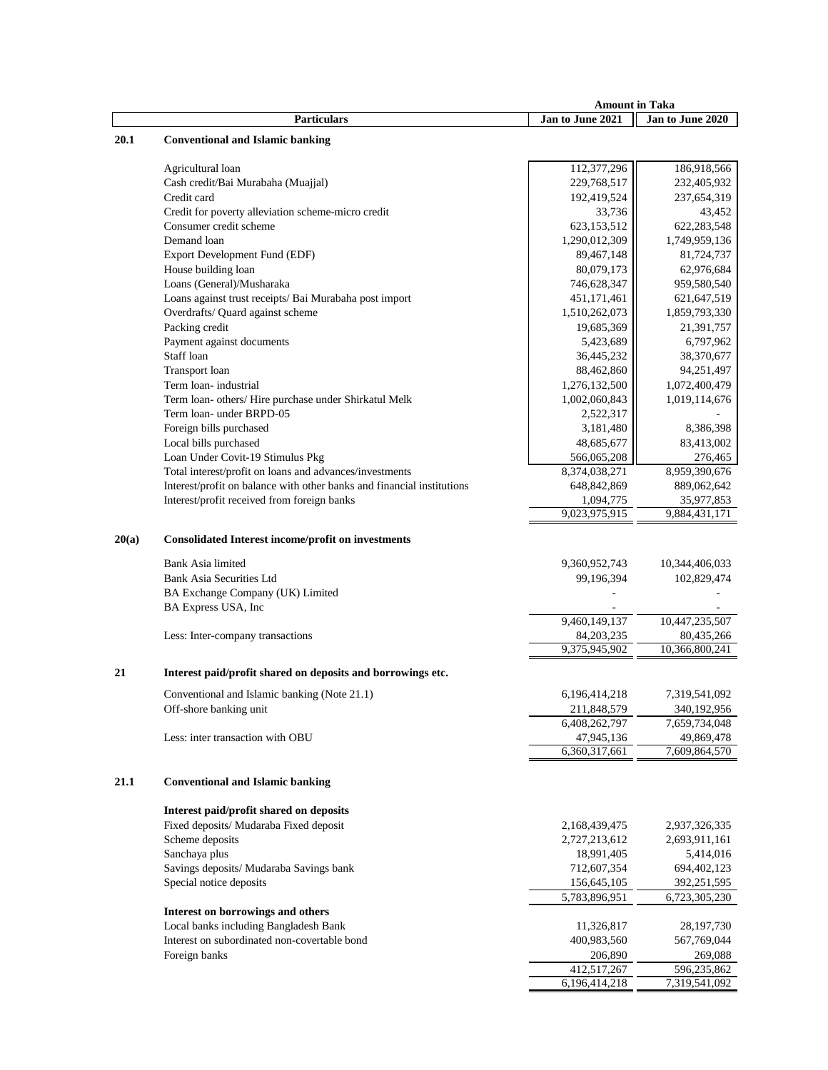| | Particulars | Jan to June 2021 | Jan to June 2020 |
|---|---|---|---|
| | | **Amount in Taka** | |
| **20.1** | **Conventional and Islamic banking** | | |
| | Agricultural loan | 112,377,296 | 186,918,566 |
| | Cash credit/Bai Murabaha (Muajjal) | 229,768,517 | 232,405,932 |
| | Credit card | 192,419,524 | 237,654,319 |
| | Credit for poverty alleviation scheme-micro credit | 33,736 | 43,452 |
| | Consumer credit scheme | 623,153,512 | 622,283,548 |
| | Demand loan | 1,290,012,309 | 1,749,959,136 |
| | Export Development Fund (EDF) | 89,467,148 | 81,724,737 |
| | House building loan | 80,079,173 | 62,976,684 |
| | Loans (General)/Musharaka | 746,628,347 | 959,580,540 |
| | Loans against trust receipts/ Bai Murabaha post import | 451,171,461 | 621,647,519 |
| | Overdrafts/ Quard against scheme | 1,510,262,073 | 1,859,793,330 |
| | Packing credit | 19,685,369 | 21,391,757 |
| | Payment against documents | 5,423,689 | 6,797,962 |
| | Staff loan | 36,445,232 | 38,370,677 |
| | Transport loan | 88,462,860 | 94,251,497 |
| | Term loan- industrial | 1,276,132,500 | 1,072,400,479 |
| | Term loan- others/ Hire purchase under Shirkatul Melk | 1,002,060,843 | 1,019,114,676 |
| | Term loan- under BRPD-05 | 2,522,317 | - |
| | Foreign bills purchased | 3,181,480 | 8,386,398 |
| | Local bills purchased | 48,685,677 | 83,413,002 |
| | Loan Under Covit-19 Stimulus Pkg | 566,065,208 | 276,465 |
| | Total interest/profit on loans and advances/investments | 8,374,038,271 | 8,959,390,676 |
| | Interest/profit on balance with other banks and financial institutions | 648,842,869 | 889,062,642 |
| | Interest/profit received from foreign banks | 1,094,775 | 35,977,853 |
| | | 9,023,975,915 | 9,884,431,171 |
| **20(a)** | **Consolidated Interest income/profit on investments** | | |
| | Bank Asia limited | 9,360,952,743 | 10,344,406,033 |
| | Bank Asia Securities Ltd | 99,196,394 | 102,829,474 |
| | BA Exchange Company (UK) Limited | - | - |
| | BA Express USA, Inc | - | - |
| | | 9,460,149,137 | 10,447,235,507 |
| | Less: Inter-company transactions | 84,203,235 | 80,435,266 |
| | | 9,375,945,902 | 10,366,800,241 |
| **21** | **Interest paid/profit shared on deposits and borrowings etc.** | | |
| | Conventional and Islamic banking (Note 21.1) | 6,196,414,218 | 7,319,541,092 |
| | Off-shore banking unit | 211,848,579 | 340,192,956 |
| | | 6,408,262,797 | 7,659,734,048 |
| | Less: inter transaction with OBU | 47,945,136 | 49,869,478 |
| | | 6,360,317,661 | 7,609,864,570 |
| **21.1** | **Conventional and Islamic banking** | | |
| | **Interest paid/profit shared on deposits** | | |
| | Fixed deposits/ Mudaraba Fixed deposit | 2,168,439,475 | 2,937,326,335 |
| | Scheme deposits | 2,727,213,612 | 2,693,911,161 |
| | Sanchaya plus | 18,991,405 | 5,414,016 |
| | Savings deposits/ Mudaraba Savings bank | 712,607,354 | 694,402,123 |
| | Special notice deposits | 156,645,105 | 392,251,595 |
| | | 5,783,896,951 | 6,723,305,230 |
| | **Interest on borrowings and others** | | |
| | Local banks including Bangladesh Bank | 11,326,817 | 28,197,730 |
| | Interest on subordinated non-covertable bond | 400,983,560 | 567,769,044 |
| | Foreign banks | 206,890 | 269,088 |
| | | 412,517,267 | 596,235,862 |
| | | 6,196,414,218 | 7,319,541,092 |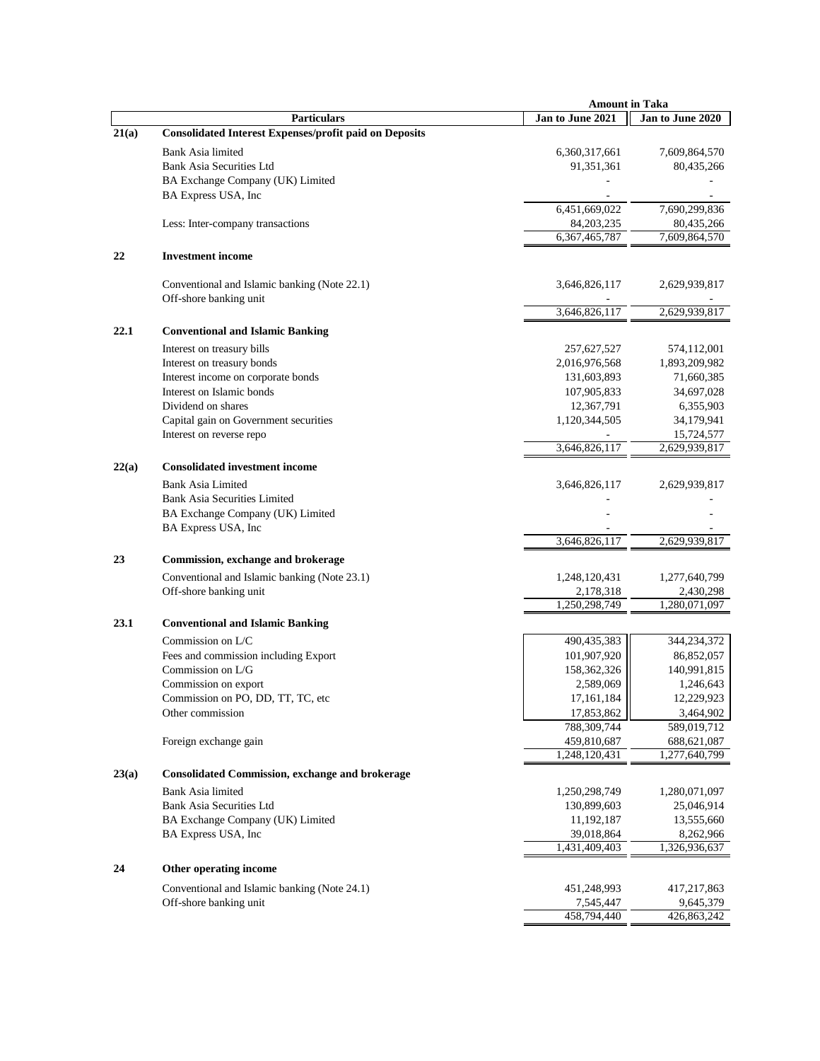| | | Amount in Taka | |
|---|---|---|---|
| | **Particulars** | **Jan to June 2021** | **Jan to June 2020** |
| **21(a)** | **Consolidated Interest Expenses/profit paid on Deposits** | | |
| | Bank Asia limited | 6,360,317,661 | 7,609,864,570 |
| | Bank Asia Securities Ltd | 91,351,361 | 80,435,266 |
| | BA Exchange Company (UK) Limited | - | - |
| | BA Express USA, Inc | - | - |
| | | 6,451,669,022 | 7,690,299,836 |
| | Less: Inter-company transactions | 84,203,235 | 80,435,266 |
| | | 6,367,465,787 | 7,609,864,570 |
| **22** | **Investment income** | | |
| | Conventional and Islamic banking (Note 22.1) | 3,646,826,117 | 2,629,939,817 |
| | Off-shore banking unit | - | - |
| | | 3,646,826,117 | 2,629,939,817 |
| **22.1** | **Conventional and Islamic Banking** | | |
| | Interest on treasury bills | 257,627,527 | 574,112,001 |
| | Interest on treasury bonds | 2,016,976,568 | 1,893,209,982 |
| | Interest income on corporate bonds | 131,603,893 | 71,660,385 |
| | Interest on Islamic bonds | 107,905,833 | 34,697,028 |
| | Dividend on shares | 12,367,791 | 6,355,903 |
| | Capital gain on Government securities | 1,120,344,505 | 34,179,941 |
| | Interest on reverse repo | - | 15,724,577 |
| | | 3,646,826,117 | 2,629,939,817 |
| **22(a)** | **Consolidated investment income** | | |
| | Bank Asia Limited | 3,646,826,117 | 2,629,939,817 |
| | Bank Asia Securities Limited | - | - |
| | BA Exchange Company (UK) Limited | - | - |
| | BA Express USA, Inc | - | - |
| | | 3,646,826,117 | 2,629,939,817 |
| **23** | **Commission, exchange and brokerage** | | |
| | Conventional and Islamic banking (Note 23.1) | 1,248,120,431 | 1,277,640,799 |
| | Off-shore banking unit | 2,178,318 | 2,430,298 |
| | | 1,250,298,749 | 1,280,071,097 |
| **23.1** | **Conventional and Islamic Banking** | | |
| | Commission on L/C | 490,435,383 | 344,234,372 |
| | Fees and commission including Export | 101,907,920 | 86,852,057 |
| | Commission on L/G | 158,362,326 | 140,991,815 |
| | Commission on export | 2,589,069 | 1,246,643 |
| | Commission on PO, DD, TT, TC, etc | 17,161,184 | 12,229,923 |
| | Other commission | 17,853,862 | 3,464,902 |
| | | 788,309,744 | 589,019,712 |
| | Foreign exchange gain | 459,810,687 | 688,621,087 |
| | | 1,248,120,431 | 1,277,640,799 |
| **23(a)** | **Consolidated Commission, exchange and brokerage** | | |
| | Bank Asia limited | 1,250,298,749 | 1,280,071,097 |
| | Bank Asia Securities Ltd | 130,899,603 | 25,046,914 |
| | BA Exchange Company (UK) Limited | 11,192,187 | 13,555,660 |
| | BA Express USA, Inc | 39,018,864 | 8,262,966 |
| | | 1,431,409,403 | 1,326,936,637 |
| **24** | **Other operating income** | | |
| | Conventional and Islamic banking (Note 24.1) | 451,248,993 | 417,217,863 |
| | Off-shore banking unit | 7,545,447 | 9,645,379 |
| | | 458,794,440 | 426,863,242 |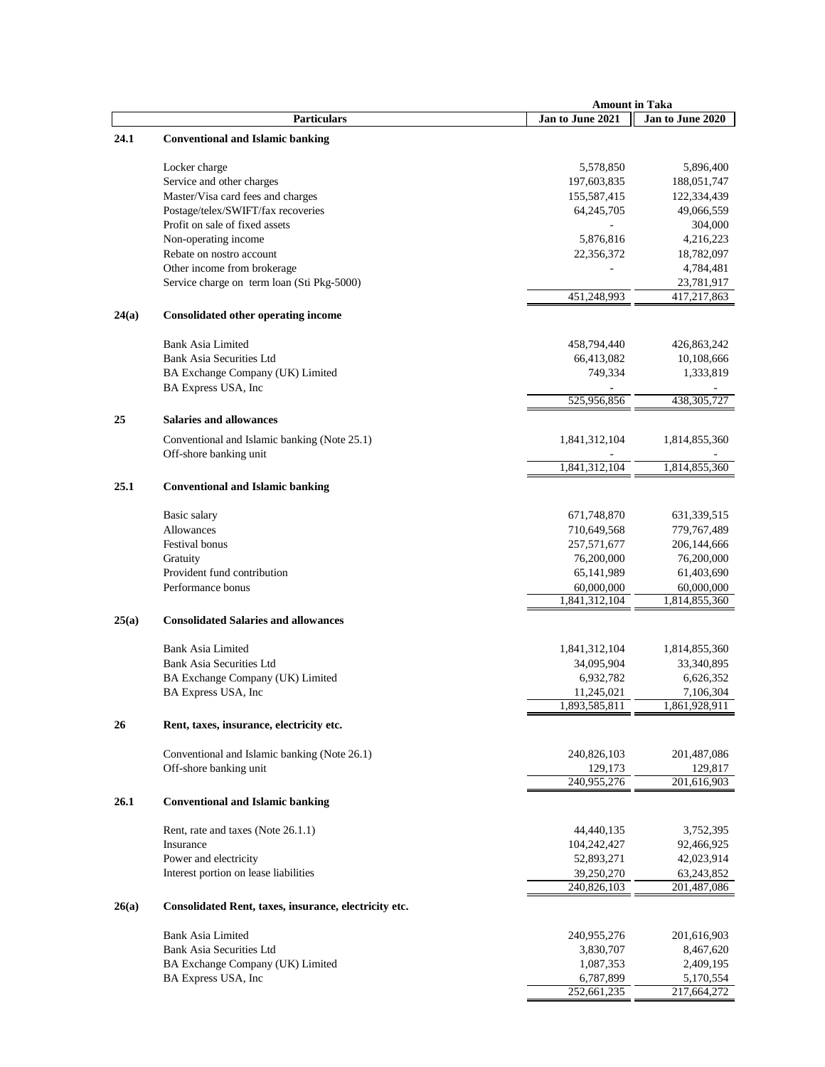| | Particulars | Amount in Taka Jan to June 2021 | Jan to June 2020 |
|---|---|---|---|
| **24.1** | **Conventional and Islamic banking** | | |
| | Locker charge | 5,578,850 | 5,896,400 |
| | Service and other charges | 197,603,835 | 188,051,747 |
| | Master/Visa card fees and charges | 155,587,415 | 122,334,439 |
| | Postage/telex/SWIFT/fax recoveries | 64,245,705 | 49,066,559 |
| | Profit on sale of fixed assets | - | 304,000 |
| | Non-operating income | 5,876,816 | 4,216,223 |
| | Rebate on nostro account | 22,356,372 | 18,782,097 |
| | Other income from brokerage | - | 4,784,481 |
| | Service charge on term loan (Sti Pkg-5000) | | 23,781,917 |
| | | 451,248,993 | 417,217,863 |
| **24(a)** | **Consolidated other operating income** | | |
| | Bank Asia Limited | 458,794,440 | 426,863,242 |
| | Bank Asia Securities Ltd | 66,413,082 | 10,108,666 |
| | BA Exchange Company (UK) Limited | 749,334 | 1,333,819 |
| | BA Express USA, Inc | - | - |
| | | 525,956,856 | 438,305,727 |
| **25** | **Salaries and allowances** | | |
| | Conventional and Islamic banking (Note 25.1) | 1,841,312,104 | 1,814,855,360 |
| | Off-shore banking unit | - | - |
| | | 1,841,312,104 | 1,814,855,360 |
| **25.1** | **Conventional and Islamic banking** | | |
| | Basic salary | 671,748,870 | 631,339,515 |
| | Allowances | 710,649,568 | 779,767,489 |
| | Festival bonus | 257,571,677 | 206,144,666 |
| | Gratuity | 76,200,000 | 76,200,000 |
| | Provident fund contribution | 65,141,989 | 61,403,690 |
| | Performance bonus | 60,000,000 | 60,000,000 |
| | | 1,841,312,104 | 1,814,855,360 |
| **25(a)** | **Consolidated Salaries and allowances** | | |
| | Bank Asia Limited | 1,841,312,104 | 1,814,855,360 |
| | Bank Asia Securities Ltd | 34,095,904 | 33,340,895 |
| | BA Exchange Company (UK) Limited | 6,932,782 | 6,626,352 |
| | BA Express USA, Inc | 11,245,021 | 7,106,304 |
| | | 1,893,585,811 | 1,861,928,911 |
| **26** | **Rent, taxes, insurance, electricity etc.** | | |
| | Conventional and Islamic banking (Note 26.1) | 240,826,103 | 201,487,086 |
| | Off-shore banking unit | 129,173 | 129,817 |
| | | 240,955,276 | 201,616,903 |
| **26.1** | **Conventional and Islamic banking** | | |
| | Rent, rate and taxes (Note 26.1.1) | 44,440,135 | 3,752,395 |
| | Insurance | 104,242,427 | 92,466,925 |
| | Power and electricity | 52,893,271 | 42,023,914 |
| | Interest portion on lease liabilities | 39,250,270 | 63,243,852 |
| | | 240,826,103 | 201,487,086 |
| **26(a)** | **Consolidated Rent, taxes, insurance, electricity etc.** | | |
| | Bank Asia Limited | 240,955,276 | 201,616,903 |
| | Bank Asia Securities Ltd | 3,830,707 | 8,467,620 |
| | BA Exchange Company (UK) Limited | 1,087,353 | 2,409,195 |
| | BA Express USA, Inc | 6,787,899 | 5,170,554 |
| | | 252,661,235 | 217,664,272 |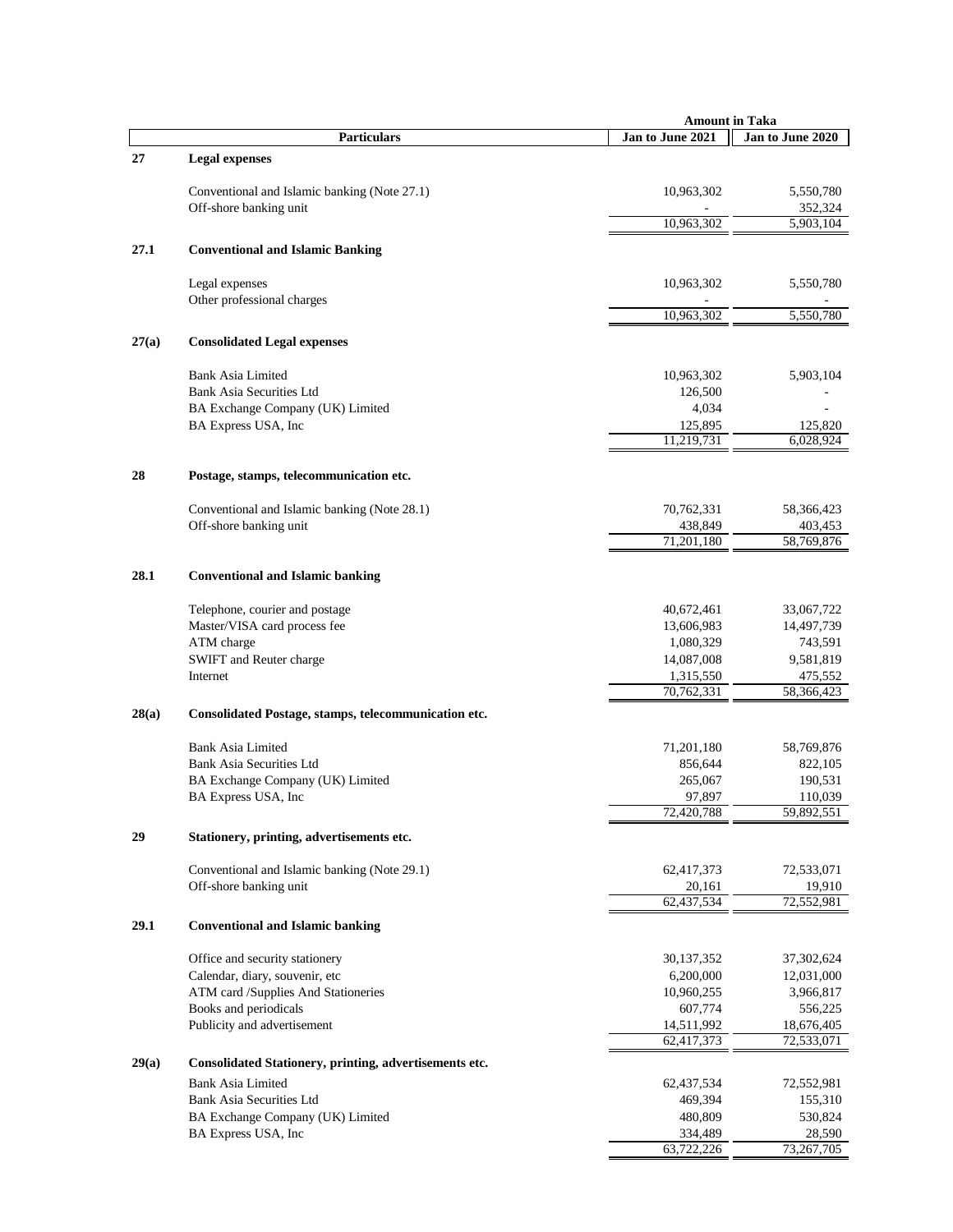| | Particulars | Amount in Taka Jan to June 2021 | Jan to June 2020 |
|---|---|---|---|
| **27** | **Legal expenses** | | |
| | Conventional and Islamic banking (Note 27.1) | 10,963,302 | 5,550,780 |
| | Off-shore banking unit | - | 352,324 |
| | | 10,963,302 | 5,903,104 |
| **27.1** | **Conventional and Islamic Banking** | | |
| | Legal expenses | 10,963,302 | 5,550,780 |
| | Other professional charges | - | - |
| | | 10,963,302 | 5,550,780 |
| **27(a)** | **Consolidated Legal expenses** | | |
| | Bank Asia Limited | 10,963,302 | 5,903,104 |
| | Bank Asia Securities Ltd | 126,500 | - |
| | BA Exchange Company (UK) Limited | 4,034 | - |
| | BA Express USA, Inc | 125,895 | 125,820 |
| | | 11,219,731 | 6,028,924 |
| **28** | **Postage, stamps, telecommunication etc.** | | |
| | Conventional and Islamic banking (Note 28.1) | 70,762,331 | 58,366,423 |
| | Off-shore banking unit | 438,849 | 403,453 |
| | | 71,201,180 | 58,769,876 |
| **28.1** | **Conventional and Islamic banking** | | |
| | Telephone, courier and postage | 40,672,461 | 33,067,722 |
| | Master/VISA card process fee | 13,606,983 | 14,497,739 |
| | ATM charge | 1,080,329 | 743,591 |
| | SWIFT and Reuter charge | 14,087,008 | 9,581,819 |
| | Internet | 1,315,550 | 475,552 |
| | | 70,762,331 | 58,366,423 |
| **28(a)** | **Consolidated Postage, stamps, telecommunication etc.** | | |
| | Bank Asia Limited | 71,201,180 | 58,769,876 |
| | Bank Asia Securities Ltd | 856,644 | 822,105 |
| | BA Exchange Company (UK) Limited | 265,067 | 190,531 |
| | BA Express USA, Inc | 97,897 | 110,039 |
| | | 72,420,788 | 59,892,551 |
| **29** | **Stationery, printing, advertisements etc.** | | |
| | Conventional and Islamic banking (Note 29.1) | 62,417,373 | 72,533,071 |
| | Off-shore banking unit | 20,161 | 19,910 |
| | | 62,437,534 | 72,552,981 |
| **29.1** | **Conventional and Islamic banking** | | |
| | Office and security stationery | 30,137,352 | 37,302,624 |
| | Calendar, diary, souvenir, etc | 6,200,000 | 12,031,000 |
| | ATM card /Supplies And Stationeries | 10,960,255 | 3,966,817 |
| | Books and periodicals | 607,774 | 556,225 |
| | Publicity and advertisement | 14,511,992 | 18,676,405 |
| | | 62,417,373 | 72,533,071 |
| **29(a)** | **Consolidated Stationery, printing, advertisements etc.** | | |
| | Bank Asia Limited | 62,437,534 | 72,552,981 |
| | Bank Asia Securities Ltd | 469,394 | 155,310 |
| | BA Exchange Company (UK) Limited | 480,809 | 530,824 |
| | BA Express USA, Inc | 334,489 | 28,590 |
| | | 63,722,226 | 73,267,705 |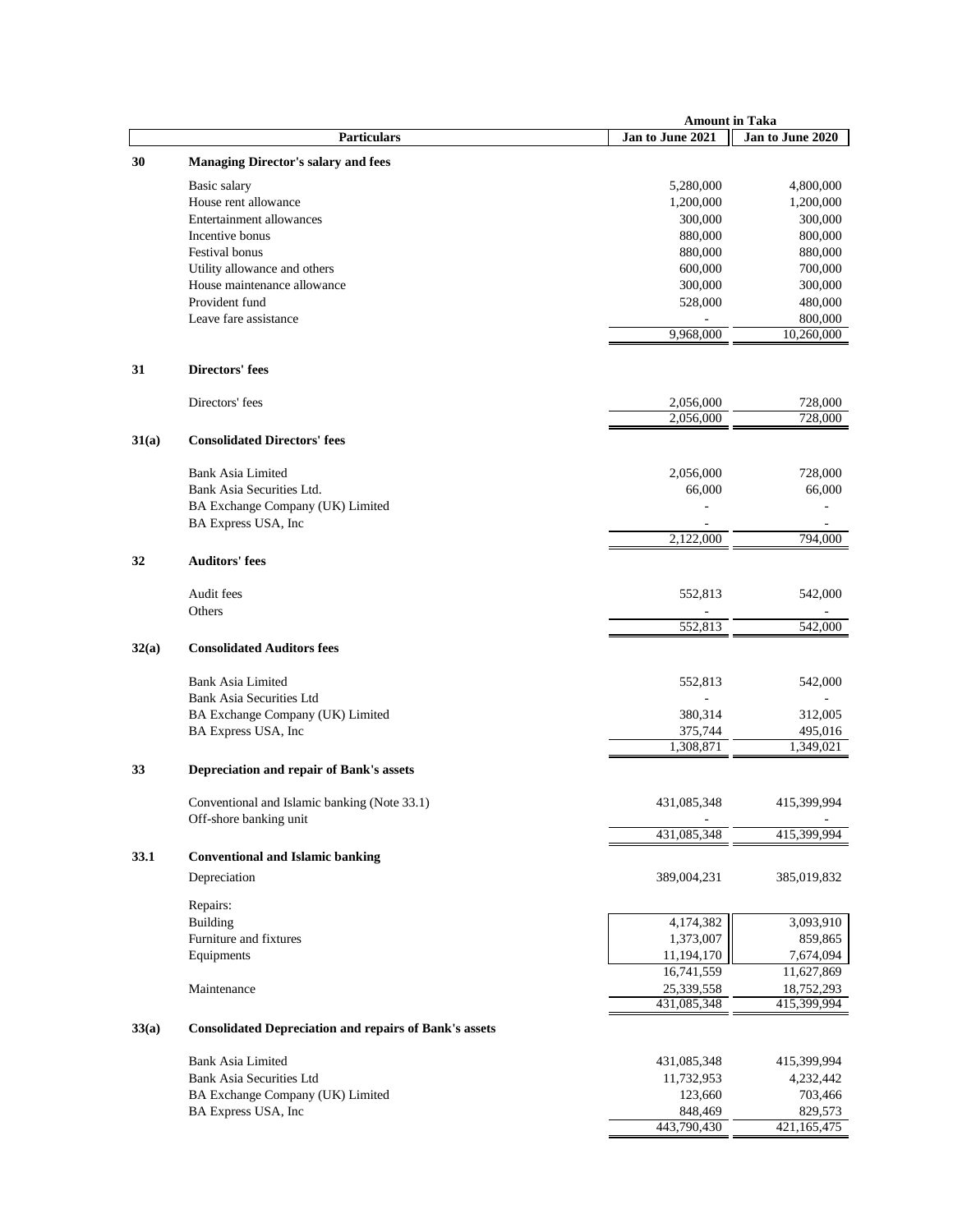| | Particulars | Jan to June 2021 | Jan to June 2020 |
|---|---|---|---|
| | | **Amount in Taka** | |
| **30** | **Managing Director's salary and fees** | | |
| | Basic salary | 5,280,000 | 4,800,000 |
| | House rent allowance | 1,200,000 | 1,200,000 |
| | Entertainment allowances | 300,000 | 300,000 |
| | Incentive bonus | 880,000 | 800,000 |
| | Festival bonus | 880,000 | 880,000 |
| | Utility allowance and others | 600,000 | 700,000 |
| | House maintenance allowance | 300,000 | 300,000 |
| | Provident fund | 528,000 | 480,000 |
| | Leave fare assistance | - | 800,000 |
| | | 9,968,000 | 10,260,000 |
| **31** | **Directors' fees** | | |
| | Directors' fees | 2,056,000 | 728,000 |
| | | 2,056,000 | 728,000 |
| **31(a)** | **Consolidated Directors' fees** | | |
| | Bank Asia Limited | 2,056,000 | 728,000 |
| | Bank Asia Securities Ltd. | 66,000 | 66,000 |
| | BA Exchange Company (UK) Limited | - | - |
| | BA Express USA, Inc | - | - |
| | | 2,122,000 | 794,000 |
| **32** | **Auditors' fees** | | |
| | Audit fees | 552,813 | 542,000 |
| | Others | - | - |
| | | 552,813 | 542,000 |
| **32(a)** | **Consolidated Auditors fees** | | |
| | Bank Asia Limited | 552,813 | 542,000 |
| | Bank Asia Securities Ltd | - | - |
| | BA Exchange Company (UK) Limited | 380,314 | 312,005 |
| | BA Express USA, Inc | 375,744 | 495,016 |
| | | 1,308,871 | 1,349,021 |
| **33** | **Depreciation and repair of Bank's assets** | | |
| | Conventional and Islamic banking (Note 33.1) | 431,085,348 | 415,399,994 |
| | Off-shore banking unit | - | - |
| | | 431,085,348 | 415,399,994 |
| **33.1** | **Conventional and Islamic banking** | | |
| | Depreciation | 389,004,231 | 385,019,832 |
| | Repairs: | | |
| | Building | 4,174,382 | 3,093,910 |
| | Furniture and fixtures | 1,373,007 | 859,865 |
| | Equipments | 11,194,170 | 7,674,094 |
| | | 16,741,559 | 11,627,869 |
| | Maintenance | 25,339,558 | 18,752,293 |
| | | 431,085,348 | 415,399,994 |
| **33(a)** | **Consolidated Depreciation and repairs of Bank's assets** | | |
| | Bank Asia Limited | 431,085,348 | 415,399,994 |
| | Bank Asia Securities Ltd | 11,732,953 | 4,232,442 |
| | BA Exchange Company (UK) Limited | 123,660 | 703,466 |
| | BA Express USA, Inc | 848,469 | 829,573 |
| | | 443,790,430 | 421,165,475 |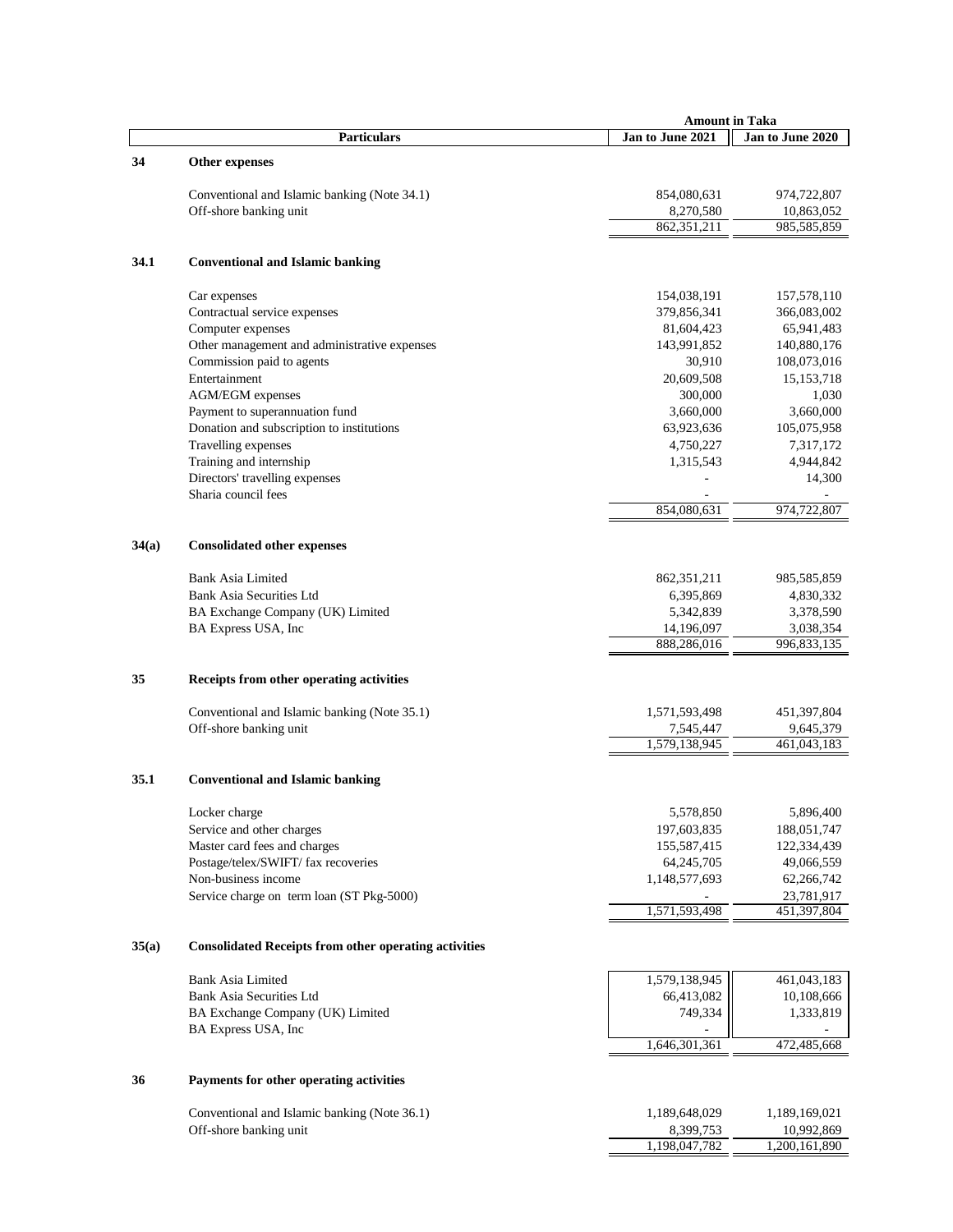| | Particulars | Amount in Taka Jan to June 2021 | Jan to June 2020 |
|---|---|---|---|
| **34** | **Other expenses** | | |
| | Conventional and Islamic banking (Note 34.1) | 854,080,631 | 974,722,807 |
| | Off-shore banking unit | 8,270,580 | 10,863,052 |
| | | 862,351,211 | 985,585,859 |
| **34.1** | **Conventional and Islamic banking** | | |
| | Car expenses | 154,038,191 | 157,578,110 |
| | Contractual service expenses | 379,856,341 | 366,083,002 |
| | Computer expenses | 81,604,423 | 65,941,483 |
| | Other management and administrative expenses | 143,991,852 | 140,880,176 |
| | Commission paid to agents | 30,910 | 108,073,016 |
| | Entertainment | 20,609,508 | 15,153,718 |
| | AGM/EGM expenses | 300,000 | 1,030 |
| | Payment to superannuation fund | 3,660,000 | 3,660,000 |
| | Donation and subscription to institutions | 63,923,636 | 105,075,958 |
| | Travelling expenses | 4,750,227 | 7,317,172 |
| | Training and internship | 1,315,543 | 4,944,842 |
| | Directors' travelling expenses | - | 14,300 |
| | Sharia council fees | - | - |
| | | 854,080,631 | 974,722,807 |
| **34(a)** | **Consolidated other expenses** | | |
| | Bank Asia Limited | 862,351,211 | 985,585,859 |
| | Bank Asia Securities Ltd | 6,395,869 | 4,830,332 |
| | BA Exchange Company (UK) Limited | 5,342,839 | 3,378,590 |
| | BA Express USA, Inc | 14,196,097 | 3,038,354 |
| | | 888,286,016 | 996,833,135 |
| **35** | **Receipts from other operating activities** | | |
| | Conventional and Islamic banking (Note 35.1) | 1,571,593,498 | 451,397,804 |
| | Off-shore banking unit | 7,545,447 | 9,645,379 |
| | | 1,579,138,945 | 461,043,183 |
| **35.1** | **Conventional and Islamic banking** | | |
| | Locker charge | 5,578,850 | 5,896,400 |
| | Service and other charges | 197,603,835 | 188,051,747 |
| | Master card fees and charges | 155,587,415 | 122,334,439 |
| | Postage/telex/SWIFT/ fax recoveries | 64,245,705 | 49,066,559 |
| | Non-business income | 1,148,577,693 | 62,266,742 |
| | Service charge on term loan (ST Pkg-5000) | - | 23,781,917 |
| | | 1,571,593,498 | 451,397,804 |
| **35(a)** | **Consolidated Receipts from other operating activities** | | |
| | Bank Asia Limited | 1,579,138,945 | 461,043,183 |
| | Bank Asia Securities Ltd | 66,413,082 | 10,108,666 |
| | BA Exchange Company (UK) Limited | 749,334 | 1,333,819 |
| | BA Express USA, Inc | - | - |
| | | 1,646,301,361 | 472,485,668 |
| **36** | **Payments for other operating activities** | | |
| | Conventional and Islamic banking (Note 36.1) | 1,189,648,029 | 1,189,169,021 |
| | Off-shore banking unit | 8,399,753 | 10,992,869 |
| | | 1,198,047,782 | 1,200,161,890 |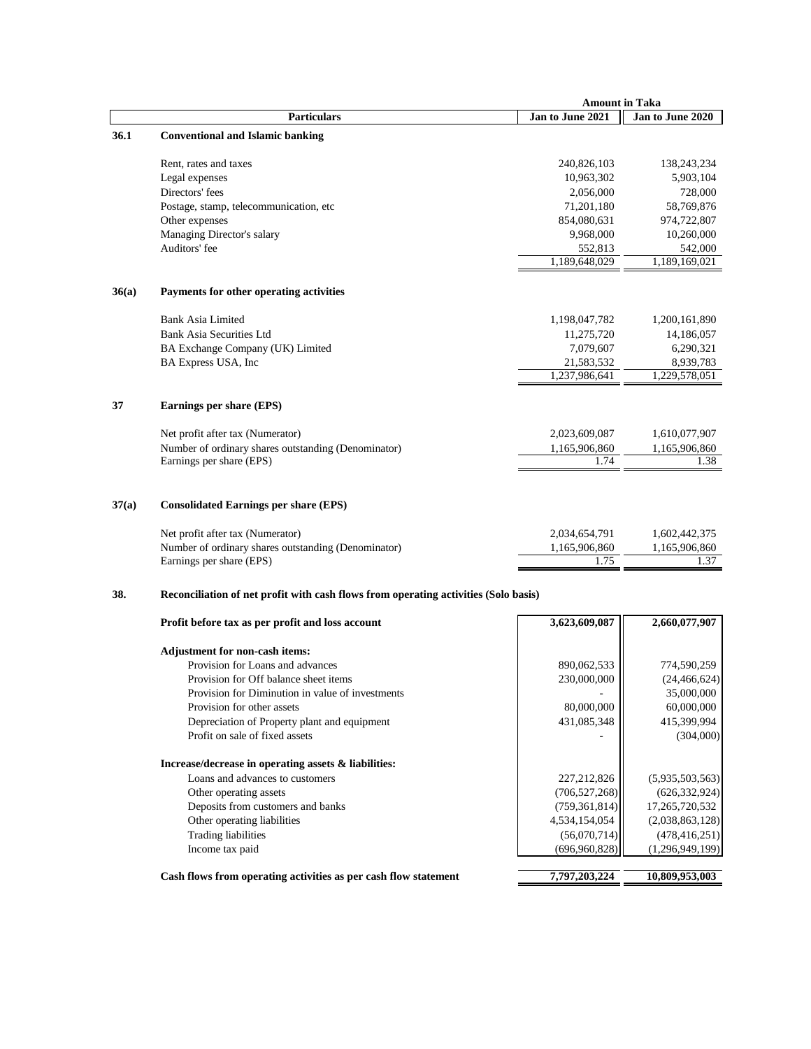| | Particulars | Amount in Taka Jan to June 2021 | Jan to June 2020 |
|---|---|---|---|
| **36.1** | **Conventional and Islamic banking** | | |
| | Rent, rates and taxes | 240,826,103 | 138,243,234 |
| | Legal expenses | 10,963,302 | 5,903,104 |
| | Directors' fees | 2,056,000 | 728,000 |
| | Postage, stamp, telecommunication, etc | 71,201,180 | 58,769,876 |
| | Other expenses | 854,080,631 | 974,722,807 |
| | Managing Director's salary | 9,968,000 | 10,260,000 |
| | Auditors' fee | 552,813 | 542,000 |
| | | 1,189,648,029 | 1,189,169,021 |
| **36(a)** | **Payments for other operating activities** | | |
| | Bank Asia Limited | 1,198,047,782 | 1,200,161,890 |
| | Bank Asia Securities Ltd | 11,275,720 | 14,186,057 |
| | BA Exchange Company (UK) Limited | 7,079,607 | 6,290,321 |
| | BA Express USA, Inc | 21,583,532 | 8,939,783 |
| | | 1,237,986,641 | 1,229,578,051 |
| **37** | **Earnings per share (EPS)** | | |
| | Net profit after tax (Numerator) | 2,023,609,087 | 1,610,077,907 |
| | Number of ordinary shares outstanding (Denominator) | 1,165,906,860 | 1,165,906,860 |
| | Earnings per share (EPS) | 1.74 | 1.38 |
| **37(a)** | **Consolidated Earnings per share (EPS)** | | |
| | Net profit after tax (Numerator) | 2,034,654,791 | 1,602,442,375 |
| | Number of ordinary shares outstanding (Denominator) | 1,165,906,860 | 1,165,906,860 |
| | Earnings per share (EPS) | 1.75 | 1.37 |

**38. Reconciliation of net profit with cash flows from operating activities (Solo basis)**

| Particulars | Jan to June 2021 | Jan to June 2020 |
|---|---|---|
| **Profit before tax as per profit and loss account** | **3,623,609,087** | **2,660,077,907** |
| **Adjustment for non-cash items:** | | |
| Provision for Loans and advances | 890,062,533 | 774,590,259 |
| Provision for Off balance sheet items | 230,000,000 | (24,466,624) |
| Provision for Diminution in value of investments | - | 35,000,000 |
| Provision for other assets | 80,000,000 | 60,000,000 |
| Depreciation of Property plant and equipment | 431,085,348 | 415,399,994 |
| Profit on sale of fixed assets | - | (304,000) |
| **Increase/decrease in operating assets & liabilities:** | | |
| Loans and advances to customers | 227,212,826 | (5,935,503,563) |
| Other operating assets | (706,527,268) | (626,332,924) |
| Deposits from customers and banks | (759,361,814) | 17,265,720,532 |
| Other operating liabilities | 4,534,154,054 | (2,038,863,128) |
| Trading liabilities | (56,070,714) | (478,416,251) |
| Income tax paid | (696,960,828) | (1,296,949,199) |
| **Cash flows from operating activities as per cash flow statement** | **7,797,203,224** | **10,809,953,003** |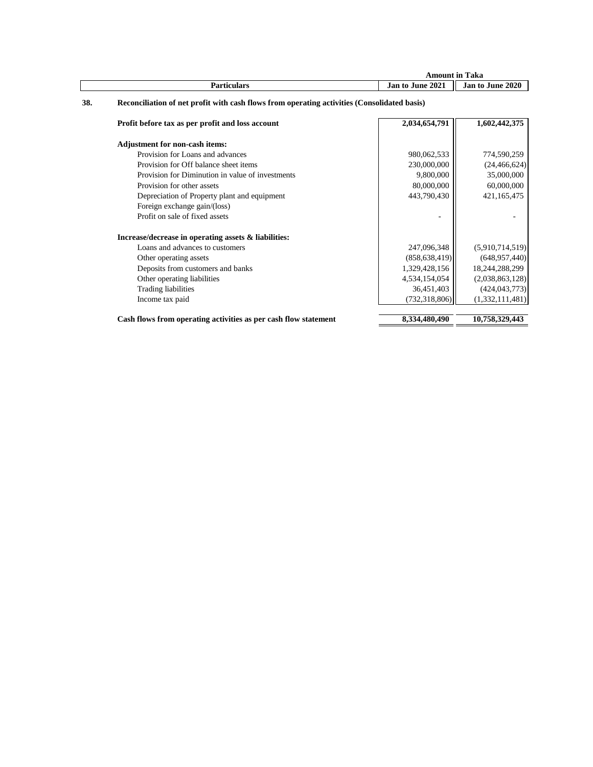| Particulars | Amount in Taka Jan to June 2021 | Jan to June 2020 |
|---|---|---|

## 38. Reconciliation of net profit with cash flows from operating activities (Consolidated basis)

| Particulars | Jan to June 2021 | Jan to June 2020 |
|---|---|---|
| **Profit before tax as per profit and loss account** | **2,034,654,791** | **1,602,442,375** |
| **Adjustment for non-cash items:** | | |
| Provision for Loans and advances | 980,062,533 | 774,590,259 |
| Provision for Off balance sheet items | 230,000,000 | (24,466,624) |
| Provision for Diminution in value of investments | 9,800,000 | 35,000,000 |
| Provision for other assets | 80,000,000 | 60,000,000 |
| Depreciation of Property plant and equipment | 443,790,430 | 421,165,475 |
| Foreign exchange gain/(loss) | | |
| Profit on sale of fixed assets | - | - |
| **Increase/decrease in operating assets & liabilities:** | | |
| Loans and advances to customers | 247,096,348 | (5,910,714,519) |
| Other operating assets | (858,638,419) | (648,957,440) |
| Deposits from customers and banks | 1,329,428,156 | 18,244,288,299 |
| Other operating liabilities | 4,534,154,054 | (2,038,863,128) |
| Trading liabilities | 36,451,403 | (424,043,773) |
| Income tax paid | (732,318,806) | (1,332,111,481) |
| **Cash flows from operating activities as per cash flow statement** | **8,334,480,490** | **10,758,329,443** |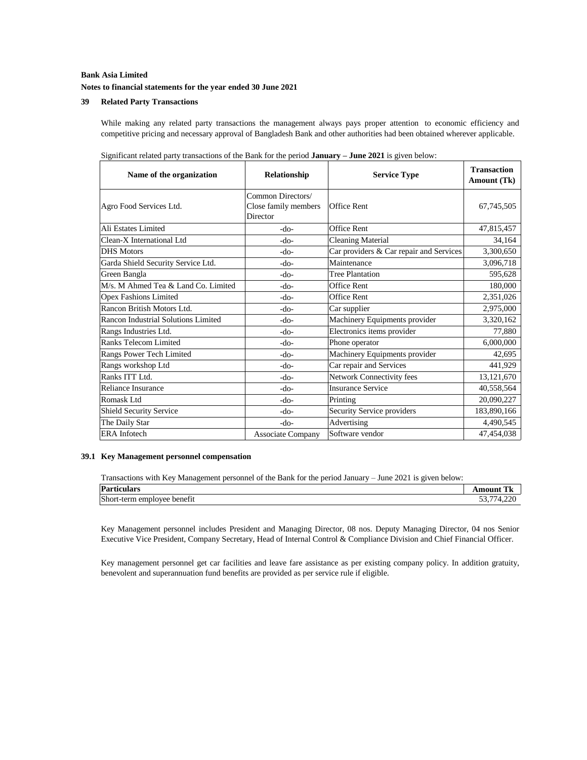**Bank Asia Limited**

**Notes to financial statements for the year ended 30 June 2021**

## 39 Related Party Transactions

While making any related party transactions the management always pays proper attention to economic efficiency and competitive pricing and necessary approval of Bangladesh Bank and other authorities had been obtained wherever applicable.

Significant related party transactions of the Bank for the period **January – June 2021** is given below:

| Name of the organization | Relationship | Service Type | Transaction Amount (Tk) |
|---|---|---|---|
| Agro Food Services Ltd. | Common Directors/ Close family members Director | Office Rent | 67,745,505 |
| Ali Estates Limited | -do- | Office Rent | 47,815,457 |
| Clean-X International Ltd | -do- | Cleaning Material | 34,164 |
| DHS Motors | -do- | Car providers & Car repair and Services | 3,300,650 |
| Garda Shield Security Service Ltd. | -do- | Maintenance | 3,096,718 |
| Green Bangla | -do- | Tree Plantation | 595,628 |
| M/s. M Ahmed Tea & Land Co. Limited | -do- | Office Rent | 180,000 |
| Opex Fashions Limited | -do- | Office Rent | 2,351,026 |
| Rancon British Motors Ltd. | -do- | Car supplier | 2,975,000 |
| Rancon Industrial Solutions Limited | -do- | Machinery Equipments provider | 3,320,162 |
| Rangs Industries Ltd. | -do- | Electronics items provider | 77,880 |
| Ranks Telecom Limited | -do- | Phone operator | 6,000,000 |
| Rangs Power Tech Limited | -do- | Machinery Equipments provider | 42,695 |
| Rangs workshop Ltd | -do- | Car repair and Services | 441,929 |
| Ranks ITT Ltd. | -do- | Network Connectivity fees | 13,121,670 |
| Reliance Insurance | -do- | Insurance Service | 40,558,564 |
| Romask Ltd | -do- | Printing | 20,090,227 |
| Shield Security Service | -do- | Security Service providers | 183,890,166 |
| The Daily Star | -do- | Advertising | 4,490,545 |
| ERA Infotech | Associate Company | Software vendor | 47,454,038 |

### 39.1 Key Management personnel compensation

Transactions with Key Management personnel of the Bank for the period January – June 2021 is given below:

| Particulars | Amount Tk |
|---|---|
| Short-term employee benefit | 53,774,220 |

Key Management personnel includes President and Managing Director, 08 nos. Deputy Managing Director, 04 nos Senior Executive Vice President, Company Secretary, Head of Internal Control & Compliance Division and Chief Financial Officer.

Key management personnel get car facilities and leave fare assistance as per existing company policy. In addition gratuity, benevolent and superannuation fund benefits are provided as per service rule if eligible.